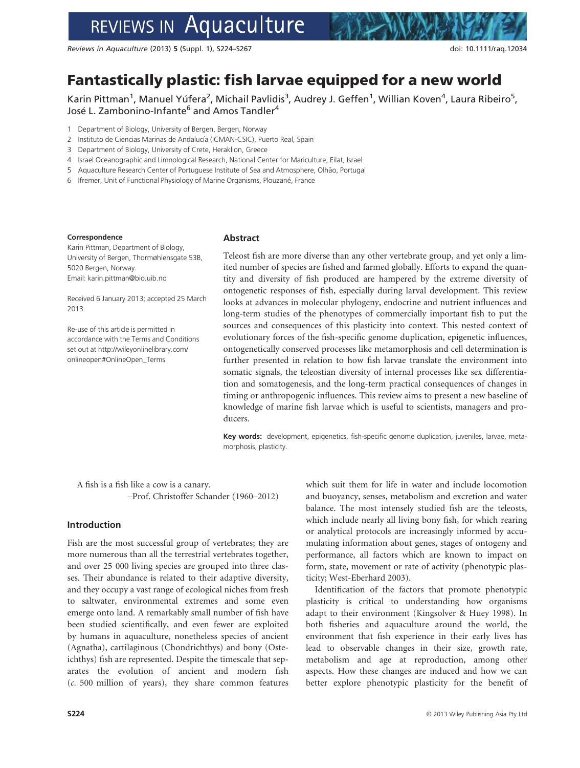# Fantastically plastic: fish larvae equipped for a new world

Karin Pittman[1], Manuel Yúfera[2], Michail Pavlidis[3], Audrey J. Geffen[1], William Koven[4], Laura Ribeiro[5], José L. Zambonino-Infante[6] and Amos Tandler[4]

1 Department of Biology, University of Bergen, Bergen, Norway
2 Instituto de Ciencias Marinas de Andalucía (ICMAN-CSIC), Puerto Real, Spain
3 Department of Biology, University of Crete, Heraklion, Greece
4 Israel Oceanographic and Limnological Research, National Center for Mariculture, Eilat, Israel
5 Aquaculture Research Center of Portuguese Institute of Sea and Atmosphere, Olhão, Portugal
6 Ifremer, Unit of Functional Physiology of Marine Organisms, Plouzané, France

**Correspondence**
Karin Pittman, Department of Biology, University of Bergen, Thormøhlensgate 53B, 5020 Bergen, Norway.
Email: karin.pittman@bio.uib.no

Received 6 January 2013; accepted 25 March 2013.

Re-use of this article is permitted in accordance with the Terms and Conditions set out at http://wileyonlinelibrary.com/onlineopen#OnlineOpen_Terms

## Abstract

Teleost fish are more diverse than any other vertebrate group, and yet only a limited number of species are fished and farmed globally. Efforts to expand the quantity and diversity of fish produced are hampered by the extreme diversity of ontogenetic responses of fish, especially during larval development. This review looks at advances in molecular phylogeny, endocrine and nutrient influences and long-term studies of the phenotypes of commercially important fish to put the sources and consequences of this plasticity into context. This nested context of evolutionary forces of the fish-specific genome duplication, epigenetic influences, ontogenetically conserved processes like metamorphosis and cell determination is further presented in relation to how fish larvae translate the environment into somatic signals, the teleostian diversity of internal processes like sex differentiation and somatogenesis, and the long-term practical consequences of changes in timing or anthropogenic influences. This review aims to present a new baseline of knowledge of marine fish larvae which is useful to scientists, managers and producers.

**Key words:** development, epigenetics, fish-specific genome duplication, juveniles, larvae, metamorphosis, plasticity.

> A fish is a fish like a cow is a canary.
> –Prof. Christoffer Schander (1960–2012)

## Introduction

Fish are the most successful group of vertebrates; they are more numerous than all the terrestrial vertebrates together, and over 25 000 living species are grouped into three classes. Their abundance is related to their adaptive diversity, and they occupy a vast range of ecological niches from fresh to saltwater, environmental extremes and some even emerge onto land. A remarkably small number of fish have been studied scientifically, and even fewer are exploited by humans in aquaculture, nonetheless species of ancient (Agnatha), cartilaginous (Chondrichthys) and bony (Osteichthys) fish are represented. Despite the timescale that separates the evolution of ancient and modern fish (*c.* 500 million of years), they share common features which suit them for life in water and include locomotion and buoyancy, senses, metabolism and excretion and water balance. The most intensely studied fish are the teleosts, which include nearly all living bony fish, for which rearing or analytical protocols are increasingly informed by accumulating information about genes, stages of ontogeny and performance, all factors which are known to impact on form, state, movement or rate of activity (phenotypic plasticity; West-Eberhard 2003).

Identification of the factors that promote phenotypic plasticity is critical to understanding how organisms adapt to their environment (Kingsolver & Huey 1998). In both fisheries and aquaculture around the world, the environment that fish experience in their early lives has lead to observable changes in their size, growth rate, metabolism and age at reproduction, among other aspects. How these changes are induced and how we can better explore phenotypic plasticity for the benefit of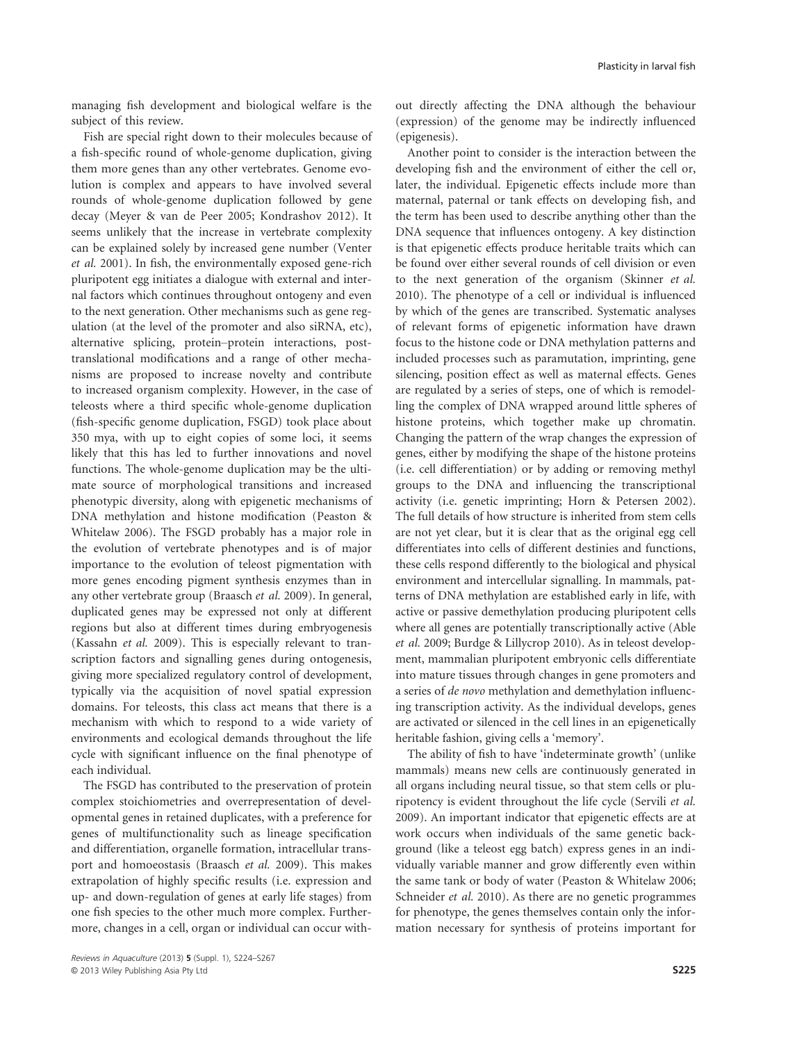managing fish development and biological welfare is the subject of this review.

Fish are special right down to their molecules because of a fish-specific round of whole-genome duplication, giving them more genes than any other vertebrates. Genome evolution is complex and appears to have involved several rounds of whole-genome duplication followed by gene decay (Meyer & van de Peer 2005; Kondrashov 2012). It seems unlikely that the increase in vertebrate complexity can be explained solely by increased gene number (Venter *et al.* 2001). In fish, the environmentally exposed gene-rich pluripotent egg initiates a dialogue with external and internal factors which continues throughout ontogeny and even to the next generation. Other mechanisms such as gene regulation (at the level of the promoter and also siRNA, etc), alternative splicing, protein–protein interactions, post-translational modifications and a range of other mechanisms are proposed to increase novelty and contribute to increased organism complexity. However, in the case of teleosts where a third specific whole-genome duplication (fish-specific genome duplication, FSGD) took place about 350 mya, with up to eight copies of some loci, it seems likely that this has led to further innovations and novel functions. The whole-genome duplication may be the ultimate source of morphological transitions and increased phenotypic diversity, along with epigenetic mechanisms of DNA methylation and histone modification (Peaston & Whitelaw 2006). The FSGD probably has a major role in the evolution of vertebrate phenotypes and is of major importance to the evolution of teleost pigmentation with more genes encoding pigment synthesis enzymes than in any other vertebrate group (Braasch *et al.* 2009). In general, duplicated genes may be expressed not only at different regions but also at different times during embryogenesis (Kassahn *et al.* 2009). This is especially relevant to transcription factors and signalling genes during ontogenesis, giving more specialized regulatory control of development, typically via the acquisition of novel spatial expression domains. For teleosts, this class act means that there is a mechanism with which to respond to a wide variety of environments and ecological demands throughout the life cycle with significant influence on the final phenotype of each individual.

The FSGD has contributed to the preservation of protein complex stoichiometries and overrepresentation of developmental genes in retained duplicates, with a preference for genes of multifunctionality such as lineage specification and differentiation, organelle formation, intracellular transport and homoeostasis (Braasch *et al.* 2009). This makes extrapolation of highly specific results (i.e. expression and up- and down-regulation of genes at early life stages) from one fish species to the other much more complex. Furthermore, changes in a cell, organ or individual can occur without directly affecting the DNA although the behaviour (expression) of the genome may be indirectly influenced (epigenesis).

Another point to consider is the interaction between the developing fish and the environment of either the cell or, later, the individual. Epigenetic effects include more than maternal, paternal or tank effects on developing fish, and the term has been used to describe anything other than the DNA sequence that influences ontogeny. A key distinction is that epigenetic effects produce heritable traits which can be found over either several rounds of cell division or even to the next generation of the organism (Skinner *et al.* 2010). The phenotype of a cell or individual is influenced by which of the genes are transcribed. Systematic analyses of relevant forms of epigenetic information have drawn focus to the histone code or DNA methylation patterns and included processes such as paramutation, imprinting, gene silencing, position effect as well as maternal effects. Genes are regulated by a series of steps, one of which is remodelling the complex of DNA wrapped around little spheres of histone proteins, which together make up chromatin. Changing the pattern of the wrap changes the expression of genes, either by modifying the shape of the histone proteins (i.e. cell differentiation) or by adding or removing methyl groups to the DNA and influencing the transcriptional activity (i.e. genetic imprinting; Horn & Petersen 2002). The full details of how structure is inherited from stem cells are not yet clear, but it is clear that as the original egg cell differentiates into cells of different destinies and functions, these cells respond differently to the biological and physical environment and intercellular signalling. In mammals, patterns of DNA methylation are established early in life, with active or passive demethylation producing pluripotent cells where all genes are potentially transcriptionally active (Able *et al.* 2009; Burdge & Lillycrop 2010). As in teleost development, mammalian pluripotent embryonic cells differentiate into mature tissues through changes in gene promoters and a series of *de novo* methylation and demethylation influencing transcription activity. As the individual develops, genes are activated or silenced in the cell lines in an epigenetically heritable fashion, giving cells a 'memory'.

The ability of fish to have 'indeterminate growth' (unlike mammals) means new cells are continuously generated in all organs including neural tissue, so that stem cells or pluripotency is evident throughout the life cycle (Servili *et al.* 2009). An important indicator that epigenetic effects are at work occurs when individuals of the same genetic background (like a teleost egg batch) express genes in an individually variable manner and grow differently even within the same tank or body of water (Peaston & Whitelaw 2006; Schneider *et al.* 2010). As there are no genetic programmes for phenotype, the genes themselves contain only the information necessary for synthesis of proteins important for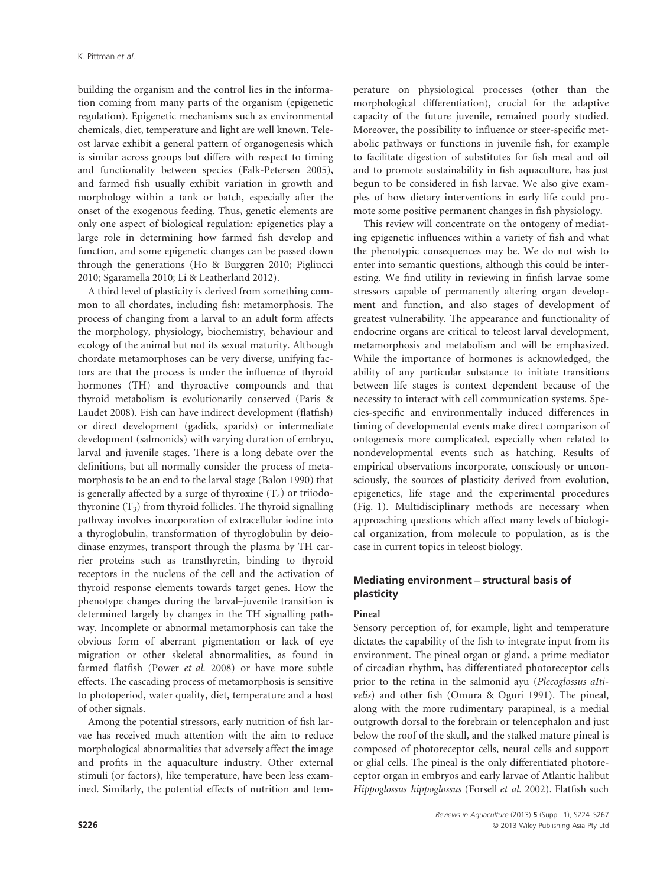building the organism and the control lies in the information coming from many parts of the organism (epigenetic regulation). Epigenetic mechanisms such as environmental chemicals, diet, temperature and light are well known. Teleost larvae exhibit a general pattern of organogenesis which is similar across groups but differs with respect to timing and functionality between species (Falk-Petersen 2005), and farmed fish usually exhibit variation in growth and morphology within a tank or batch, especially after the onset of the exogenous feeding. Thus, genetic elements are only one aspect of biological regulation: epigenetics play a large role in determining how farmed fish develop and function, and some epigenetic changes can be passed down through the generations (Ho & Burggren 2010; Pigliucci 2010; Sgaramella 2010; Li & Leatherland 2012).

A third level of plasticity is derived from something common to all chordates, including fish: metamorphosis. The process of changing from a larval to an adult form affects the morphology, physiology, biochemistry, behaviour and ecology of the animal but not its sexual maturity. Although chordate metamorphoses can be very diverse, unifying factors are that the process is under the influence of thyroid hormones (TH) and thyroactive compounds and that thyroid metabolism is evolutionarily conserved (Paris & Laudet 2008). Fish can have indirect development (flatfish) or direct development (gadids, sparids) or intermediate development (salmonids) with varying duration of embryo, larval and juvenile stages. There is a long debate over the definitions, but all normally consider the process of metamorphosis to be an end to the larval stage (Balon 1990) that is generally affected by a surge of thyroxine ($T_4$) or triiodothyronine ($T_3$) from thyroid follicles. The thyroid signalling pathway involves incorporation of extracellular iodine into a thyroglobulin, transformation of thyroglobulin by deiodinase enzymes, transport through the plasma by TH carrier proteins such as transthyretin, binding to thyroid receptors in the nucleus of the cell and the activation of thyroid response elements towards target genes. How the phenotype changes during the larval–juvenile transition is determined largely by changes in the TH signalling pathway. Incomplete or abnormal metamorphosis can take the obvious form of aberrant pigmentation or lack of eye migration or other skeletal abnormalities, as found in farmed flatfish (Power *et al.* 2008) or have more subtle effects. The cascading process of metamorphosis is sensitive to photoperiod, water quality, diet, temperature and a host of other signals.

Among the potential stressors, early nutrition of fish larvae has received much attention with the aim to reduce morphological abnormalities that adversely affect the image and profits in the aquaculture industry. Other external stimuli (or factors), like temperature, have been less examined. Similarly, the potential effects of nutrition and temperature on physiological processes (other than the morphological differentiation), crucial for the adaptive capacity of the future juvenile, remained poorly studied. Moreover, the possibility to influence or steer-specific metabolic pathways or functions in juvenile fish, for example to facilitate digestion of substitutes for fish meal and oil and to promote sustainability in fish aquaculture, has just begun to be considered in fish larvae. We also give examples of how dietary interventions in early life could promote some positive permanent changes in fish physiology.

This review will concentrate on the ontogeny of mediating epigenetic influences within a variety of fish and what the phenotypic consequences may be. We do not wish to enter into semantic questions, although this could be interesting. We find utility in reviewing in finfish larvae some stressors capable of permanently altering organ development and function, and also stages of development of greatest vulnerability. The appearance and functionality of endocrine organs are critical to teleost larval development, metamorphosis and metabolism and will be emphasized. While the importance of hormones is acknowledged, the ability of any particular substance to initiate transitions between life stages is context dependent because of the necessity to interact with cell communication systems. Species-specific and environmentally induced differences in timing of developmental events make direct comparison of ontogenesis more complicated, especially when related to nondevelopmental events such as hatching. Results of empirical observations incorporate, consciously or unconsciously, the sources of plasticity derived from evolution, epigenetics, life stage and the experimental procedures (Fig. 1). Multidisciplinary methods are necessary when approaching questions which affect many levels of biological organization, from molecule to population, as is the case in current topics in teleost biology.

## Mediating environment – structural basis of plasticity

### Pineal

Sensory perception of, for example, light and temperature dictates the capability of the fish to integrate input from its environment. The pineal organ or gland, a prime mediator of circadian rhythm, has differentiated photoreceptor cells prior to the retina in the salmonid ayu (*Plecoglossus altivelis*) and other fish (Omura & Oguri 1991). The pineal, along with the more rudimentary parapineal, is a medial outgrowth dorsal to the forebrain or telencephalon and just below the roof of the skull, and the stalked mature pineal is composed of photoreceptor cells, neural cells and support or glial cells. The pineal is the only differentiated photoreceptor organ in embryos and early larvae of Atlantic halibut *Hippoglossus hippoglossus* (Forsell *et al.* 2002). Flatfish such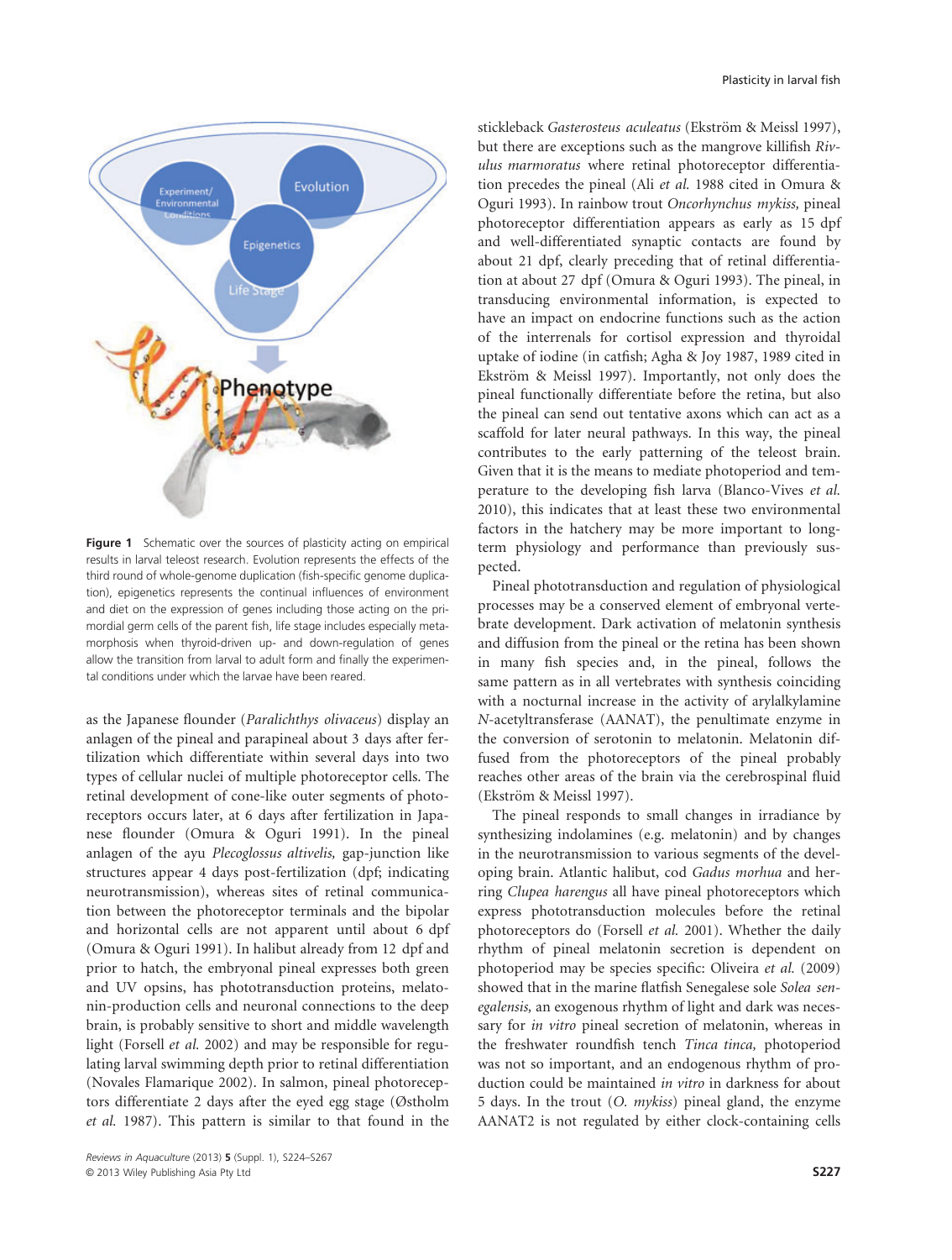Experiment/ Environmental Conditions

Evolution

Epigenetics

Life Stage

Phenotype

**Figure 1** Schematic over the sources of plasticity acting on empirical results in larval teleost research. Evolution represents the effects of the third round of whole-genome duplication (fish-specific genome duplication), epigenetics represents the continual influences of environment and diet on the expression of genes including those acting on the primordial germ cells of the parent fish, life stage includes especially metamorphosis when thyroid-driven up- and down-regulation of genes allow the transition from larval to adult form and finally the experimental conditions under which the larvae have been reared.

as the Japanese flounder (*Paralichthys olivaceus*) display an anlagen of the pineal and parapineal about 3 days after fertilization which differentiate within several days into two types of cellular nuclei of multiple photoreceptor cells. The retinal development of cone-like outer segments of photoreceptors occurs later, at 6 days after fertilization in Japanese flounder (Omura & Oguri 1991). In the pineal anlagen of the ayu *Plecoglossus altivelis,* gap-junction like structures appear 4 days post-fertilization (dpf; indicating neurotransmission), whereas sites of retinal communication between the photoreceptor terminals and the bipolar and horizontal cells are not apparent until about 6 dpf (Omura & Oguri 1991). In halibut already from 12 dpf and prior to hatch, the embryonal pineal expresses both green and UV opsins, has phototransduction proteins, melatonin-production cells and neuronal connections to the deep brain, is probably sensitive to short and middle wavelength light (Forsell *et al.* 2002) and may be responsible for regulating larval swimming depth prior to retinal differentiation (Novales Flamarique 2002). In salmon, pineal photoreceptors differentiate 2 days after the eyed egg stage (Østholm *et al.* 1987). This pattern is similar to that found in the stickleback *Gasterosteus aculeatus* (Ekström & Meissl 1997), but there are exceptions such as the mangrove killifish *Rivulus marmoratus* where retinal photoreceptor differentiation precedes the pineal (Ali *et al.* 1988 cited in Omura & Oguri 1993). In rainbow trout *Oncorhynchus mykiss,* pineal photoreceptor differentiation appears as early as 15 dpf and well-differentiated synaptic contacts are found by about 21 dpf, clearly preceding that of retinal differentiation at about 27 dpf (Omura & Oguri 1993). The pineal, in transducing environmental information, is expected to have an impact on endocrine functions such as the action of the interrenals for cortisol expression and thyroidal uptake of iodine (in catfish; Agha & Joy 1987, 1989 cited in Ekström & Meissl 1997). Importantly, not only does the pineal functionally differentiate before the retina, but also the pineal can send out tentative axons which can act as a scaffold for later neural pathways. In this way, the pineal contributes to the early patterning of the teleost brain. Given that it is the means to mediate photoperiod and temperature to the developing fish larva (Blanco-Vives *et al.* 2010), this indicates that at least these two environmental factors in the hatchery may be more important to long-term physiology and performance than previously suspected.

Pineal phototransduction and regulation of physiological processes may be a conserved element of embryonal vertebrate development. Dark activation of melatonin synthesis and diffusion from the pineal or the retina has been shown in many fish species and, in the pineal, follows the same pattern as in all vertebrates with synthesis coinciding with a nocturnal increase in the activity of arylalkylamine *N*-acetyltransferase (AANAT), the penultimate enzyme in the conversion of serotonin to melatonin. Melatonin diffused from the photoreceptors of the pineal probably reaches other areas of the brain via the cerebrospinal fluid (Ekström & Meissl 1997).

The pineal responds to small changes in irradiance by synthesizing indolamines (e.g. melatonin) and by changes in the neurotransmission to various segments of the developing brain. Atlantic halibut, cod *Gadus morhua* and herring *Clupea harengus* all have pineal photoreceptors which express phototransduction molecules before the retinal photoreceptors do (Forsell *et al.* 2001). Whether the daily rhythm of pineal melatonin secretion is dependent on photoperiod may be species specific: Oliveira *et al.* (2009) showed that in the marine flatfish Senegalese sole *Solea senegalensis,* an exogenous rhythm of light and dark was necessary for *in vitro* pineal secretion of melatonin, whereas in the freshwater roundfish tench *Tinca tinca,* photoperiod was not so important, and an endogenous rhythm of production could be maintained *in vitro* in darkness for about 5 days. In the trout (*O. mykiss*) pineal gland, the enzyme AANAT2 is not regulated by either clock-containing cells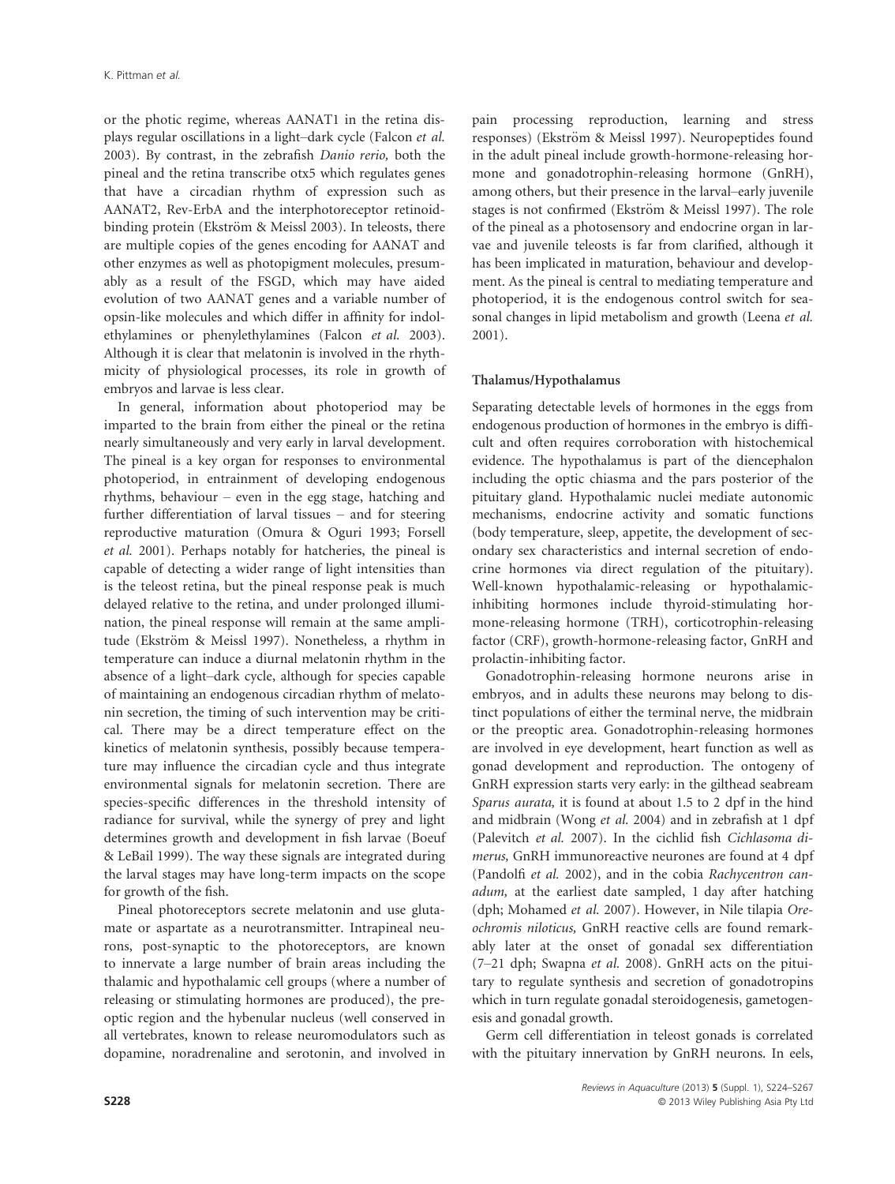or the photic regime, whereas AANAT1 in the retina displays regular oscillations in a light–dark cycle (Falcon *et al.* 2003). By contrast, in the zebrafish *Danio rerio,* both the pineal and the retina transcribe otx5 which regulates genes that have a circadian rhythm of expression such as AANAT2, Rev-ErbA and the interphotoreceptor retinoid-binding protein (Ekström & Meissl 2003). In teleosts, there are multiple copies of the genes encoding for AANAT and other enzymes as well as photopigment molecules, presumably as a result of the FSGD, which may have aided evolution of two AANAT genes and a variable number of opsin-like molecules and which differ in affinity for indolethylamines or phenylethylamines (Falcon *et al.* 2003). Although it is clear that melatonin is involved in the rhythmicity of physiological processes, its role in growth of embryos and larvae is less clear.

In general, information about photoperiod may be imparted to the brain from either the pineal or the retina nearly simultaneously and very early in larval development. The pineal is a key organ for responses to environmental photoperiod, in entrainment of developing endogenous rhythms, behaviour – even in the egg stage, hatching and further differentiation of larval tissues – and for steering reproductive maturation (Omura & Oguri 1993; Forsell *et al.* 2001). Perhaps notably for hatcheries, the pineal is capable of detecting a wider range of light intensities than is the teleost retina, but the pineal response peak is much delayed relative to the retina, and under prolonged illumination, the pineal response will remain at the same amplitude (Ekström & Meissl 1997). Nonetheless, a rhythm in temperature can induce a diurnal melatonin rhythm in the absence of a light–dark cycle, although for species capable of maintaining an endogenous circadian rhythm of melatonin secretion, the timing of such intervention may be critical. There may be a direct temperature effect on the kinetics of melatonin synthesis, possibly because temperature may influence the circadian cycle and thus integrate environmental signals for melatonin secretion. There are species-specific differences in the threshold intensity of radiance for survival, while the synergy of prey and light determines growth and development in fish larvae (Boeuf & LeBail 1999). The way these signals are integrated during the larval stages may have long-term impacts on the scope for growth of the fish.

Pineal photoreceptors secrete melatonin and use glutamate or aspartate as a neurotransmitter. Intrapineal neurons, post-synaptic to the photoreceptors, are known to innervate a large number of brain areas including the thalamic and hypothalamic cell groups (where a number of releasing or stimulating hormones are produced), the preoptic region and the hybenular nucleus (well conserved in all vertebrates, known to release neuromodulators such as dopamine, noradrenaline and serotonin, and involved in pain processing reproduction, learning and stress responses) (Ekström & Meissl 1997). Neuropeptides found in the adult pineal include growth-hormone-releasing hormone and gonadotrophin-releasing hormone (GnRH), among others, but their presence in the larval–early juvenile stages is not confirmed (Ekström & Meissl 1997). The role of the pineal as a photosensory and endocrine organ in larvae and juvenile teleosts is far from clarified, although it has been implicated in maturation, behaviour and development. As the pineal is central to mediating temperature and photoperiod, it is the endogenous control switch for seasonal changes in lipid metabolism and growth (Leena *et al.* 2001).

### Thalamus/Hypothalamus

Separating detectable levels of hormones in the eggs from endogenous production of hormones in the embryo is difficult and often requires corroboration with histochemical evidence. The hypothalamus is part of the diencephalon including the optic chiasma and the pars posterior of the pituitary gland. Hypothalamic nuclei mediate autonomic mechanisms, endocrine activity and somatic functions (body temperature, sleep, appetite, the development of secondary sex characteristics and internal secretion of endocrine hormones via direct regulation of the pituitary). Well-known hypothalamic-releasing or hypothalamic-inhibiting hormones include thyroid-stimulating hormone-releasing hormone (TRH), corticotrophin-releasing factor (CRF), growth-hormone-releasing factor, GnRH and prolactin-inhibiting factor.

Gonadotrophin-releasing hormone neurons arise in embryos, and in adults these neurons may belong to distinct populations of either the terminal nerve, the midbrain or the preoptic area. Gonadotrophin-releasing hormones are involved in eye development, heart function as well as gonad development and reproduction. The ontogeny of GnRH expression starts very early: in the gilthead seabream *Sparus aurata,* it is found at about 1.5 to 2 dpf in the hind and midbrain (Wong *et al.* 2004) and in zebrafish at 1 dpf (Palevitch *et al.* 2007). In the cichlid fish *Cichlasoma dimerus,* GnRH immunoreactive neurones are found at 4 dpf (Pandolfi *et al.* 2002), and in the cobia *Rachycentron canadum,* at the earliest date sampled, 1 day after hatching (dph; Mohamed *et al.* 2007). However, in Nile tilapia *Oreochromis niloticus,* GnRH reactive cells are found remarkably later at the onset of gonadal sex differentiation (7–21 dph; Swapna *et al.* 2008). GnRH acts on the pituitary to regulate synthesis and secretion of gonadotropins which in turn regulate gonadal steroidogenesis, gametogenesis and gonadal growth.

Germ cell differentiation in teleost gonads is correlated with the pituitary innervation by GnRH neurons. In eels,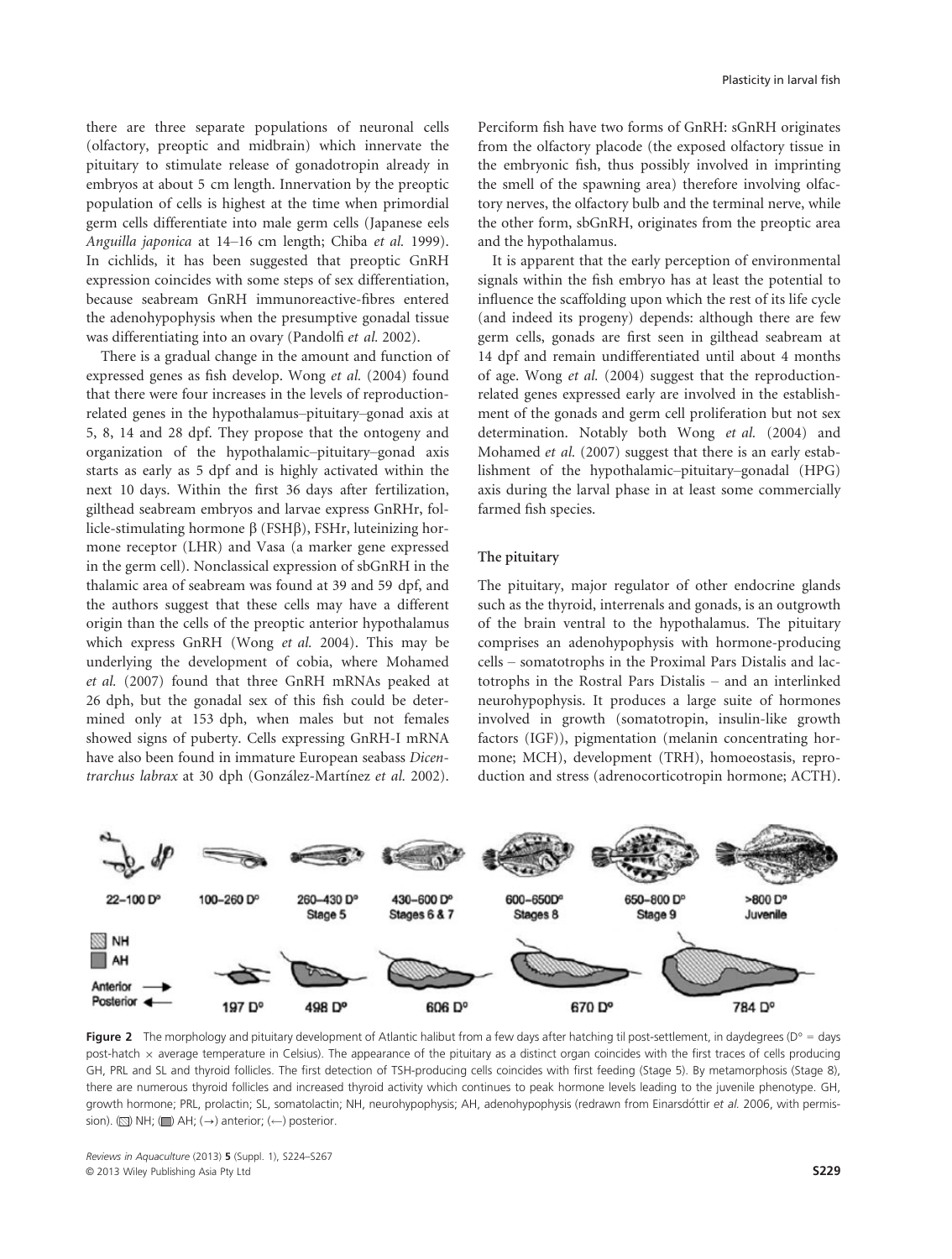there are three separate populations of neuronal cells (olfactory, preoptic and midbrain) which innervate the pituitary to stimulate release of gonadotropin already in embryos at about 5 cm length. Innervation by the preoptic population of cells is highest at the time when primordial germ cells differentiate into male germ cells (Japanese eels *Anguilla japonica* at 14–16 cm length; Chiba *et al.* 1999). In cichlids, it has been suggested that preoptic GnRH expression coincides with some steps of sex differentiation, because seabream GnRH immunoreactive-fibres entered the adenohypophysis when the presumptive gonadal tissue was differentiating into an ovary (Pandolfi *et al.* 2002).

There is a gradual change in the amount and function of expressed genes as fish develop. Wong *et al.* (2004) found that there were four increases in the levels of reproduction-related genes in the hypothalamus–pituitary–gonad axis at 5, 8, 14 and 28 dpf. They propose that the ontogeny and organization of the hypothalamic–pituitary–gonad axis starts as early as 5 dpf and is highly activated within the next 10 days. Within the first 36 days after fertilization, gilthead seabream embryos and larvae express GnRHr, follicle-stimulating hormone β (FSHβ), FSHr, luteinizing hormone receptor (LHR) and Vasa (a marker gene expressed in the germ cell). Nonclassical expression of sbGnRH in the thalamic area of seabream was found at 39 and 59 dpf, and the authors suggest that these cells may have a different origin than the cells of the preoptic anterior hypothalamus which express GnRH (Wong *et al.* 2004). This may be underlying the development of cobia, where Mohamed *et al.* (2007) found that three GnRH mRNAs peaked at 26 dph, but the gonadal sex of this fish could be determined only at 153 dph, when males but not females showed signs of puberty. Cells expressing GnRH-I mRNA have also been found in immature European seabass *Dicentrarchus labrax* at 30 dph (González-Martínez *et al.* 2002). Perciform fish have two forms of GnRH: sGnRH originates from the olfactory placode (the exposed olfactory tissue in the embryonic fish, thus possibly involved in imprinting the smell of the spawning area) therefore involving olfactory nerves, the olfactory bulb and the terminal nerve, while the other form, sbGnRH, originates from the preoptic area and the hypothalamus.

It is apparent that the early perception of environmental signals within the fish embryo has at least the potential to influence the scaffolding upon which the rest of its life cycle (and indeed its progeny) depends: although there are few germ cells, gonads are first seen in gilthead seabream at 14 dpf and remain undifferentiated until about 4 months of age. Wong *et al.* (2004) suggest that the reproduction-related genes expressed early are involved in the establishment of the gonads and germ cell proliferation but not sex determination. Notably both Wong *et al.* (2004) and Mohamed *et al.* (2007) suggest that there is an early establishment of the hypothalamic–pituitary–gonadal (HPG) axis during the larval phase in at least some commercially farmed fish species.

### The pituitary

The pituitary, major regulator of other endocrine glands such as the thyroid, interrenals and gonads, is an outgrowth of the brain ventral to the hypothalamus. The pituitary comprises an adenohypophysis with hormone-producing cells – somatotrophs in the Proximal Pars Distalis and lactotrophs in the Rostral Pars Distalis – and an interlinked neurohypophysis. It produces a large suite of hormones involved in growth (somatotropin, insulin-like growth factors (IGF)), pigmentation (melanin concentrating hormone; MCH), development (TRH), homoeostasis, reproduction and stress (adrenocorticotropin hormone; ACTH).

22–100 D°
100–260 D°
260–430 D° Stage 5
430–600 D° Stages 6 & 7
600–650D° Stages 8
650–800 D° Stage 9
>800 D° Juvenile
NH
AH
Anterior →
Posterior ←
197 D°
498 D°
606 D°
670 D°
784 D°

**Figure 2** The morphology and pituitary development of Atlantic halibut from a few days after hatching til post-settlement, in daydegrees (D° = days post-hatch × average temperature in Celsius). The appearance of the pituitary as a distinct organ coincides with the first traces of cells producing GH, PRL and SL and thyroid follicles. The first detection of TSH-producing cells coincides with first feeding (Stage 5). By metamorphosis (Stage 8), there are numerous thyroid follicles and increased thyroid activity which continues to peak hormone levels leading to the juvenile phenotype. GH, growth hormone; PRL, prolactin; SL, somatolactin; NH, neurohypophysis; AH, adenohypophysis (redrawn from Einarsdóttir *et al.* 2006, with permission). (▧) NH; (■) AH; (→) anterior; (←) posterior.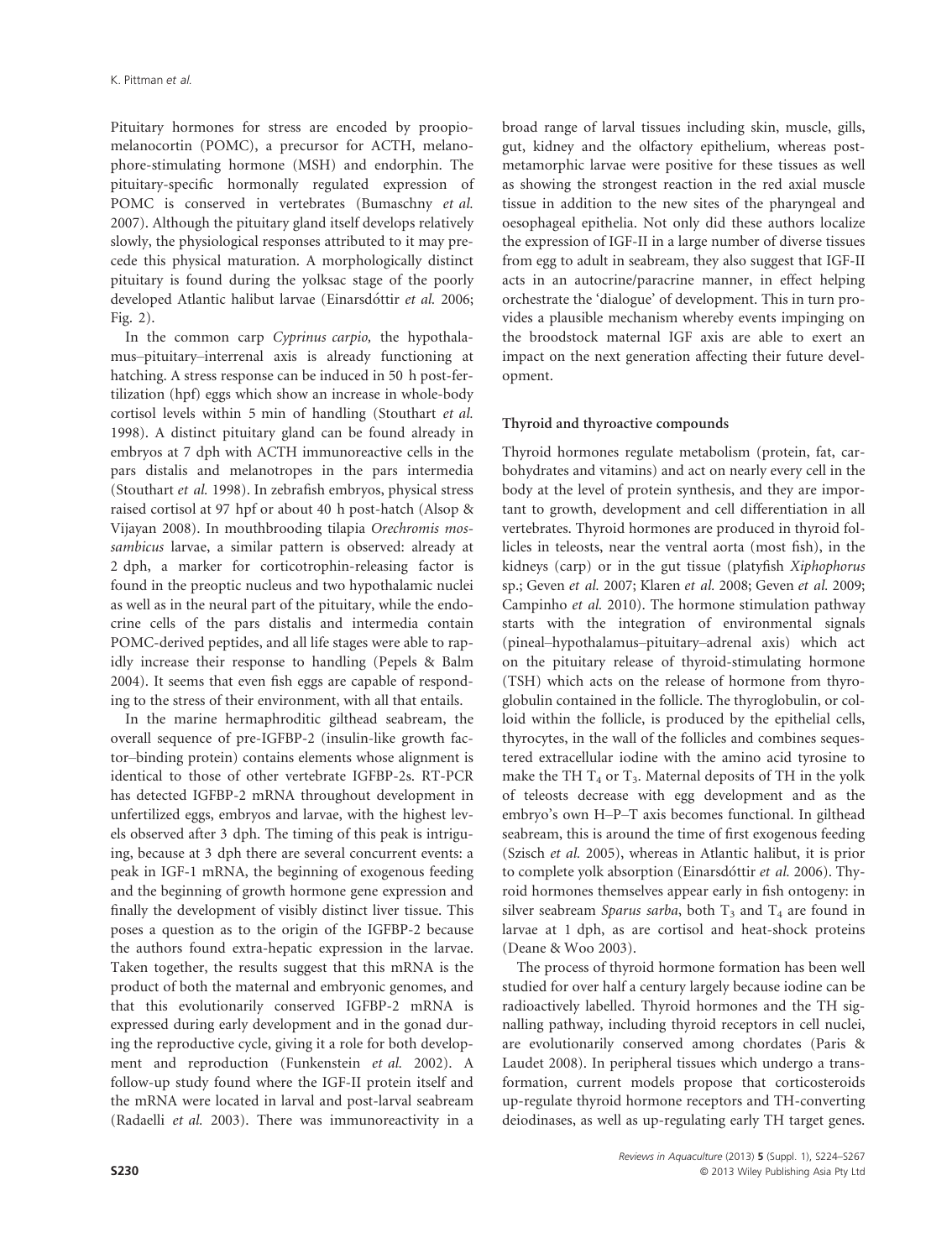Pituitary hormones for stress are encoded by proopiomelanocortin (POMC), a precursor for ACTH, melanophore-stimulating hormone (MSH) and endorphin. The pituitary-specific hormonally regulated expression of POMC is conserved in vertebrates (Bumaschny *et al.* 2007). Although the pituitary gland itself develops relatively slowly, the physiological responses attributed to it may precede this physical maturation. A morphologically distinct pituitary is found during the yolksac stage of the poorly developed Atlantic halibut larvae (Einarsdóttir *et al.* 2006; Fig. 2).

In the common carp *Cyprinus carpio,* the hypothalamus–pituitary–interrenal axis is already functioning at hatching. A stress response can be induced in 50 h post-fertilization (hpf) eggs which show an increase in whole-body cortisol levels within 5 min of handling (Stouthart *et al.* 1998). A distinct pituitary gland can be found already in embryos at 7 dph with ACTH immunoreactive cells in the pars distalis and melanotropes in the pars intermedia (Stouthart *et al.* 1998). In zebrafish embryos, physical stress raised cortisol at 97 hpf or about 40 h post-hatch (Alsop & Vijayan 2008). In mouthbrooding tilapia *Orechromis mossambicus* larvae, a similar pattern is observed: already at 2 dph, a marker for corticotrophin-releasing factor is found in the preoptic nucleus and two hypothalamic nuclei as well as in the neural part of the pituitary, while the endocrine cells of the pars distalis and intermedia contain POMC-derived peptides, and all life stages were able to rapidly increase their response to handling (Pepels & Balm 2004). It seems that even fish eggs are capable of responding to the stress of their environment, with all that entails.

In the marine hermaphroditic gilthead seabream, the overall sequence of pre-IGFBP-2 (insulin-like growth factor–binding protein) contains elements whose alignment is identical to those of other vertebrate IGFBP-2s. RT-PCR has detected IGFBP-2 mRNA throughout development in unfertilized eggs, embryos and larvae, with the highest levels observed after 3 dph. The timing of this peak is intriguing, because at 3 dph there are several concurrent events: a peak in IGF-1 mRNA, the beginning of exogenous feeding and the beginning of growth hormone gene expression and finally the development of visibly distinct liver tissue. This poses a question as to the origin of the IGFBP-2 because the authors found extra-hepatic expression in the larvae. Taken together, the results suggest that this mRNA is the product of both the maternal and embryonic genomes, and that this evolutionarily conserved IGFBP-2 mRNA is expressed during early development and in the gonad during the reproductive cycle, giving it a role for both development and reproduction (Funkenstein *et al.* 2002). A follow-up study found where the IGF-II protein itself and the mRNA were located in larval and post-larval seabream (Radaelli *et al.* 2003). There was immunoreactivity in a broad range of larval tissues including skin, muscle, gills, gut, kidney and the olfactory epithelium, whereas post-metamorphic larvae were positive for these tissues as well as showing the strongest reaction in the red axial muscle tissue in addition to the new sites of the pharyngeal and oesophageal epithelia. Not only did these authors localize the expression of IGF-II in a large number of diverse tissues from egg to adult in seabream, they also suggest that IGF-II acts in an autocrine/paracrine manner, in effect helping orchestrate the 'dialogue' of development. This in turn provides a plausible mechanism whereby events impinging on the broodstock maternal IGF axis are able to exert an impact on the next generation affecting their future development.

### Thyroid and thyroactive compounds

Thyroid hormones regulate metabolism (protein, fat, carbohydrates and vitamins) and act on nearly every cell in the body at the level of protein synthesis, and they are important to growth, development and cell differentiation in all vertebrates. Thyroid hormones are produced in thyroid follicles in teleosts, near the ventral aorta (most fish), in the kidneys (carp) or in the gut tissue (platyfish *Xiphophorus* sp.; Geven *et al.* 2007; Klaren *et al.* 2008; Geven *et al.* 2009; Campinho *et al.* 2010). The hormone stimulation pathway starts with the integration of environmental signals (pineal–hypothalamus–pituitary–adrenal axis) which act on the pituitary release of thyroid-stimulating hormone (TSH) which acts on the release of hormone from thyroglobulin contained in the follicle. The thyroglobulin, or colloid within the follicle, is produced by the epithelial cells, thyrocytes, in the wall of the follicles and combines sequestered extracellular iodine with the amino acid tyrosine to make the TH $T_4$ or $T_3$. Maternal deposits of TH in the yolk of teleosts decrease with egg development and as the embryo's own H–P–T axis becomes functional. In gilthead seabream, this is around the time of first exogenous feeding (Szisch *et al.* 2005), whereas in Atlantic halibut, it is prior to complete yolk absorption (Einarsdóttir *et al.* 2006). Thyroid hormones themselves appear early in fish ontogeny: in silver seabream *Sparus sarba*, both $T_3$ and $T_4$ are found in larvae at 1 dph, as are cortisol and heat-shock proteins (Deane & Woo 2003).

The process of thyroid hormone formation has been well studied for over half a century largely because iodine can be radioactively labelled. Thyroid hormones and the TH signalling pathway, including thyroid receptors in cell nuclei, are evolutionarily conserved among chordates (Paris & Laudet 2008). In peripheral tissues which undergo a transformation, current models propose that corticosteroids up-regulate thyroid hormone receptors and TH-converting deiodinases, as well as up-regulating early TH target genes.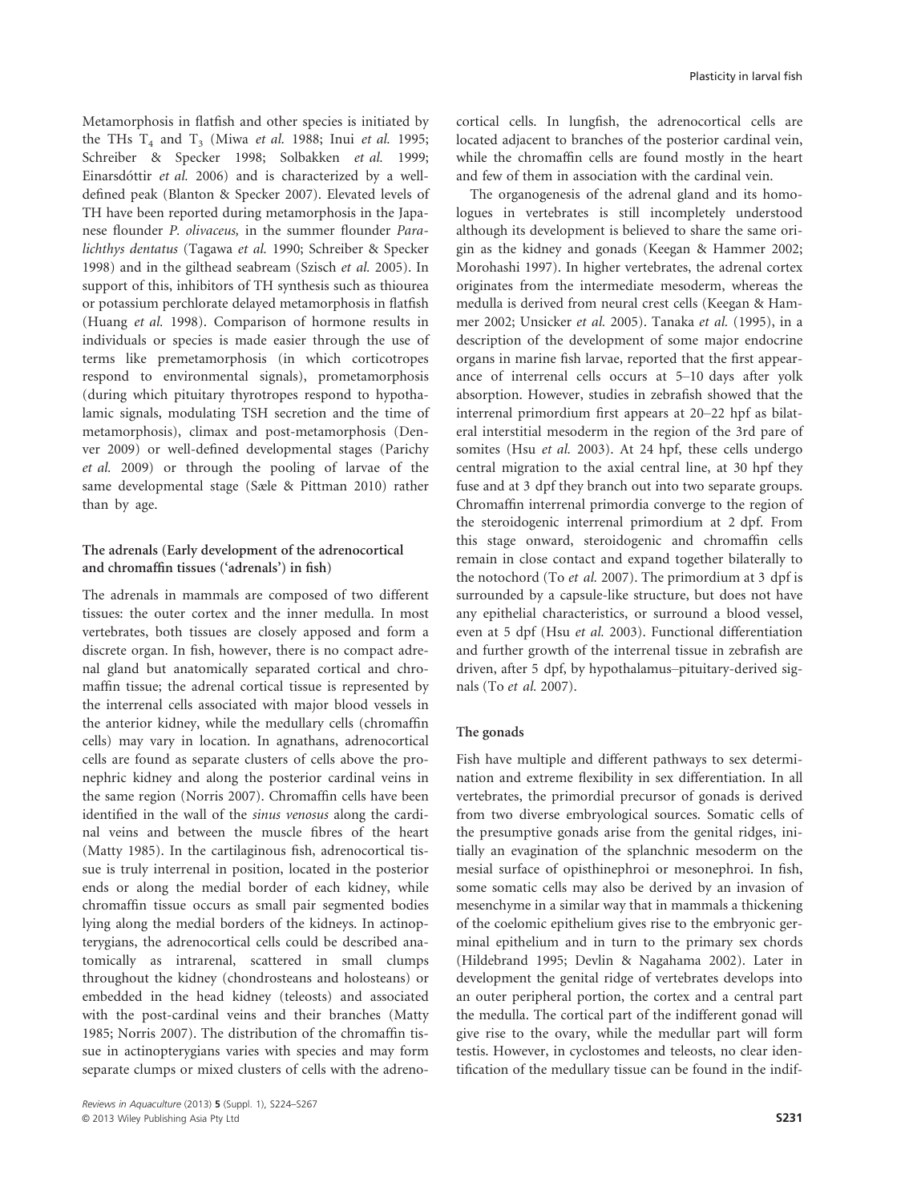Metamorphosis in flatfish and other species is initiated by the THs $T_4$ and $T_3$ (Miwa *et al.* 1988; Inui *et al.* 1995; Schreiber & Specker 1998; Solbakken *et al.* 1999; Einarsdóttir *et al.* 2006) and is characterized by a well-defined peak (Blanton & Specker 2007). Elevated levels of TH have been reported during metamorphosis in the Japanese flounder *P. olivaceus,* in the summer flounder *Paralichthys dentatus* (Tagawa *et al.* 1990; Schreiber & Specker 1998) and in the gilthead seabream (Szisch *et al.* 2005). In support of this, inhibitors of TH synthesis such as thiourea or potassium perchlorate delayed metamorphosis in flatfish (Huang *et al.* 1998). Comparison of hormone results in individuals or species is made easier through the use of terms like premetamorphosis (in which corticotropes respond to environmental signals), prometamorphosis (during which pituitary thyrotropes respond to hypothalamic signals, modulating TSH secretion and the time of metamorphosis), climax and post-metamorphosis (Denver 2009) or well-defined developmental stages (Parichy *et al.* 2009) or through the pooling of larvae of the same developmental stage (Sæle & Pittman 2010) rather than by age.

### The adrenals (Early development of the adrenocortical and chromaffin tissues ('adrenals') in fish)

The adrenals in mammals are composed of two different tissues: the outer cortex and the inner medulla. In most vertebrates, both tissues are closely apposed and form a discrete organ. In fish, however, there is no compact adrenal gland but anatomically separated cortical and chromaffin tissue; the adrenal cortical tissue is represented by the interrenal cells associated with major blood vessels in the anterior kidney, while the medullary cells (chromaffin cells) may vary in location. In agnathans, adrenocortical cells are found as separate clusters of cells above the pronephric kidney and along the posterior cardinal veins in the same region (Norris 2007). Chromaffin cells have been identified in the wall of the *sinus venosus* along the cardinal veins and between the muscle fibres of the heart (Matty 1985). In the cartilaginous fish, adrenocortical tissue is truly interrenal in position, located in the posterior ends or along the medial border of each kidney, while chromaffin tissue occurs as small pair segmented bodies lying along the medial borders of the kidneys. In actinopterygians, the adrenocortical cells could be described anatomically as intrarenal, scattered in small clumps throughout the kidney (chondrosteans and holosteans) or embedded in the head kidney (teleosts) and associated with the post-cardinal veins and their branches (Matty 1985; Norris 2007). The distribution of the chromaffin tissue in actinopterygians varies with species and may form separate clumps or mixed clusters of cells with the adrenocortical cells. In lungfish, the adrenocortical cells are located adjacent to branches of the posterior cardinal vein, while the chromaffin cells are found mostly in the heart and few of them in association with the cardinal vein.

The organogenesis of the adrenal gland and its homologues in vertebrates is still incompletely understood although its development is believed to share the same origin as the kidney and gonads (Keegan & Hammer 2002; Morohashi 1997). In higher vertebrates, the adrenal cortex originates from the intermediate mesoderm, whereas the medulla is derived from neural crest cells (Keegan & Hammer 2002; Unsicker *et al.* 2005). Tanaka *et al.* (1995), in a description of the development of some major endocrine organs in marine fish larvae, reported that the first appearance of interrenal cells occurs at 5–10 days after yolk absorption. However, studies in zebrafish showed that the interrenal primordium first appears at 20–22 hpf as bilateral interstitial mesoderm in the region of the 3rd pare of somites (Hsu *et al.* 2003). At 24 hpf, these cells undergo central migration to the axial central line, at 30 hpf they fuse and at 3 dpf they branch out into two separate groups. Chromaffin interrenal primordia converge to the region of the steroidogenic interrenal primordium at 2 dpf. From this stage onward, steroidogenic and chromaffin cells remain in close contact and expand together bilaterally to the notochord (To *et al.* 2007). The primordium at 3 dpf is surrounded by a capsule-like structure, but does not have any epithelial characteristics, or surround a blood vessel, even at 5 dpf (Hsu *et al.* 2003). Functional differentiation and further growth of the interrenal tissue in zebrafish are driven, after 5 dpf, by hypothalamus–pituitary-derived signals (To *et al.* 2007).

### The gonads

Fish have multiple and different pathways to sex determination and extreme flexibility in sex differentiation. In all vertebrates, the primordial precursor of gonads is derived from two diverse embryological sources. Somatic cells of the presumptive gonads arise from the genital ridges, initially an evagination of the splanchnic mesoderm on the mesial surface of opisthinephroi or mesonephroi. In fish, some somatic cells may also be derived by an invasion of mesenchyme in a similar way that in mammals a thickening of the coelomic epithelium gives rise to the embryonic germinal epithelium and in turn to the primary sex chords (Hildebrand 1995; Devlin & Nagahama 2002). Later in development the genital ridge of vertebrates develops into an outer peripheral portion, the cortex and a central part the medulla. The cortical part of the indifferent gonad will give rise to the ovary, while the medullar part will form testis. However, in cyclostomes and teleosts, no clear identification of the medullary tissue can be found in the indif-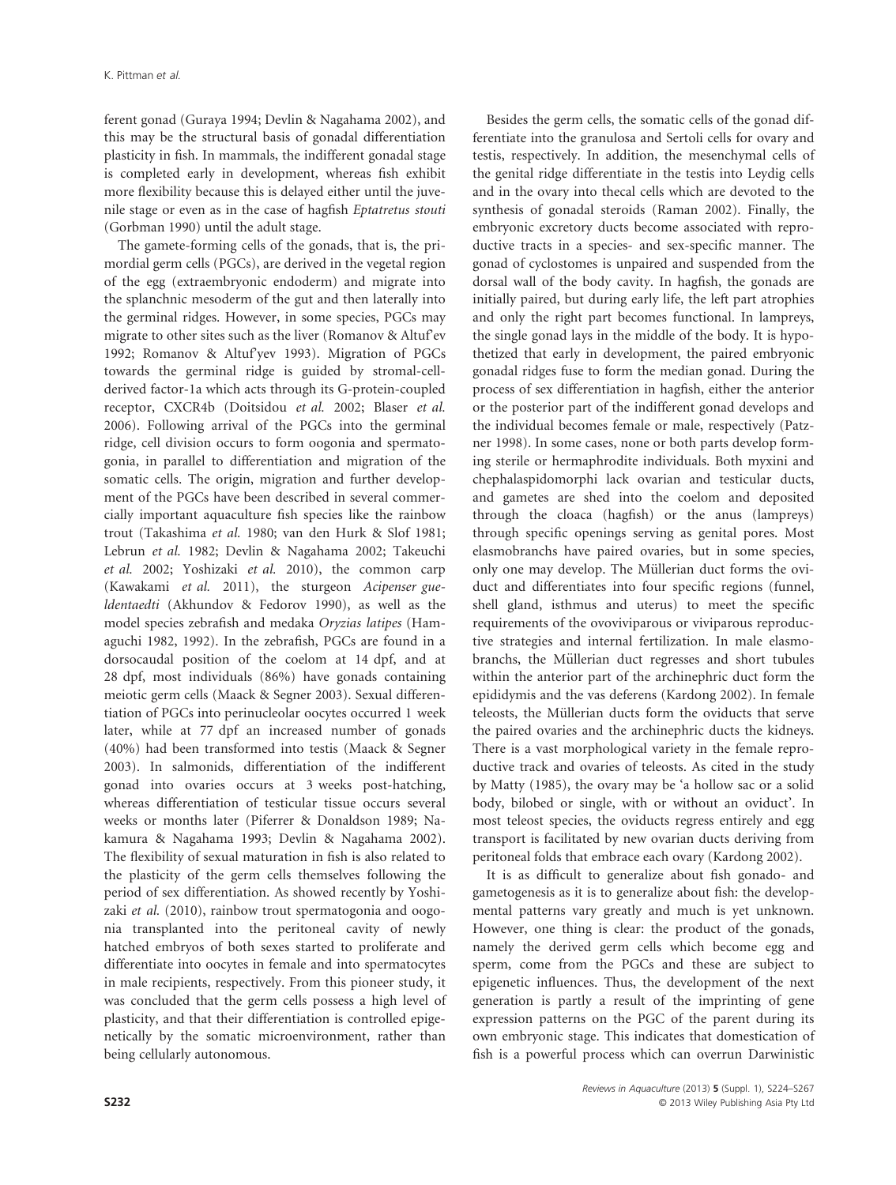ferent gonad (Guraya 1994; Devlin & Nagahama 2002), and this may be the structural basis of gonadal differentiation plasticity in fish. In mammals, the indifferent gonadal stage is completed early in development, whereas fish exhibit more flexibility because this is delayed either until the juvenile stage or even as in the case of hagfish *Eptatretus stouti* (Gorbman 1990) until the adult stage.

The gamete-forming cells of the gonads, that is, the primordial germ cells (PGCs), are derived in the vegetal region of the egg (extraembryonic endoderm) and migrate into the splanchnic mesoderm of the gut and then laterally into the germinal ridges. However, in some species, PGCs may migrate to other sites such as the liver (Romanov & Altuf'ev 1992; Romanov & Altuf'yev 1993). Migration of PGCs towards the germinal ridge is guided by stromal-cell-derived factor-1a which acts through its G-protein-coupled receptor, CXCR4b (Doitsidou *et al.* 2002; Blaser *et al.* 2006). Following arrival of the PGCs into the germinal ridge, cell division occurs to form oogonia and spermatogonia, in parallel to differentiation and migration of the somatic cells. The origin, migration and further development of the PGCs have been described in several commercially important aquaculture fish species like the rainbow trout (Takashima *et al.* 1980; van den Hurk & Slof 1981; Lebrun *et al.* 1982; Devlin & Nagahama 2002; Takeuchi *et al.* 2002; Yoshizaki *et al.* 2010), the common carp (Kawakami *et al.* 2011), the sturgeon *Acipenser gueldentaedti* (Akhundov & Fedorov 1990), as well as the model species zebrafish and medaka *Oryzias latipes* (Hamaguchi 1982, 1992). In the zebrafish, PGCs are found in a dorsocaudal position of the coelom at 14 dpf, and at 28 dpf, most individuals (86%) have gonads containing meiotic germ cells (Maack & Segner 2003). Sexual differentiation of PGCs into perinucleolar oocytes occurred 1 week later, while at 77 dpf an increased number of gonads (40%) had been transformed into testis (Maack & Segner 2003). In salmonids, differentiation of the indifferent gonad into ovaries occurs at 3 weeks post-hatching, whereas differentiation of testicular tissue occurs several weeks or months later (Piferrer & Donaldson 1989; Nakamura & Nagahama 1993; Devlin & Nagahama 2002). The flexibility of sexual maturation in fish is also related to the plasticity of the germ cells themselves following the period of sex differentiation. As showed recently by Yoshizaki *et al.* (2010), rainbow trout spermatogonia and oogonia transplanted into the peritoneal cavity of newly hatched embryos of both sexes started to proliferate and differentiate into oocytes in female and into spermatocytes in male recipients, respectively. From this pioneer study, it was concluded that the germ cells possess a high level of plasticity, and that their differentiation is controlled epigenetically by the somatic microenvironment, rather than being cellularly autonomous.

Besides the germ cells, the somatic cells of the gonad differentiate into the granulosa and Sertoli cells for ovary and testis, respectively. In addition, the mesenchymal cells of the genital ridge differentiate in the testis into Leydig cells and in the ovary into thecal cells which are devoted to the synthesis of gonadal steroids (Raman 2002). Finally, the embryonic excretory ducts become associated with reproductive tracts in a species- and sex-specific manner. The gonad of cyclostomes is unpaired and suspended from the dorsal wall of the body cavity. In hagfish, the gonads are initially paired, but during early life, the left part atrophies and only the right part becomes functional. In lampreys, the single gonad lays in the middle of the body. It is hypothetized that early in development, the paired embryonic gonadal ridges fuse to form the median gonad. During the process of sex differentiation in hagfish, either the anterior or the posterior part of the indifferent gonad develops and the individual becomes female or male, respectively (Patzner 1998). In some cases, none or both parts develop forming sterile or hermaphrodite individuals. Both myxini and chephalaspidomorphi lack ovarian and testicular ducts, and gametes are shed into the coelom and deposited through the cloaca (hagfish) or the anus (lampreys) through specific openings serving as genital pores. Most elasmobranchs have paired ovaries, but in some species, only one may develop. The Müllerian duct forms the oviduct and differentiates into four specific regions (funnel, shell gland, isthmus and uterus) to meet the specific requirements of the ovoviviparous or viviparous reproductive strategies and internal fertilization. In male elasmobranchs, the Müllerian duct regresses and short tubules within the anterior part of the archinephric duct form the epididymis and the vas deferens (Kardong 2002). In female teleosts, the Müllerian ducts form the oviducts that serve the paired ovaries and the archinephric ducts the kidneys. There is a vast morphological variety in the female reproductive track and ovaries of teleosts. As cited in the study by Matty (1985), the ovary may be 'a hollow sac or a solid body, bilobed or single, with or without an oviduct'. In most teleost species, the oviducts regress entirely and egg transport is facilitated by new ovarian ducts deriving from peritoneal folds that embrace each ovary (Kardong 2002).

It is as difficult to generalize about fish gonado- and gametogenesis as it is to generalize about fish: the developmental patterns vary greatly and much is yet unknown. However, one thing is clear: the product of the gonads, namely the derived germ cells which become egg and sperm, come from the PGCs and these are subject to epigenetic influences. Thus, the development of the next generation is partly a result of the imprinting of gene expression patterns on the PGC of the parent during its own embryonic stage. This indicates that domestication of fish is a powerful process which can overrun Darwinistic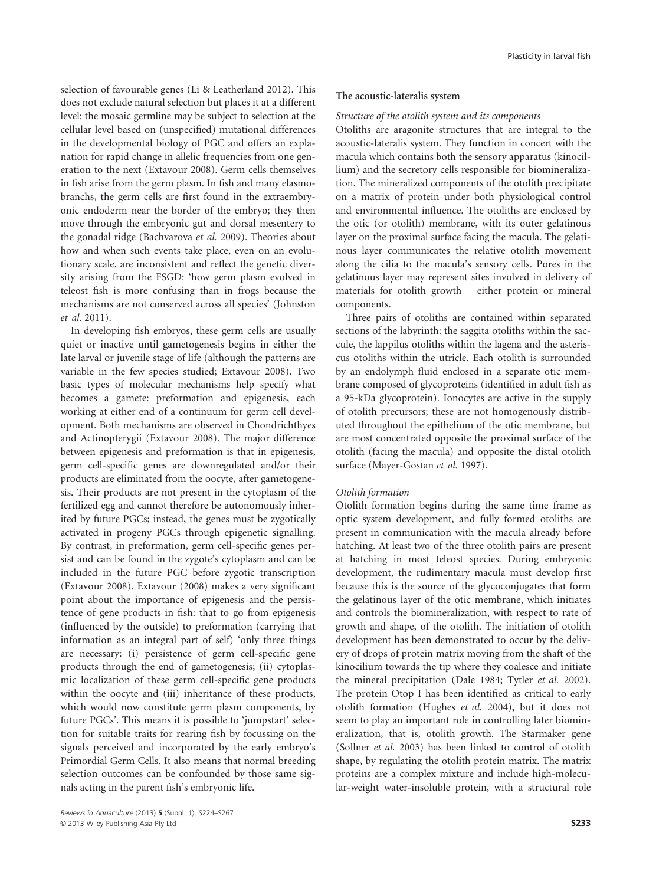selection of favourable genes (Li & Leatherland 2012). This does not exclude natural selection but places it at a different level: the mosaic germline may be subject to selection at the cellular level based on (unspecified) mutational differences in the developmental biology of PGC and offers an explanation for rapid change in allelic frequencies from one generation to the next (Extavour 2008). Germ cells themselves in fish arise from the germ plasm. In fish and many elasmobranchs, the germ cells are first found in the extraembryonic endoderm near the border of the embryo; they then move through the embryonic gut and dorsal mesentery to the gonadal ridge (Bachvarova *et al.* 2009). Theories about how and when such events take place, even on an evolutionary scale, are inconsistent and reflect the genetic diversity arising from the FSGD: 'how germ plasm evolved in teleost fish is more confusing than in frogs because the mechanisms are not conserved across all species' (Johnston *et al.* 2011).

In developing fish embryos, these germ cells are usually quiet or inactive until gametogenesis begins in either the late larval or juvenile stage of life (although the patterns are variable in the few species studied; Extavour 2008). Two basic types of molecular mechanisms help specify what becomes a gamete: preformation and epigenesis, each working at either end of a continuum for germ cell development. Both mechanisms are observed in Chondrichthyes and Actinopterygii (Extavour 2008). The major difference between epigenesis and preformation is that in epigenesis, germ cell-specific genes are downregulated and/or their products are eliminated from the oocyte, after gametogenesis. Their products are not present in the cytoplasm of the fertilized egg and cannot therefore be autonomously inherited by future PGCs; instead, the genes must be zygotically activated in progeny PGCs through epigenetic signalling. By contrast, in preformation, germ cell-specific genes persist and can be found in the zygote's cytoplasm and can be included in the future PGC before zygotic transcription (Extavour 2008). Extavour (2008) makes a very significant point about the importance of epigenesis and the persistence of gene products in fish: that to go from epigenesis (influenced by the outside) to preformation (carrying that information as an integral part of self) 'only three things are necessary: (i) persistence of germ cell-specific gene products through the end of gametogenesis; (ii) cytoplasmic localization of these germ cell-specific gene products within the oocyte and (iii) inheritance of these products, which would now constitute germ plasm components, by future PGCs'. This means it is possible to 'jumpstart' selection for suitable traits for rearing fish by focussing on the signals perceived and incorporated by the early embryo's Primordial Germ Cells. It also means that normal breeding selection outcomes can be confounded by those same signals acting in the parent fish's embryonic life.

### The acoustic-lateralis system

#### *Structure of the otolith system and its components*

Otoliths are aragonite structures that are integral to the acoustic-lateralis system. They function in concert with the macula which contains both the sensory apparatus (kinocillium) and the secretory cells responsible for biomineralization. The mineralized components of the otolith precipitate on a matrix of protein under both physiological control and environmental influence. The otoliths are enclosed by the otic (or otolith) membrane, with its outer gelatinous layer on the proximal surface facing the macula. The gelatinous layer communicates the relative otolith movement along the cilia to the macula's sensory cells. Pores in the gelatinous layer may represent sites involved in delivery of materials for otolith growth – either protein or mineral components.

Three pairs of otoliths are contained within separated sections of the labyrinth: the saggita otoliths within the saccule, the lappilus otoliths within the lagena and the asteriscus otoliths within the utricle. Each otolith is surrounded by an endolymph fluid enclosed in a separate otic membrane composed of glycoproteins (identified in adult fish as a 95-kDa glycoprotein). Ionocytes are active in the supply of otolith precursors; these are not homogenously distributed throughout the epithelium of the otic membrane, but are most concentrated opposite the proximal surface of the otolith (facing the macula) and opposite the distal otolith surface (Mayer-Gostan *et al.* 1997).

#### *Otolith formation*

Otolith formation begins during the same time frame as optic system development, and fully formed otoliths are present in communication with the macula already before hatching. At least two of the three otolith pairs are present at hatching in most teleost species. During embryonic development, the rudimentary macula must develop first because this is the source of the glycoconjugates that form the gelatinous layer of the otic membrane, which initiates and controls the biomineralization, with respect to rate of growth and shape, of the otolith. The initiation of otolith development has been demonstrated to occur by the delivery of drops of protein matrix moving from the shaft of the kinocilium towards the tip where they coalesce and initiate the mineral precipitation (Dale 1984; Tytler *et al.* 2002). The protein Otop I has been identified as critical to early otolith formation (Hughes *et al.* 2004), but it does not seem to play an important role in controlling later biomineralization, that is, otolith growth. The Starmaker gene (Sollner *et al.* 2003) has been linked to control of otolith shape, by regulating the otolith protein matrix. The matrix proteins are a complex mixture and include high-molecular-weight water-insoluble protein, with a structural role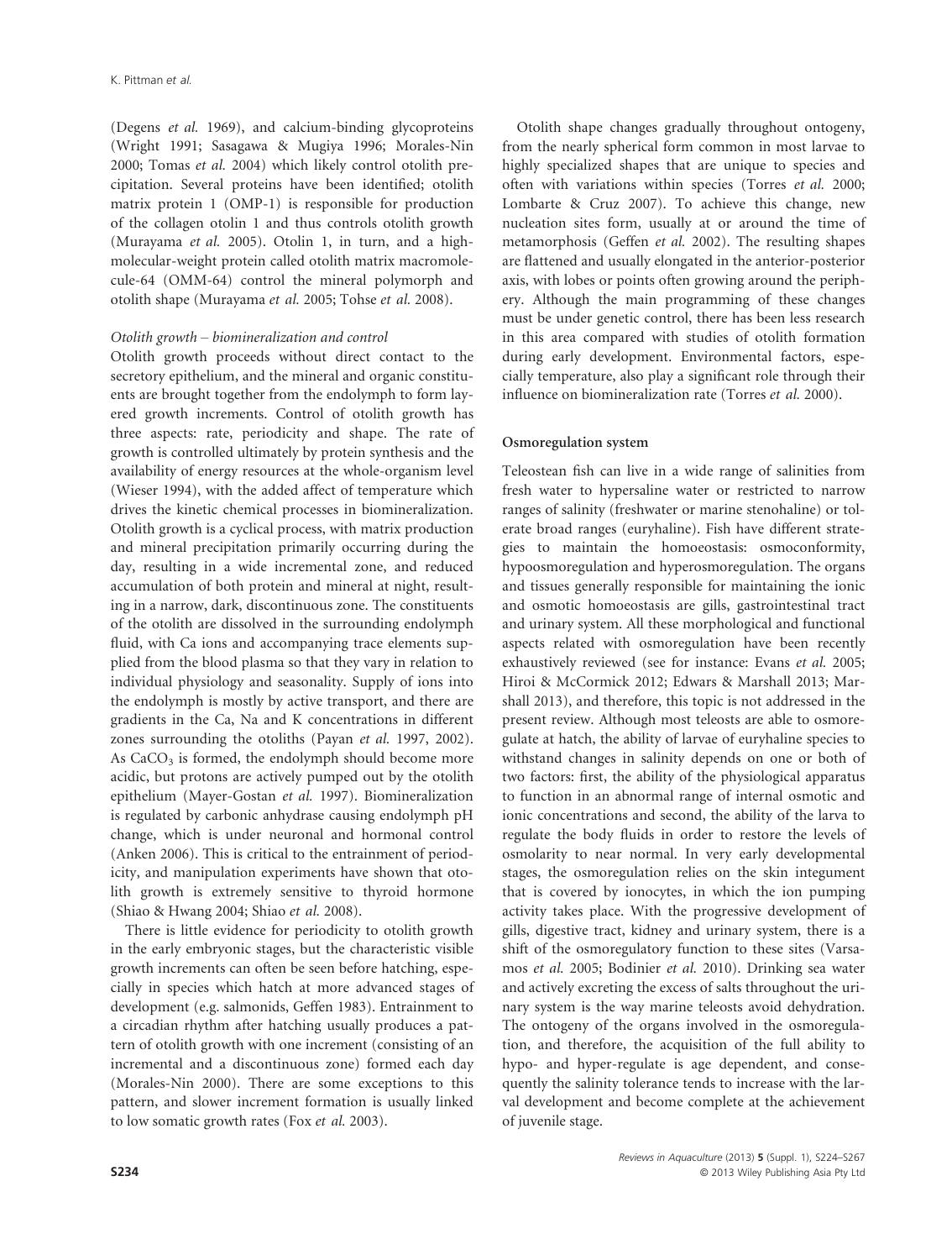(Degens *et al.* 1969), and calcium-binding glycoproteins (Wright 1991; Sasagawa & Mugiya 1996; Morales-Nin 2000; Tomas *et al.* 2004) which likely control otolith precipitation. Several proteins have been identified; otolith matrix protein 1 (OMP-1) is responsible for production of the collagen otolin 1 and thus controls otolith growth (Murayama *et al.* 2005). Otolin 1, in turn, and a high-molecular-weight protein called otolith matrix macromolecule-64 (OMM-64) control the mineral polymorph and otolith shape (Murayama *et al.* 2005; Tohse *et al.* 2008).

*Otolith growth – biomineralization and control*

Otolith growth proceeds without direct contact to the secretory epithelium, and the mineral and organic constituents are brought together from the endolymph to form layered growth increments. Control of otolith growth has three aspects: rate, periodicity and shape. The rate of growth is controlled ultimately by protein synthesis and the availability of energy resources at the whole-organism level (Wieser 1994), with the added affect of temperature which drives the kinetic chemical processes in biomineralization. Otolith growth is a cyclical process, with matrix production and mineral precipitation primarily occurring during the day, resulting in a wide incremental zone, and reduced accumulation of both protein and mineral at night, resulting in a narrow, dark, discontinuous zone. The constituents of the otolith are dissolved in the surrounding endolymph fluid, with Ca ions and accompanying trace elements supplied from the blood plasma so that they vary in relation to individual physiology and seasonality. Supply of ions into the endolymph is mostly by active transport, and there are gradients in the Ca, Na and K concentrations in different zones surrounding the otoliths (Payan *et al.* 1997, 2002). As $CaCO_3$ is formed, the endolymph should become more acidic, but protons are actively pumped out by the otolith epithelium (Mayer-Gostan *et al.* 1997). Biomineralization is regulated by carbonic anhydrase causing endolymph pH change, which is under neuronal and hormonal control (Anken 2006). This is critical to the entrainment of periodicity, and manipulation experiments have shown that otolith growth is extremely sensitive to thyroid hormone (Shiao & Hwang 2004; Shiao *et al.* 2008).

There is little evidence for periodicity to otolith growth in the early embryonic stages, but the characteristic visible growth increments can often be seen before hatching, especially in species which hatch at more advanced stages of development (e.g. salmonids, Geffen 1983). Entrainment to a circadian rhythm after hatching usually produces a pattern of otolith growth with one increment (consisting of an incremental and a discontinuous zone) formed each day (Morales-Nin 2000). There are some exceptions to this pattern, and slower increment formation is usually linked to low somatic growth rates (Fox *et al.* 2003).

Otolith shape changes gradually throughout ontogeny, from the nearly spherical form common in most larvae to highly specialized shapes that are unique to species and often with variations within species (Torres *et al.* 2000; Lombarte & Cruz 2007). To achieve this change, new nucleation sites form, usually at or around the time of metamorphosis (Geffen *et al.* 2002). The resulting shapes are flattened and usually elongated in the anterior-posterior axis, with lobes or points often growing around the periphery. Although the main programming of these changes must be under genetic control, there has been less research in this area compared with studies of otolith formation during early development. Environmental factors, especially temperature, also play a significant role through their influence on biomineralization rate (Torres *et al.* 2000).

## Osmoregulation system

Teleostean fish can live in a wide range of salinities from fresh water to hypersaline water or restricted to narrow ranges of salinity (freshwater or marine stenohaline) or tolerate broad ranges (euryhaline). Fish have different strategies to maintain the homoeostasis: osmoconformity, hypoosmoregulation and hyperosmoregulation. The organs and tissues generally responsible for maintaining the ionic and osmotic homoeostasis are gills, gastrointestinal tract and urinary system. All these morphological and functional aspects related with osmoregulation have been recently exhaustively reviewed (see for instance: Evans *et al.* 2005; Hiroi & McCormick 2012; Edwars & Marshall 2013; Marshall 2013), and therefore, this topic is not addressed in the present review. Although most teleosts are able to osmoregulate at hatch, the ability of larvae of euryhaline species to withstand changes in salinity depends on one or both of two factors: first, the ability of the physiological apparatus to function in an abnormal range of internal osmotic and ionic concentrations and second, the ability of the larva to regulate the body fluids in order to restore the levels of osmolarity to near normal. In very early developmental stages, the osmoregulation relies on the skin integument that is covered by ionocytes, in which the ion pumping activity takes place. With the progressive development of gills, digestive tract, kidney and urinary system, there is a shift of the osmoregulatory function to these sites (Varsamos *et al.* 2005; Bodinier *et al.* 2010). Drinking sea water and actively excreting the excess of salts throughout the urinary system is the way marine teleosts avoid dehydration. The ontogeny of the organs involved in the osmoregulation, and therefore, the acquisition of the full ability to hypo- and hyper-regulate is age dependent, and consequently the salinity tolerance tends to increase with the larval development and become complete at the achievement of juvenile stage.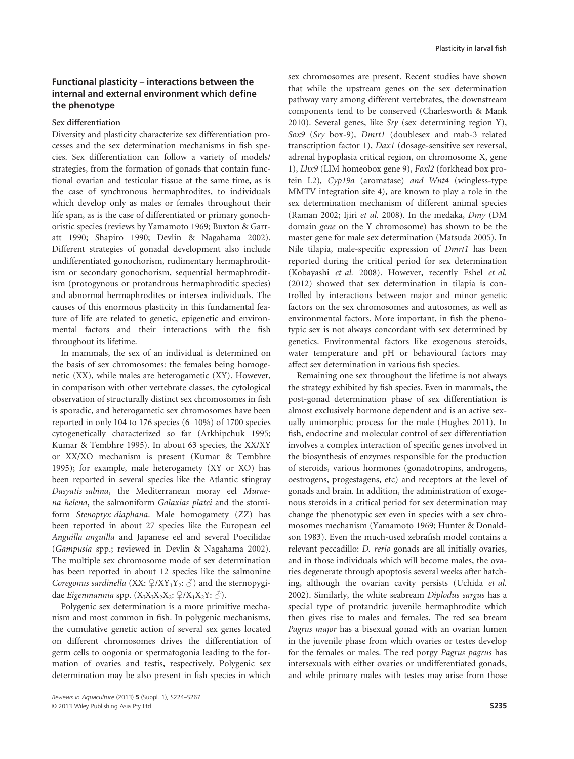## Functional plasticity – interactions between the internal and external environment which define the phenotype

### Sex differentiation

Diversity and plasticity characterize sex differentiation processes and the sex determination mechanisms in fish species. Sex differentiation can follow a variety of models/strategies, from the formation of gonads that contain functional ovarian and testicular tissue at the same time, as is the case of synchronous hermaphrodites, to individuals which develop only as males or females throughout their life span, as is the case of differentiated or primary gonochoristic species (reviews by Yamamoto 1969; Buxton & Garratt 1990; Shapiro 1990; Devlin & Nagahama 2002). Different strategies of gonadal development also include undifferentiated gonochorism, rudimentary hermaphroditism or secondary gonochorism, sequential hermaphroditism (protogynous or protandrous hermaphroditic species) and abnormal hermaphrodites or intersex individuals. The causes of this enormous plasticity in this fundamental feature of life are related to genetic, epigenetic and environmental factors and their interactions with the fish throughout its lifetime.

In mammals, the sex of an individual is determined on the basis of sex chromosomes: the females being homogenetic (XX), while males are heterogametic (XY). However, in comparison with other vertebrate classes, the cytological observation of structurally distinct sex chromosomes in fish is sporadic, and heterogametic sex chromosomes have been reported in only 104 to 176 species (6–10%) of 1700 species cytogenetically characterized so far (Arkhipchuk 1995; Kumar & Tembhre 1995). In about 63 species, the XX/XY or XX/XO mechanism is present (Kumar & Tembhre 1995); for example, male heterogamety (XY or XO) has been reported in several species like the Atlantic stingray *Dasyatis sabina*, the Mediterranean moray eel *Muraena helena*, the salmoniform *Galaxias platei* and the stomiform *Stenoptyx diaphana*. Male homogamety (ZZ) has been reported in about 27 species like the European eel *Anguilla anguilla* and Japanese eel and several Poecilidae (*Gampusia* spp.; reviewed in Devlin & Nagahama 2002). The multiple sex chromosome mode of sex determination has been reported in about 12 species like the salmonine *Coregonus sardinella* (XX: ♀/$XY_1Y_2$: ♂) and the sternopygidae *Eigenmannia* spp. ($X_IX_IX_2X_2$: ♀/$X_1X_2Y$: ♂).

Polygenic sex determination is a more primitive mechanism and most common in fish. In polygenic mechanisms, the cumulative genetic action of several sex genes located on different chromosomes drives the differentiation of germ cells to oogonia or spermatogonia leading to the formation of ovaries and testis, respectively. Polygenic sex determination may be also present in fish species in which sex chromosomes are present. Recent studies have shown that while the upstream genes on the sex determination pathway vary among different vertebrates, the downstream components tend to be conserved (Charlesworth & Mank 2010). Several genes, like *Sry* (sex determining region Y), *Sox9* (*Sry* box-9), *Dmrt1* (doublesex and mab-3 related transcription factor 1), *Dax1* (dosage-sensitive sex reversal, adrenal hypoplasia critical region, on chromosome X, gene 1), *Lhx9* (LIM homeobox gene 9), *Foxl2* (forkhead box protein L2), *Cyp19a* (aromatase) *and Wnt4* (wingless-type MMTV integration site 4), are known to play a role in the sex determination mechanism of different animal species (Raman 2002; Ijiri *et al.* 2008). In the medaka, *Dmy* (DM domain *gene* on the Y chromosome) has shown to be the master gene for male sex determination (Matsuda 2005). In Nile tilapia, male-specific expression of *Dmrt1* has been reported during the critical period for sex determination (Kobayashi *et al.* 2008). However, recently Eshel *et al.* (2012) showed that sex determination in tilapia is controlled by interactions between major and minor genetic factors on the sex chromosomes and autosomes, as well as environmental factors. More important, in fish the phenotypic sex is not always concordant with sex determined by genetics. Environmental factors like exogenous steroids, water temperature and pH or behavioural factors may affect sex determination in various fish species.

Remaining one sex throughout the lifetime is not always the strategy exhibited by fish species. Even in mammals, the post-gonad determination phase of sex differentiation is almost exclusively hormone dependent and is an active sexually unimorphic process for the male (Hughes 2011). In fish, endocrine and molecular control of sex differentiation involves a complex interaction of specific genes involved in the biosynthesis of enzymes responsible for the production of steroids, various hormones (gonadotropins, androgens, oestrogens, progestagens, etc) and receptors at the level of gonads and brain. In addition, the administration of exogenous steroids in a critical period for sex determination may change the phenotypic sex even in species with a sex chromosomes mechanism (Yamamoto 1969; Hunter & Donaldson 1983). Even the much-used zebrafish model contains a relevant peccadillo: *D. rerio* gonads are all initially ovaries, and in those individuals which will become males, the ovaries degenerate through apoptosis several weeks after hatching, although the ovarian cavity persists (Uchida *et al.* 2002). Similarly, the white seabream *Diplodus sargus* has a special type of protandric juvenile hermaphrodite which then gives rise to males and females. The red sea bream *Pagrus major* has a bisexual gonad with an ovarian lumen in the juvenile phase from which ovaries or testes develop for the females or males. The red porgy *Pagrus pagrus* has intersexuals with either ovaries or undifferentiated gonads, and while primary males with testes may arise from those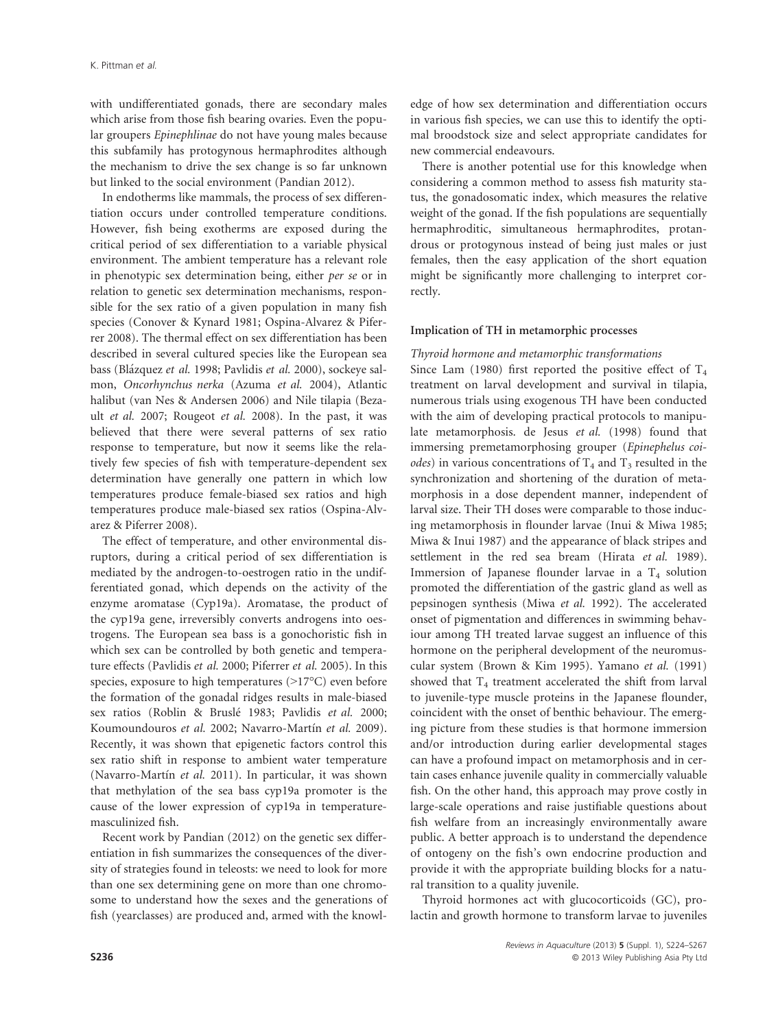with undifferentiated gonads, there are secondary males which arise from those fish bearing ovaries. Even the popular groupers *Epinephlinae* do not have young males because this subfamily has protogynous hermaphrodites although the mechanism to drive the sex change is so far unknown but linked to the social environment (Pandian 2012).

In endotherms like mammals, the process of sex differentiation occurs under controlled temperature conditions. However, fish being exotherms are exposed during the critical period of sex differentiation to a variable physical environment. The ambient temperature has a relevant role in phenotypic sex determination being, either *per se* or in relation to genetic sex determination mechanisms, responsible for the sex ratio of a given population in many fish species (Conover & Kynard 1981; Ospina-Alvarez & Piferrer 2008). The thermal effect on sex differentiation has been described in several cultured species like the European sea bass (Blázquez *et al.* 1998; Pavlidis *et al.* 2000), sockeye salmon, *Oncorhynchus nerka* (Azuma *et al.* 2004), Atlantic halibut (van Nes & Andersen 2006) and Nile tilapia (Bezault *et al.* 2007; Rougeot *et al.* 2008). In the past, it was believed that there were several patterns of sex ratio response to temperature, but now it seems like the relatively few species of fish with temperature-dependent sex determination have generally one pattern in which low temperatures produce female-biased sex ratios and high temperatures produce male-biased sex ratios (Ospina-Alvarez & Piferrer 2008).

The effect of temperature, and other environmental disruptors, during a critical period of sex differentiation is mediated by the androgen-to-oestrogen ratio in the undifferentiated gonad, which depends on the activity of the enzyme aromatase (Cyp19a). Aromatase, the product of the cyp19a gene, irreversibly converts androgens into oestrogens. The European sea bass is a gonochoristic fish in which sex can be controlled by both genetic and temperature effects (Pavlidis *et al.* 2000; Piferrer *et al.* 2005). In this species, exposure to high temperatures (>17°C) even before the formation of the gonadal ridges results in male-biased sex ratios (Roblin & Bruslé 1983; Pavlidis *et al.* 2000; Koumoundouros *et al.* 2002; Navarro-Martín *et al.* 2009). Recently, it was shown that epigenetic factors control this sex ratio shift in response to ambient water temperature (Navarro-Martín *et al.* 2011). In particular, it was shown that methylation of the sea bass cyp19a promoter is the cause of the lower expression of cyp19a in temperature-masculinized fish.

Recent work by Pandian (2012) on the genetic sex differentiation in fish summarizes the consequences of the diversity of strategies found in teleosts: we need to look for more than one sex determining gene on more than one chromosome to understand how the sexes and the generations of fish (yearclasses) are produced and, armed with the knowledge of how sex determination and differentiation occurs in various fish species, we can use this to identify the optimal broodstock size and select appropriate candidates for new commercial endeavours.

There is another potential use for this knowledge when considering a common method to assess fish maturity status, the gonadosomatic index, which measures the relative weight of the gonad. If the fish populations are sequentially hermaphroditic, simultaneous hermaphrodites, protandrous or protogynous instead of being just males or just females, then the easy application of the short equation might be significantly more challenging to interpret correctly.

## Implication of TH in metamorphic processes

### *Thyroid hormone and metamorphic transformations*

Since Lam (1980) first reported the positive effect of $T_4$ treatment on larval development and survival in tilapia, numerous trials using exogenous TH have been conducted with the aim of developing practical protocols to manipulate metamorphosis. de Jesus *et al.* (1998) found that immersing premetamorphosing grouper (*Epinephelus coioides*) in various concentrations of $T_4$ and $T_3$ resulted in the synchronization and shortening of the duration of metamorphosis in a dose dependent manner, independent of larval size. Their TH doses were comparable to those inducing metamorphosis in flounder larvae (Inui & Miwa 1985; Miwa & Inui 1987) and the appearance of black stripes and settlement in the red sea bream (Hirata *et al.* 1989). Immersion of Japanese flounder larvae in a $T_4$ solution promoted the differentiation of the gastric gland as well as pepsinogen synthesis (Miwa *et al.* 1992). The accelerated onset of pigmentation and differences in swimming behaviour among TH treated larvae suggest an influence of this hormone on the peripheral development of the neuromuscular system (Brown & Kim 1995). Yamano *et al.* (1991) showed that $T_4$ treatment accelerated the shift from larval to juvenile-type muscle proteins in the Japanese flounder, coincident with the onset of benthic behaviour. The emerging picture from these studies is that hormone immersion and/or introduction during earlier developmental stages can have a profound impact on metamorphosis and in certain cases enhance juvenile quality in commercially valuable fish. On the other hand, this approach may prove costly in large-scale operations and raise justifiable questions about fish welfare from an increasingly environmentally aware public. A better approach is to understand the dependence of ontogeny on the fish's own endocrine production and provide it with the appropriate building blocks for a natural transition to a quality juvenile.

Thyroid hormones act with glucocorticoids (GC), prolactin and growth hormone to transform larvae to juveniles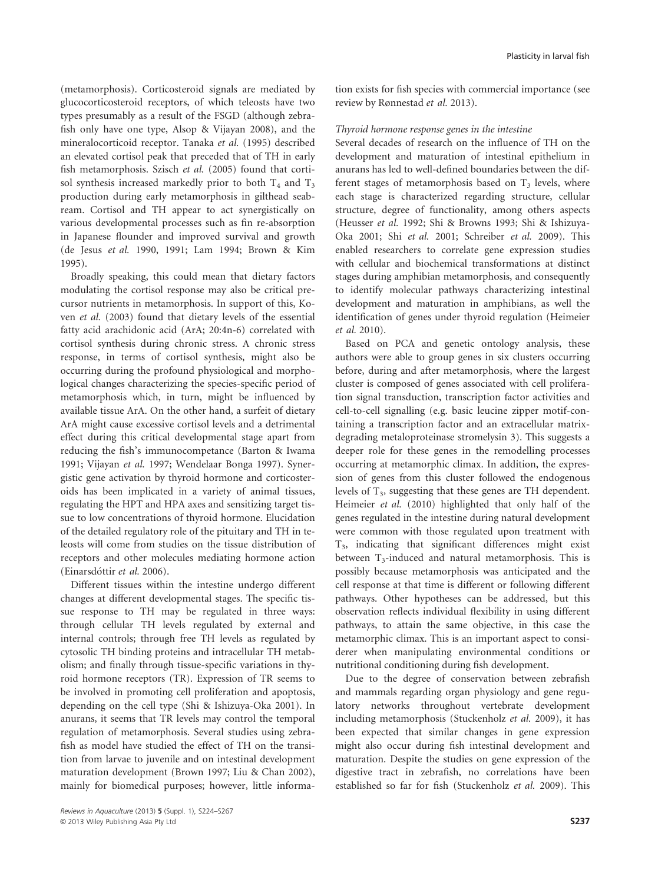(metamorphosis). Corticosteroid signals are mediated by glucocorticosteroid receptors, of which teleosts have two types presumably as a result of the FSGD (although zebrafish only have one type, Alsop & Vijayan 2008), and the mineralocorticoid receptor. Tanaka *et al.* (1995) described an elevated cortisol peak that preceded that of TH in early fish metamorphosis. Szisch *et al.* (2005) found that cortisol synthesis increased markedly prior to both $T_4$ and $T_3$ production during early metamorphosis in gilthead seabream. Cortisol and TH appear to act synergistically on various developmental processes such as fin re-absorption in Japanese flounder and improved survival and growth (de Jesus *et al.* 1990, 1991; Lam 1994; Brown & Kim 1995).

Broadly speaking, this could mean that dietary factors modulating the cortisol response may also be critical precursor nutrients in metamorphosis. In support of this, Koven *et al.* (2003) found that dietary levels of the essential fatty acid arachidonic acid (ArA; 20:4n-6) correlated with cortisol synthesis during chronic stress. A chronic stress response, in terms of cortisol synthesis, might also be occurring during the profound physiological and morphological changes characterizing the species-specific period of metamorphosis which, in turn, might be influenced by available tissue ArA. On the other hand, a surfeit of dietary ArA might cause excessive cortisol levels and a detrimental effect during this critical developmental stage apart from reducing the fish's immunocompetance (Barton & Iwama 1991; Vijayan *et al.* 1997; Wendelaar Bonga 1997). Synergistic gene activation by thyroid hormone and corticosteroids has been implicated in a variety of animal tissues, regulating the HPT and HPA axes and sensitizing target tissue to low concentrations of thyroid hormone. Elucidation of the detailed regulatory role of the pituitary and TH in teleosts will come from studies on the tissue distribution of receptors and other molecules mediating hormone action (Einarsdóttir *et al.* 2006).

Different tissues within the intestine undergo different changes at different developmental stages. The specific tissue response to TH may be regulated in three ways: through cellular TH levels regulated by external and internal controls; through free TH levels as regulated by cytosolic TH binding proteins and intracellular TH metabolism; and finally through tissue-specific variations in thyroid hormone receptors (TR). Expression of TR seems to be involved in promoting cell proliferation and apoptosis, depending on the cell type (Shi & Ishizuya-Oka 2001). In anurans, it seems that TR levels may control the temporal regulation of metamorphosis. Several studies using zebrafish as model have studied the effect of TH on the transition from larvae to juvenile and on intestinal development maturation development (Brown 1997; Liu & Chan 2002), mainly for biomedical purposes; however, little information exists for fish species with commercial importance (see review by Rønnestad *et al.* 2013).

*Thyroid hormone response genes in the intestine*

Several decades of research on the influence of TH on the development and maturation of intestinal epithelium in anurans has led to well-defined boundaries between the different stages of metamorphosis based on $T_3$ levels, where each stage is characterized regarding structure, cellular structure, degree of functionality, among others aspects (Heusser *et al.* 1992; Shi & Browns 1993; Shi & Ishizuya-Oka 2001; Shi *et al.* 2001; Schreiber *et al.* 2009). This enabled researchers to correlate gene expression studies with cellular and biochemical transformations at distinct stages during amphibian metamorphosis, and consequently to identify molecular pathways characterizing intestinal development and maturation in amphibians, as well the identification of genes under thyroid regulation (Heimeier *et al.* 2010).

Based on PCA and genetic ontology analysis, these authors were able to group genes in six clusters occurring before, during and after metamorphosis, where the largest cluster is composed of genes associated with cell proliferation signal transduction, transcription factor activities and cell-to-cell signalling (e.g. basic leucine zipper motif-containing a transcription factor and an extracellular matrix-degrading metaloproteinase stromelysin 3). This suggests a deeper role for these genes in the remodelling processes occurring at metamorphic climax. In addition, the expression of genes from this cluster followed the endogenous levels of $T_3$, suggesting that these genes are TH dependent. Heimeier *et al.* (2010) highlighted that only half of the genes regulated in the intestine during natural development were common with those regulated upon treatment with $T_3$, indicating that significant differences might exist between $T_3$-induced and natural metamorphosis. This is possibly because metamorphosis was anticipated and the cell response at that time is different or following different pathways. Other hypotheses can be addressed, but this observation reflects individual flexibility in using different pathways, to attain the same objective, in this case the metamorphic climax. This is an important aspect to considerer when manipulating environmental conditions or nutritional conditioning during fish development.

Due to the degree of conservation between zebrafish and mammals regarding organ physiology and gene regulatory networks throughout vertebrate development including metamorphosis (Stuckenholz *et al.* 2009), it has been expected that similar changes in gene expression might also occur during fish intestinal development and maturation. Despite the studies on gene expression of the digestive tract in zebrafish, no correlations have been established so far for fish (Stuckenholz *et al.* 2009). This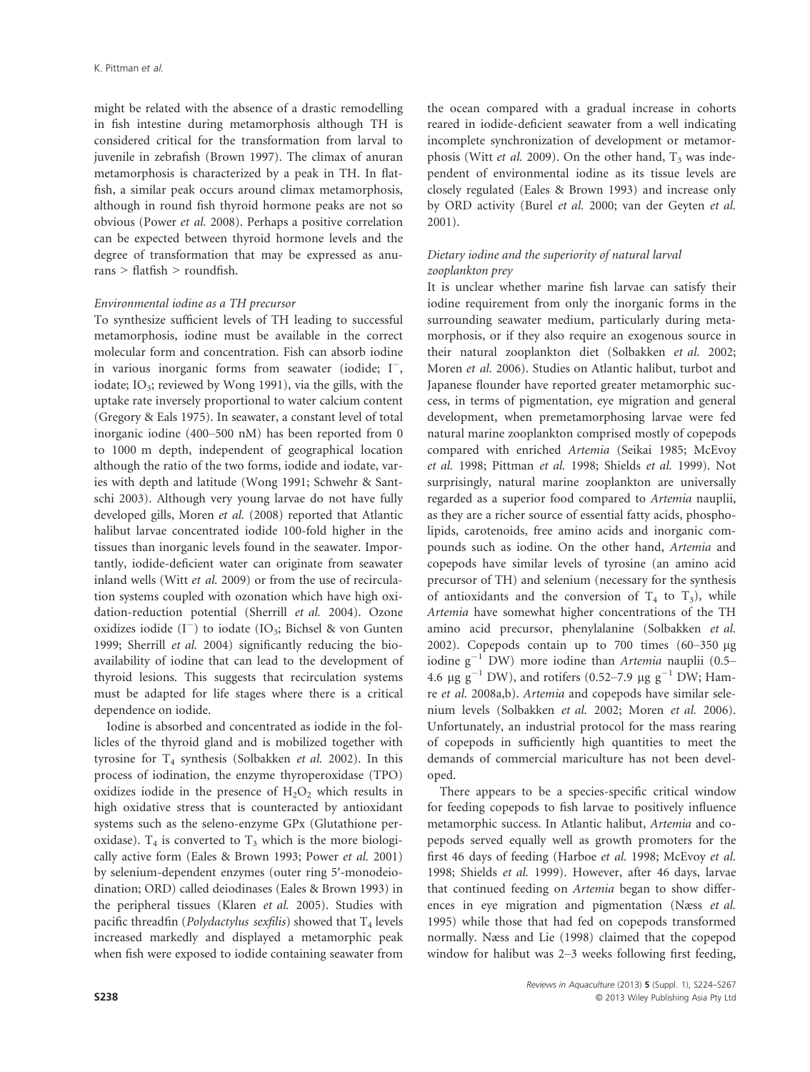might be related with the absence of a drastic remodelling in fish intestine during metamorphosis although TH is considered critical for the transformation from larval to juvenile in zebrafish (Brown 1997). The climax of anuran metamorphosis is characterized by a peak in TH. In flatfish, a similar peak occurs around climax metamorphosis, although in round fish thyroid hormone peaks are not so obvious (Power *et al.* 2008). Perhaps a positive correlation can be expected between thyroid hormone levels and the degree of transformation that may be expressed as anurans > flatfish > roundfish.

### *Environmental iodine as a TH precursor*

To synthesize sufficient levels of TH leading to successful metamorphosis, iodine must be available in the correct molecular form and concentration. Fish can absorb iodine in various inorganic forms from seawater (iodide; $I^-$, iodate; $IO_3$; reviewed by Wong 1991), via the gills, with the uptake rate inversely proportional to water calcium content (Gregory & Eals 1975). In seawater, a constant level of total inorganic iodine (400–500 nM) has been reported from 0 to 1000 m depth, independent of geographical location although the ratio of the two forms, iodide and iodate, varies with depth and latitude (Wong 1991; Schwehr & Santschi 2003). Although very young larvae do not have fully developed gills, Moren *et al.* (2008) reported that Atlantic halibut larvae concentrated iodide 100-fold higher in the tissues than inorganic levels found in the seawater. Importantly, iodide-deficient water can originate from seawater inland wells (Witt *et al.* 2009) or from the use of recirculation systems coupled with ozonation which have high oxidation-reduction potential (Sherrill *et al.* 2004). Ozone oxidizes iodide ($I^-$) to iodate ($IO_3$; Bichsel & von Gunten 1999; Sherrill *et al.* 2004) significantly reducing the bioavailability of iodine that can lead to the development of thyroid lesions. This suggests that recirculation systems must be adapted for life stages where there is a critical dependence on iodide.

Iodine is absorbed and concentrated as iodide in the follicles of the thyroid gland and is mobilized together with tyrosine for $T_4$ synthesis (Solbakken *et al.* 2002). In this process of iodination, the enzyme thyroperoxidase (TPO) oxidizes iodide in the presence of $H_2O_2$ which results in high oxidative stress that is counteracted by antioxidant systems such as the seleno-enzyme GPx (Glutathione peroxidase). $T_4$ is converted to $T_3$ which is the more biologically active form (Eales & Brown 1993; Power *et al.* 2001) by selenium-dependent enzymes (outer ring 5′-monodeiodination; ORD) called deiodinases (Eales & Brown 1993) in the peripheral tissues (Klaren *et al.* 2005). Studies with pacific threadfin (*Polydactylus sexfilis*) showed that $T_4$ levels increased markedly and displayed a metamorphic peak when fish were exposed to iodide containing seawater from the ocean compared with a gradual increase in cohorts reared in iodide-deficient seawater from a well indicating incomplete synchronization of development or metamorphosis (Witt *et al.* 2009). On the other hand, $T_3$ was independent of environmental iodine as its tissue levels are closely regulated (Eales & Brown 1993) and increase only by ORD activity (Burel *et al.* 2000; van der Geyten *et al.* 2001).

### *Dietary iodine and the superiority of natural larval zooplankton prey*

It is unclear whether marine fish larvae can satisfy their iodine requirement from only the inorganic forms in the surrounding seawater medium, particularly during metamorphosis, or if they also require an exogenous source in their natural zooplankton diet (Solbakken *et al.* 2002; Moren *et al.* 2006). Studies on Atlantic halibut, turbot and Japanese flounder have reported greater metamorphic success, in terms of pigmentation, eye migration and general development, when premetamorphosing larvae were fed natural marine zooplankton comprised mostly of copepods compared with enriched *Artemia* (Seikai 1985; McEvoy *et al.* 1998; Pittman *et al.* 1998; Shields *et al.* 1999). Not surprisingly, natural marine zooplankton are universally regarded as a superior food compared to *Artemia* nauplii, as they are a richer source of essential fatty acids, phospholipids, carotenoids, free amino acids and inorganic compounds such as iodine. On the other hand, *Artemia* and copepods have similar levels of tyrosine (an amino acid precursor of TH) and selenium (necessary for the synthesis of antioxidants and the conversion of $T_4$ to $T_3$), while *Artemia* have somewhat higher concentrations of the TH amino acid precursor, phenylalanine (Solbakken *et al.* 2002). Copepods contain up to 700 times (60–350 μg iodine $g^{-1}$ DW) more iodine than *Artemia* nauplii (0.5–4.6 μg $g^{-1}$ DW), and rotifers (0.52–7.9 μg $g^{-1}$ DW; Hamre *et al.* 2008a,b). *Artemia* and copepods have similar selenium levels (Solbakken *et al.* 2002; Moren *et al.* 2006). Unfortunately, an industrial protocol for the mass rearing of copepods in sufficiently high quantities to meet the demands of commercial mariculture has not been developed.

There appears to be a species-specific critical window for feeding copepods to fish larvae to positively influence metamorphic success. In Atlantic halibut, *Artemia* and copepods served equally well as growth promoters for the first 46 days of feeding (Harboe *et al.* 1998; McEvoy *et al.* 1998; Shields *et al.* 1999). However, after 46 days, larvae that continued feeding on *Artemia* began to show differences in eye migration and pigmentation (Næss *et al.* 1995) while those that had fed on copepods transformed normally. Næss and Lie (1998) claimed that the copepod window for halibut was 2–3 weeks following first feeding,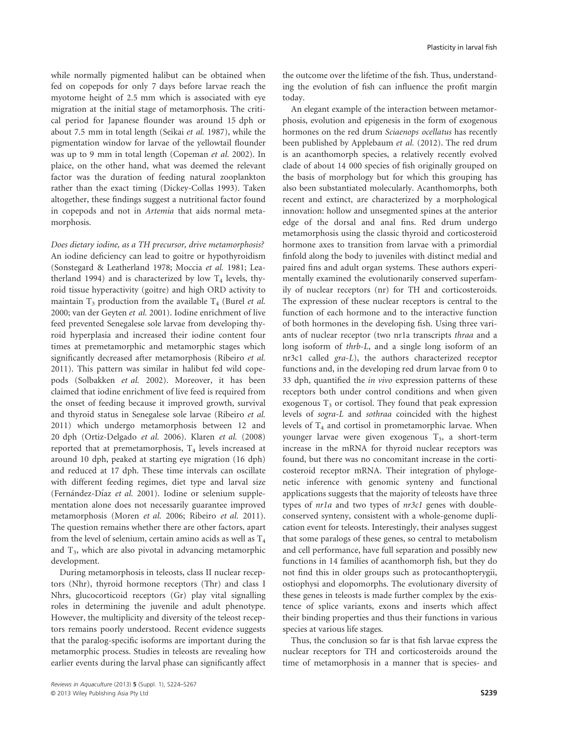while normally pigmented halibut can be obtained when fed on copepods for only 7 days before larvae reach the myotome height of 2.5 mm which is associated with eye migration at the initial stage of metamorphosis. The critical period for Japanese flounder was around 15 dph or about 7.5 mm in total length (Seikai *et al.* 1987), while the pigmentation window for larvae of the yellowtail flounder was up to 9 mm in total length (Copeman *et al.* 2002). In plaice, on the other hand, what was deemed the relevant factor was the duration of feeding natural zooplankton rather than the exact timing (Dickey-Collas 1993). Taken altogether, these findings suggest a nutritional factor found in copepods and not in *Artemia* that aids normal metamorphosis.

*Does dietary iodine, as a TH precursor, drive metamorphosis?* An iodine deficiency can lead to goitre or hypothyroidism (Sonstegard & Leatherland 1978; Moccia *et al.* 1981; Leatherland 1994) and is characterized by low $T_4$ levels, thyroid tissue hyperactivity (goitre) and high ORD activity to maintain $T_3$ production from the available $T_4$ (Burel *et al.* 2000; van der Geyten *et al.* 2001). Iodine enrichment of live feed prevented Senegalese sole larvae from developing thyroid hyperplasia and increased their iodine content four times at premetamorphic and metamorphic stages which significantly decreased after metamorphosis (Ribeiro *et al.* 2011). This pattern was similar in halibut fed wild copepods (Solbakken *et al.* 2002). Moreover, it has been claimed that iodine enrichment of live feed is required from the onset of feeding because it improved growth, survival and thyroid status in Senegalese sole larvae (Ribeiro *et al.* 2011) which undergo metamorphosis between 12 and 20 dph (Ortiz-Delgado *et al.* 2006). Klaren *et al.* (2008) reported that at premetamorphosis, $T_4$ levels increased at around 10 dph, peaked at starting eye migration (16 dph) and reduced at 17 dph. These time intervals can oscillate with different feeding regimes, diet type and larval size (Fernández-Díaz *et al.* 2001). Iodine or selenium supplementation alone does not necessarily guarantee improved metamorphosis (Moren *et al.* 2006; Ribeiro *et al.* 2011). The question remains whether there are other factors, apart from the level of selenium, certain amino acids as well as $T_4$ and $T_3$, which are also pivotal in advancing metamorphic development.

During metamorphosis in teleosts, class II nuclear receptors (Nhr), thyroid hormone receptors (Thr) and class I Nhrs, glucocorticoid receptors (Gr) play vital signalling roles in determining the juvenile and adult phenotype. However, the multiplicity and diversity of the teleost receptors remains poorly understood. Recent evidence suggests that the paralog-specific isoforms are important during the metamorphic process. Studies in teleosts are revealing how earlier events during the larval phase can significantly affect the outcome over the lifetime of the fish. Thus, understanding the evolution of fish can influence the profit margin today.

An elegant example of the interaction between metamorphosis, evolution and epigenesis in the form of exogenous hormones on the red drum *Sciaenops ocellatus* has recently been published by Applebaum *et al.* (2012). The red drum is an acanthomorph species, a relatively recently evolved clade of about 14 000 species of fish originally grouped on the basis of morphology but for which this grouping has also been substantiated molecularly. Acanthomorphs, both recent and extinct, are characterized by a morphological innovation: hollow and unsegmented spines at the anterior edge of the dorsal and anal fins. Red drum undergo metamorphosis using the classic thyroid and corticosteroid hormone axes to transition from larvae with a primordial finfold along the body to juveniles with distinct medial and paired fins and adult organ systems. These authors experimentally examined the evolutionarily conserved superfamily of nuclear receptors (nr) for TH and corticosteroids. The expression of these nuclear receptors is central to the function of each hormone and to the interactive function of both hormones in the developing fish. Using three variants of nuclear receptor (two nr1a transcripts *thraa* and a long isoform of *thrb-L*, and a single long isoform of an nr3c1 called *gra-L*), the authors characterized receptor functions and, in the developing red drum larvae from 0 to 33 dph, quantified the *in vivo* expression patterns of these receptors both under control conditions and when given exogenous $T_3$ or cortisol. They found that peak expression levels of *sogra-L* and *sothraa* coincided with the highest levels of $T_4$ and cortisol in prometamorphic larvae. When younger larvae were given exogenous $T_3$, a short-term increase in the mRNA for thyroid nuclear receptors was found, but there was no concomitant increase in the corticosteroid receptor mRNA. Their integration of phylogenetic inference with genomic synteny and functional applications suggests that the majority of teleosts have three types of *nr1a* and two types of *nr3c1* genes with double-conserved synteny, consistent with a whole-genome duplication event for teleosts. Interestingly, their analyses suggest that some paralogs of these genes, so central to metabolism and cell performance, have full separation and possibly new functions in 14 families of acanthomorph fish, but they do not find this in older groups such as protocanthopterygii, ostiophysi and elopomorphs. The evolutionary diversity of these genes in teleosts is made further complex by the existence of splice variants, exons and inserts which affect their binding properties and thus their functions in various species at various life stages.

Thus, the conclusion so far is that fish larvae express the nuclear receptors for TH and corticosteroids around the time of metamorphosis in a manner that is species- and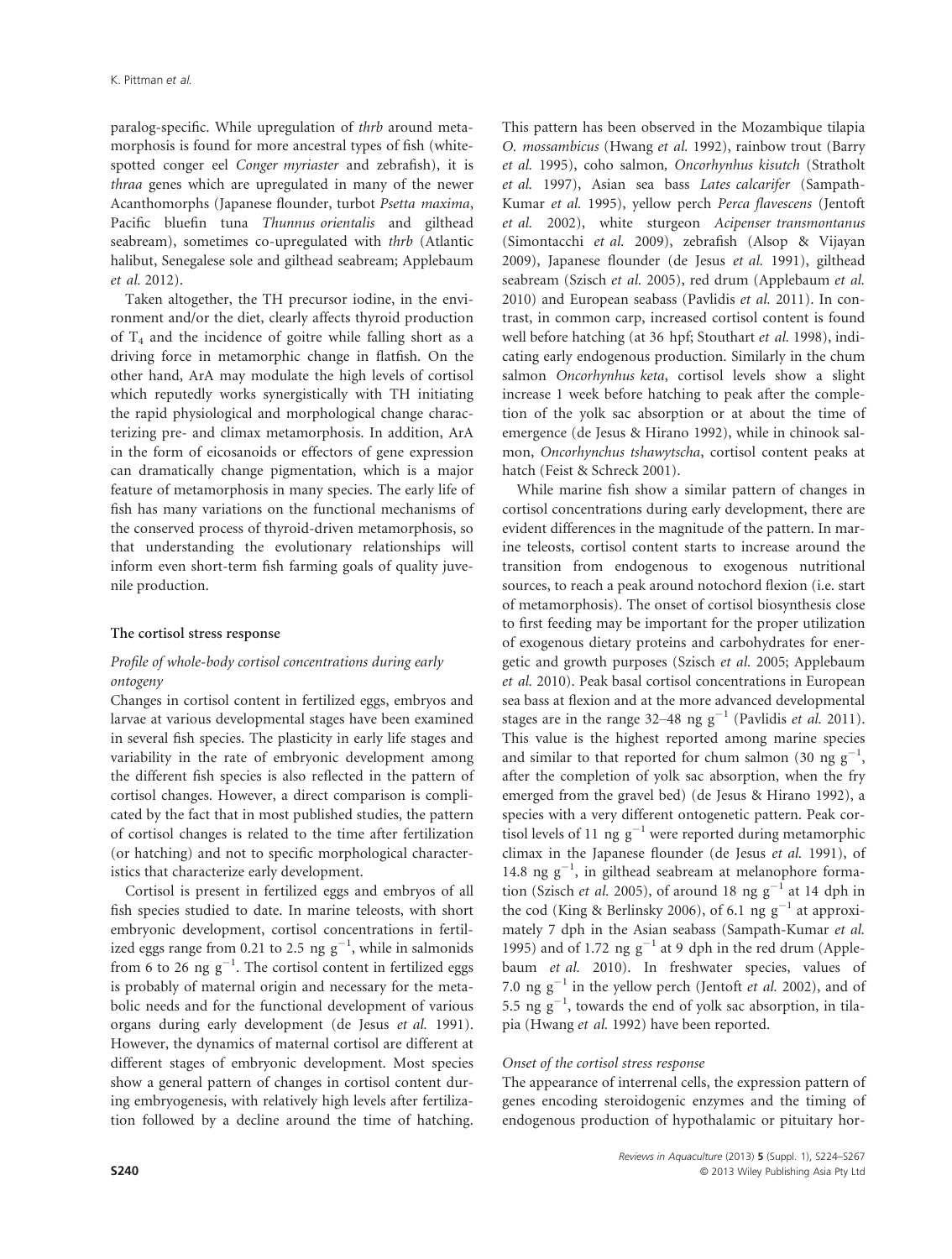paralog-specific. While upregulation of *thrb* around metamorphosis is found for more ancestral types of fish (white-spotted conger eel *Conger myriaster* and zebrafish), it is *thraa* genes which are upregulated in many of the newer Acanthomorphs (Japanese flounder, turbot *Psetta maxima*, Pacific bluefin tuna *Thunnus orientalis* and gilthead seabream), sometimes co-upregulated with *thrb* (Atlantic halibut, Senegalese sole and gilthead seabream; Applebaum *et al.* 2012).

Taken altogether, the TH precursor iodine, in the environment and/or the diet, clearly affects thyroid production of $T_4$ and the incidence of goitre while falling short as a driving force in metamorphic change in flatfish. On the other hand, ArA may modulate the high levels of cortisol which reputedly works synergistically with TH initiating the rapid physiological and morphological change characterizing pre- and climax metamorphosis. In addition, ArA in the form of eicosanoids or effectors of gene expression can dramatically change pigmentation, which is a major feature of metamorphosis in many species. The early life of fish has many variations on the functional mechanisms of the conserved process of thyroid-driven metamorphosis, so that understanding the evolutionary relationships will inform even short-term fish farming goals of quality juvenile production.

## The cortisol stress response

### Profile of whole-body cortisol concentrations during early ontogeny

Changes in cortisol content in fertilized eggs, embryos and larvae at various developmental stages have been examined in several fish species. The plasticity in early life stages and variability in the rate of embryonic development among the different fish species is also reflected in the pattern of cortisol changes. However, a direct comparison is complicated by the fact that in most published studies, the pattern of cortisol changes is related to the time after fertilization (or hatching) and not to specific morphological characteristics that characterize early development.

Cortisol is present in fertilized eggs and embryos of all fish species studied to date. In marine teleosts, with short embryonic development, cortisol concentrations in fertilized eggs range from 0.21 to 2.5 ng $g^{-1}$, while in salmonids from 6 to 26 ng $g^{-1}$. The cortisol content in fertilized eggs is probably of maternal origin and necessary for the metabolic needs and for the functional development of various organs during early development (de Jesus *et al.* 1991). However, the dynamics of maternal cortisol are different at different stages of embryonic development. Most species show a general pattern of changes in cortisol content during embryogenesis, with relatively high levels after fertilization followed by a decline around the time of hatching. This pattern has been observed in the Mozambique tilapia *O. mossambicus* (Hwang *et al.* 1992), rainbow trout (Barry *et al.* 1995), coho salmon, *Oncorhynhus kisutch* (Stratholt *et al.* 1997), Asian sea bass *Lates calcarifer* (Sampath-Kumar *et al.* 1995), yellow perch *Perca flavescens* (Jentoft *et al.* 2002), white sturgeon *Acipenser transmontanus* (Simontacchi *et al.* 2009), zebrafish (Alsop & Vijayan 2009), Japanese flounder (de Jesus *et al.* 1991), gilthead seabream (Szisch *et al.* 2005), red drum (Applebaum *et al.* 2010) and European seabass (Pavlidis *et al.* 2011). In contrast, in common carp, increased cortisol content is found well before hatching (at 36 hpf; Stouthart *et al.* 1998), indicating early endogenous production. Similarly in the chum salmon *Oncorhynhus keta*, cortisol levels show a slight increase 1 week before hatching to peak after the completion of the yolk sac absorption or at about the time of emergence (de Jesus & Hirano 1992), while in chinook salmon, *Oncorhynchus tshawytscha*, cortisol content peaks at hatch (Feist & Schreck 2001).

While marine fish show a similar pattern of changes in cortisol concentrations during early development, there are evident differences in the magnitude of the pattern. In marine teleosts, cortisol content starts to increase around the transition from endogenous to exogenous nutritional sources, to reach a peak around notochord flexion (i.e. start of metamorphosis). The onset of cortisol biosynthesis close to first feeding may be important for the proper utilization of exogenous dietary proteins and carbohydrates for energetic and growth purposes (Szisch *et al.* 2005; Applebaum *et al.* 2010). Peak basal cortisol concentrations in European sea bass at flexion and at the more advanced developmental stages are in the range 32–48 ng $g^{-1}$ (Pavlidis *et al.* 2011). This value is the highest reported among marine species and similar to that reported for chum salmon (30 ng $g^{-1}$, after the completion of yolk sac absorption, when the fry emerged from the gravel bed) (de Jesus & Hirano 1992), a species with a very different ontogenetic pattern. Peak cortisol levels of 11 ng $g^{-1}$ were reported during metamorphic climax in the Japanese flounder (de Jesus *et al.* 1991), of 14.8 ng $g^{-1}$, in gilthead seabream at melanophore formation (Szisch *et al.* 2005), of around 18 ng $g^{-1}$ at 14 dph in the cod (King & Berlinsky 2006), of 6.1 ng $g^{-1}$ at approximately 7 dph in the Asian seabass (Sampath-Kumar *et al.* 1995) and of 1.72 ng $g^{-1}$ at 9 dph in the red drum (Applebaum *et al.* 2010). In freshwater species, values of 7.0 ng $g^{-1}$ in the yellow perch (Jentoft *et al.* 2002), and of 5.5 ng $g^{-1}$, towards the end of yolk sac absorption, in tilapia (Hwang *et al.* 1992) have been reported.

### Onset of the cortisol stress response

The appearance of interrenal cells, the expression pattern of genes encoding steroidogenic enzymes and the timing of endogenous production of hypothalamic or pituitary hor-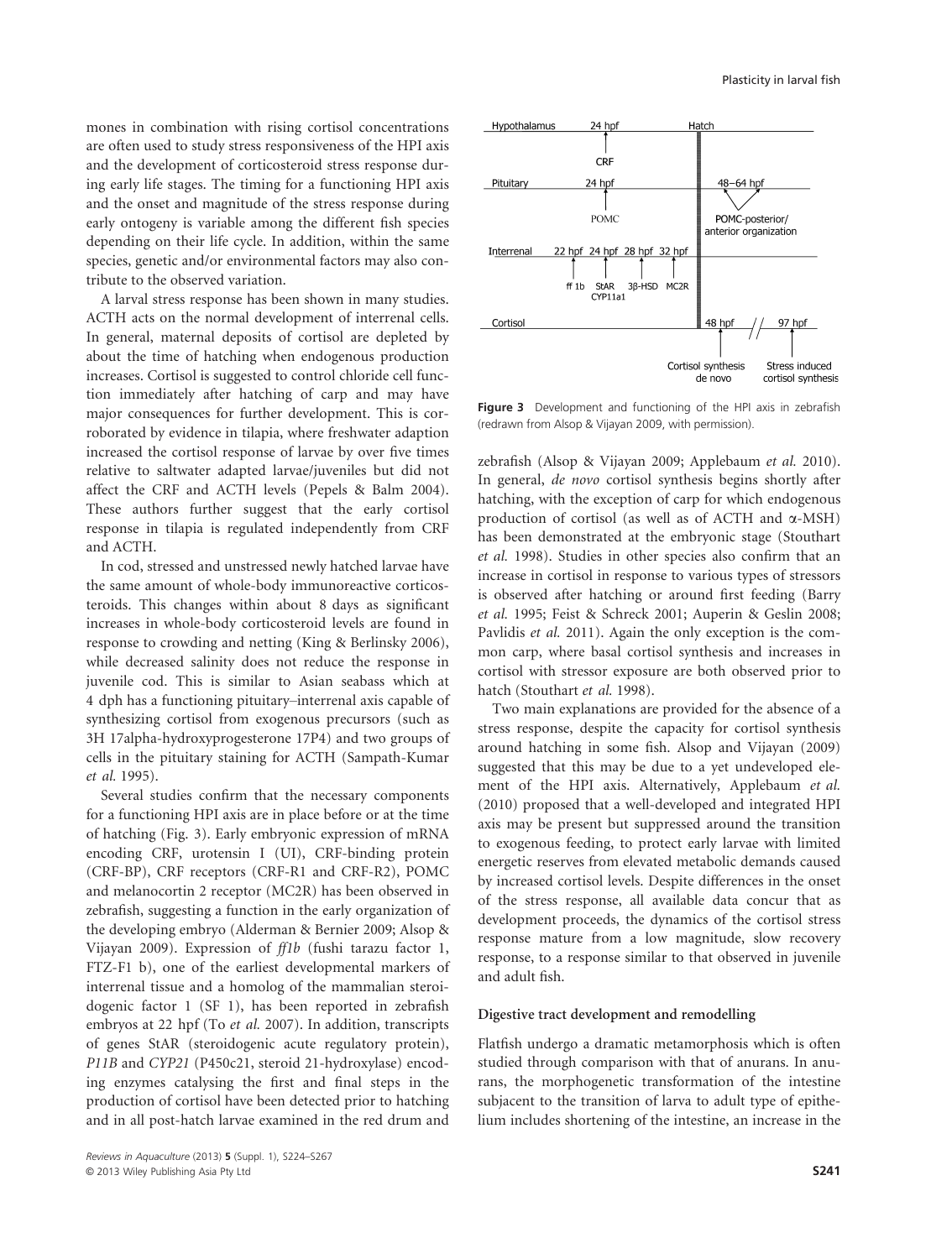mones in combination with rising cortisol concentrations are often used to study stress responsiveness of the HPI axis and the development of corticosteroid stress response during early life stages. The timing for a functioning HPI axis and the onset and magnitude of the stress response during early ontogeny is variable among the different fish species depending on their life cycle. In addition, within the same species, genetic and/or environmental factors may also contribute to the observed variation.

A larval stress response has been shown in many studies. ACTH acts on the normal development of interrenal cells. In general, maternal deposits of cortisol are depleted by about the time of hatching when endogenous production increases. Cortisol is suggested to control chloride cell function immediately after hatching of carp and may have major consequences for further development. This is corroborated by evidence in tilapia, where freshwater adaption increased the cortisol response of larvae by over five times relative to saltwater adapted larvae/juveniles but did not affect the CRF and ACTH levels (Pepels & Balm 2004). These authors further suggest that the early cortisol response in tilapia is regulated independently from CRF and ACTH.

In cod, stressed and unstressed newly hatched larvae have the same amount of whole-body immunoreactive corticosteroids. This changes within about 8 days as significant increases in whole-body corticosteroid levels are found in response to crowding and netting (King & Berlinsky 2006), while decreased salinity does not reduce the response in juvenile cod. This is similar to Asian seabass which at 4 dph has a functioning pituitary–interrenal axis capable of synthesizing cortisol from exogenous precursors (such as 3H 17alpha-hydroxyprogesterone 17P4) and two groups of cells in the pituitary staining for ACTH (Sampath-Kumar *et al.* 1995).

Several studies confirm that the necessary components for a functioning HPI axis are in place before or at the time of hatching (Fig. 3). Early embryonic expression of mRNA encoding CRF, urotensin I (UI), CRF-binding protein (CRF-BP), CRF receptors (CRF-R1 and CRF-R2), POMC and melanocortin 2 receptor (MC2R) has been observed in zebrafish, suggesting a function in the early organization of the developing embryo (Alderman & Bernier 2009; Alsop & Vijayan 2009). Expression of *ff1b* (fushi tarazu factor 1, FTZ-F1 b), one of the earliest developmental markers of interrenal tissue and a homolog of the mammalian steroidogenic factor 1 (SF 1), has been reported in zebrafish embryos at 22 hpf (To *et al.* 2007). In addition, transcripts of genes StAR (steroidogenic acute regulatory protein), *P11B* and *CYP21* (P450c21, steroid 21-hydroxylase) encoding enzymes catalysing the first and final steps in the production of cortisol have been detected prior to hatching and in all post-hatch larvae examined in the red drum and zebrafish (Alsop & Vijayan 2009; Applebaum *et al.* 2010). In general, *de novo* cortisol synthesis begins shortly after hatching, with the exception of carp for which endogenous production of cortisol (as well as of ACTH and α-MSH) has been demonstrated at the embryonic stage (Stouthart *et al.* 1998). Studies in other species also confirm that an increase in cortisol in response to various types of stressors is observed after hatching or around first feeding (Barry *et al.* 1995; Feist & Schreck 2001; Auperin & Geslin 2008; Pavlidis *et al.* 2011). Again the only exception is the common carp, where basal cortisol synthesis and increases in cortisol with stressor exposure are both observed prior to hatch (Stouthart *et al.* 1998).

Hypothalamus: 24 hpf – CRF; Hatch
Pituitary: 24 hpf – POMC; 48–64 hpf – POMC-posterior/anterior organization
Interrenal: 22 hpf – ff 1b; 24 hpf – StAR, CYP11a1; 28 hpf – 3β-HSD; 32 hpf – MC2R
Cortisol: 48 hpf – Cortisol synthesis de novo; 97 hpf – Stress induced cortisol synthesis

**Figure 3** Development and functioning of the HPI axis in zebrafish (redrawn from Alsop & Vijayan 2009, with permission).

Two main explanations are provided for the absence of a stress response, despite the capacity for cortisol synthesis around hatching in some fish. Alsop and Vijayan (2009) suggested that this may be due to a yet undeveloped element of the HPI axis. Alternatively, Applebaum *et al.* (2010) proposed that a well-developed and integrated HPI axis may be present but suppressed around the transition to exogenous feeding, to protect early larvae with limited energetic reserves from elevated metabolic demands caused by increased cortisol levels. Despite differences in the onset of the stress response, all available data concur that as development proceeds, the dynamics of the cortisol stress response mature from a low magnitude, slow recovery response, to a response similar to that observed in juvenile and adult fish.

### Digestive tract development and remodelling

Flatfish undergo a dramatic metamorphosis which is often studied through comparison with that of anurans. In anurans, the morphogenetic transformation of the intestine subjacent to the transition of larva to adult type of epithelium includes shortening of the intestine, an increase in the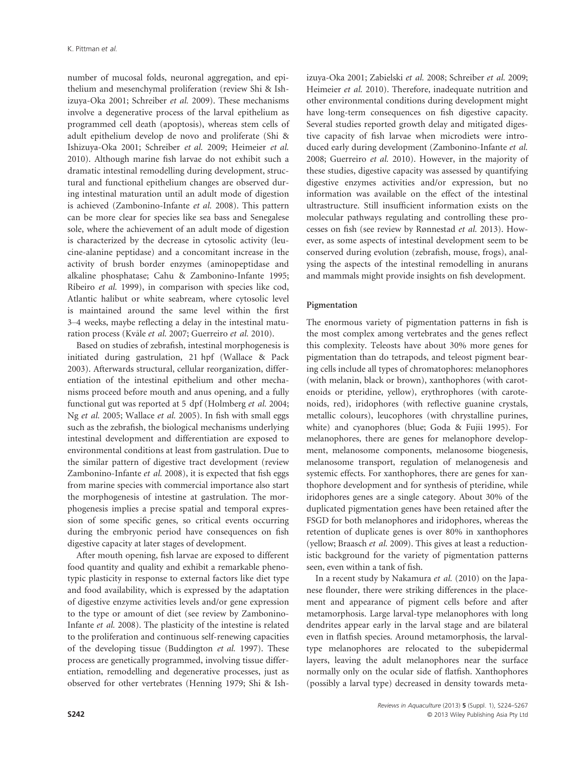number of mucosal folds, neuronal aggregation, and epithelium and mesenchymal proliferation (review Shi & Ishizuya-Oka 2001; Schreiber *et al.* 2009). These mechanisms involve a degenerative process of the larval epithelium as programmed cell death (apoptosis), whereas stem cells of adult epithelium develop de novo and proliferate (Shi & Ishizuya-Oka 2001; Schreiber *et al.* 2009; Heimeier *et al.* 2010). Although marine fish larvae do not exhibit such a dramatic intestinal remodelling during development, structural and functional epithelium changes are observed during intestinal maturation until an adult mode of digestion is achieved (Zambonino-Infante *et al.* 2008). This pattern can be more clear for species like sea bass and Senegalese sole, where the achievement of an adult mode of digestion is characterized by the decrease in cytosolic activity (leucine-alanine peptidase) and a concomitant increase in the activity of brush border enzymes (aminopeptidase and alkaline phosphatase; Cahu & Zambonino-Infante 1995; Ribeiro *et al.* 1999), in comparison with species like cod, Atlantic halibut or white seabream, where cytosolic level is maintained around the same level within the first 3–4 weeks, maybe reflecting a delay in the intestinal maturation process (Kvåle *et al.* 2007; Guerreiro *et al.* 2010).

Based on studies of zebrafish, intestinal morphogenesis is initiated during gastrulation, 21 hpf (Wallace & Pack 2003). Afterwards structural, cellular reorganization, differentiation of the intestinal epithelium and other mechanisms proceed before mouth and anus opening, and a fully functional gut was reported at 5 dpf (Holmberg *et al.* 2004; Ng *et al.* 2005; Wallace *et al.* 2005). In fish with small eggs such as the zebrafish, the biological mechanisms underlying intestinal development and differentiation are exposed to environmental conditions at least from gastrulation. Due to the similar pattern of digestive tract development (review Zambonino-Infante *et al.* 2008), it is expected that fish eggs from marine species with commercial importance also start the morphogenesis of intestine at gastrulation. The morphogenesis implies a precise spatial and temporal expression of some specific genes, so critical events occurring during the embryonic period have consequences on fish digestive capacity at later stages of development.

After mouth opening, fish larvae are exposed to different food quantity and quality and exhibit a remarkable phenotypic plasticity in response to external factors like diet type and food availability, which is expressed by the adaptation of digestive enzyme activities levels and/or gene expression to the type or amount of diet (see review by Zambonino-Infante *et al.* 2008). The plasticity of the intestine is related to the proliferation and continuous self-renewing capacities of the developing tissue (Buddington *et al.* 1997). These process are genetically programmed, involving tissue differentiation, remodelling and degenerative processes, just as observed for other vertebrates (Henning 1979; Shi & Ishizuya-Oka 2001; Zabielski *et al.* 2008; Schreiber *et al.* 2009; Heimeier *et al.* 2010). Therefore, inadequate nutrition and other environmental conditions during development might have long-term consequences on fish digestive capacity. Several studies reported growth delay and mitigated digestive capacity of fish larvae when microdiets were introduced early during development (Zambonino-Infante *et al.* 2008; Guerreiro *et al.* 2010). However, in the majority of these studies, digestive capacity was assessed by quantifying digestive enzymes activities and/or expression, but no information was available on the effect of the intestinal ultrastructure. Still insufficient information exists on the molecular pathways regulating and controlling these processes on fish (see review by Rønnestad *et al.* 2013). However, as some aspects of intestinal development seem to be conserved during evolution (zebrafish, mouse, frogs), analysing the aspects of the intestinal remodelling in anurans and mammals might provide insights on fish development.

### Pigmentation

The enormous variety of pigmentation patterns in fish is the most complex among vertebrates and the genes reflect this complexity. Teleosts have about 30% more genes for pigmentation than do tetrapods, and teleost pigment bearing cells include all types of chromatophores: melanophores (with melanin, black or brown), xanthophores (with carotenoids or pteridine, yellow), erythrophores (with carotenoids, red), iridophores (with reflective guanine crystals, metallic colours), leucophores (with chrystalline purines, white) and cyanophores (blue; Goda & Fujii 1995). For melanophores, there are genes for melanophore development, melanosome components, melanosome biogenesis, melanosome transport, regulation of melanogenesis and systemic effects. For xanthophores, there are genes for xanthophore development and for synthesis of pteridine, while iridophores genes are a single category. About 30% of the duplicated pigmentation genes have been retained after the FSGD for both melanophores and iridophores, whereas the retention of duplicate genes is over 80% in xanthophores (yellow; Braasch *et al.* 2009). This gives at least a reductionistic background for the variety of pigmentation patterns seen, even within a tank of fish.

In a recent study by Nakamura *et al.* (2010) on the Japanese flounder, there were striking differences in the placement and appearance of pigment cells before and after metamorphosis. Large larval-type melanophores with long dendrites appear early in the larval stage and are bilateral even in flatfish species. Around metamorphosis, the larval-type melanophores are relocated to the subepidermal layers, leaving the adult melanophores near the surface normally only on the ocular side of flatfish. Xanthophores (possibly a larval type) decreased in density towards meta-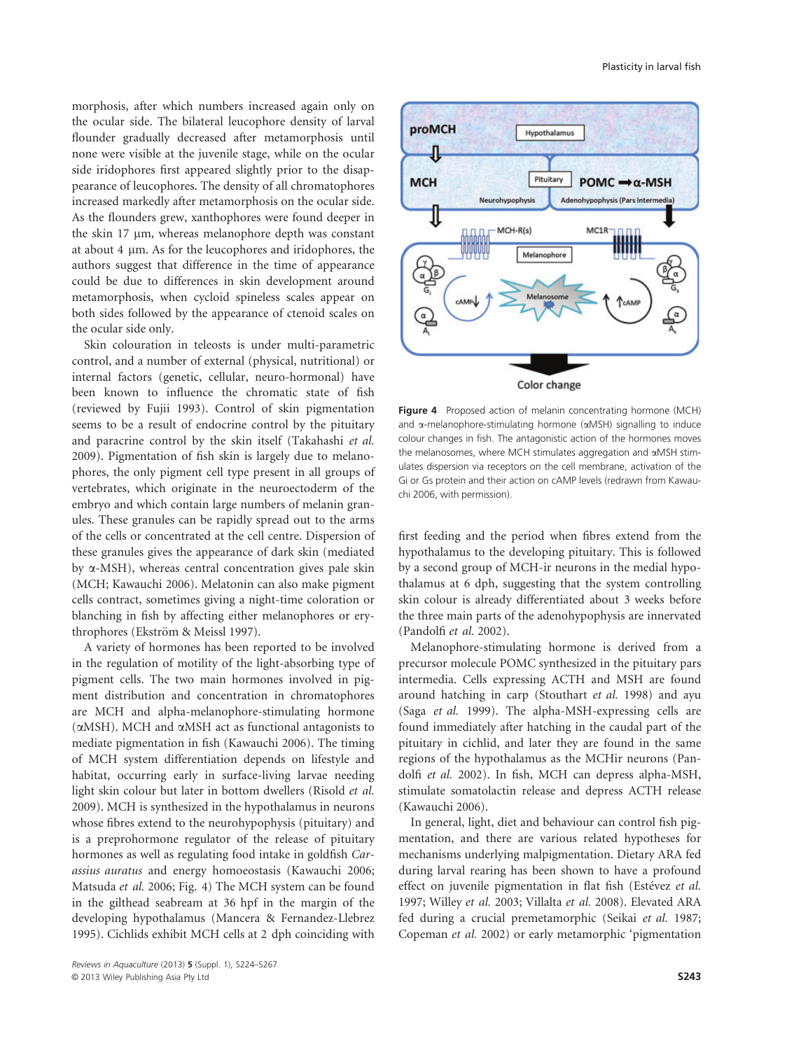morphosis, after which numbers increased again only on the ocular side. The bilateral leucophore density of larval flounder gradually decreased after metamorphosis until none were visible at the juvenile stage, while on the ocular side iridophores first appeared slightly prior to the disappearance of leucophores. The density of all chromatophores increased markedly after metamorphosis on the ocular side. As the flounders grew, xanthophores were found deeper in the skin 17 μm, whereas melanophore depth was constant at about 4 μm. As for the leucophores and iridophores, the authors suggest that difference in the time of appearance could be due to differences in skin development around metamorphosis, when cycloid spineless scales appear on both sides followed by the appearance of ctenoid scales on the ocular side only.

Skin colouration in teleosts is under multi-parametric control, and a number of external (physical, nutritional) or internal factors (genetic, cellular, neuro-hormonal) have been known to influence the chromatic state of fish (reviewed by Fujii 1993). Control of skin pigmentation seems to be a result of endocrine control by the pituitary and paracrine control by the skin itself (Takahashi *et al.* 2009). Pigmentation of fish skin is largely due to melanophores, the only pigment cell type present in all groups of vertebrates, which originate in the neuroectoderm of the embryo and which contain large numbers of melanin granules. These granules can be rapidly spread out to the arms of the cells or concentrated at the cell centre. Dispersion of these granules gives the appearance of dark skin (mediated by α-MSH), whereas central concentration gives pale skin (MCH; Kawauchi 2006). Melatonin can also make pigment cells contract, sometimes giving a night-time coloration or blanching in fish by affecting either melanophores or erythrophores (Ekström & Meissl 1997).

A variety of hormones has been reported to be involved in the regulation of motility of the light-absorbing type of pigment cells. The two main hormones involved in pigment distribution and concentration in chromatophores are MCH and alpha-melanophore-stimulating hormone (αMSH). MCH and αMSH act as functional antagonists to mediate pigmentation in fish (Kawauchi 2006). The timing of MCH system differentiation depends on lifestyle and habitat, occurring early in surface-living larvae needing light skin colour but later in bottom dwellers (Risold *et al.* 2009). MCH is synthesized in the hypothalamus in neurons whose fibres extend to the neurohypophysis (pituitary) and is a preprohormone regulator of the release of pituitary hormones as well as regulating food intake in goldfish *Carassius auratus* and energy homoeostasis (Kawauchi 2006; Matsuda *et al.* 2006; Fig. 4) The MCH system can be found in the gilthead seabream at 36 hpf in the margin of the developing hypothalamus (Mancera & Fernandez-Llebrez 1995). Cichlids exhibit MCH cells at 2 dph coinciding with first feeding and the period when fibres extend from the hypothalamus to the developing pituitary. This is followed by a second group of MCH-ir neurons in the medial hypothalamus at 6 dph, suggesting that the system controlling skin colour is already differentiated about 3 weeks before the three main parts of the adenohypophysis are innervated (Pandolfi *et al.* 2002).

**Figure 4** Proposed action of melanin concentrating hormone (MCH) and α-melanophore-stimulating hormone (αMSH) signalling to induce colour changes in fish. The antagonistic action of the hormones moves the melanosomes, where MCH stimulates aggregation and αMSH stimulates dispersion via receptors on the cell membrane, activation of the Gi or Gs protein and their action on cAMP levels (redrawn from Kawauchi 2006, with permission).

Melanophore-stimulating hormone is derived from a precursor molecule POMC synthesized in the pituitary pars intermedia. Cells expressing ACTH and MSH are found around hatching in carp (Stouthart *et al.* 1998) and ayu (Saga *et al.* 1999). The alpha-MSH-expressing cells are found immediately after hatching in the caudal part of the pituitary in cichlid, and later they are found in the same regions of the hypothalamus as the MCHir neurons (Pandolfi *et al.* 2002). In fish, MCH can depress alpha-MSH, stimulate somatolactin release and depress ACTH release (Kawauchi 2006).

In general, light, diet and behaviour can control fish pigmentation, and there are various related hypotheses for mechanisms underlying malpigmentation. Dietary ARA fed during larval rearing has been shown to have a profound effect on juvenile pigmentation in flat fish (Estévez *et al.* 1997; Willey *et al.* 2003; Villalta *et al.* 2008). Elevated ARA fed during a crucial premetamorphic (Seikai *et al.* 1987; Copeman *et al.* 2002) or early metamorphic 'pigmentation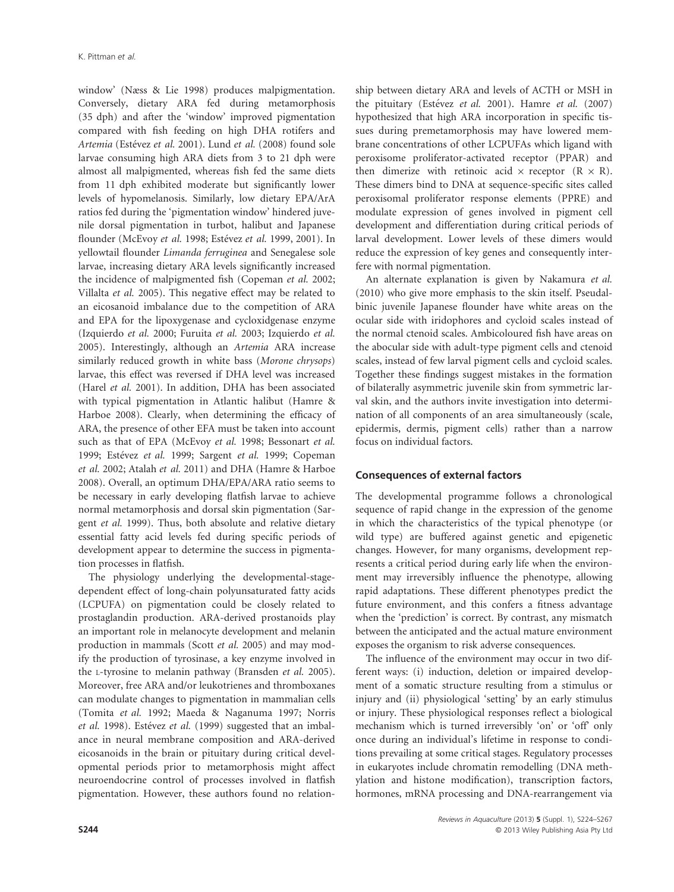window' (Næss & Lie 1998) produces malpigmentation. Conversely, dietary ARA fed during metamorphosis (35 dph) and after the 'window' improved pigmentation compared with fish feeding on high DHA rotifers and *Artemia* (Estévez *et al.* 2001). Lund *et al.* (2008) found sole larvae consuming high ARA diets from 3 to 21 dph were almost all malpigmented, whereas fish fed the same diets from 11 dph exhibited moderate but significantly lower levels of hypomelanosis. Similarly, low dietary EPA/ArA ratios fed during the 'pigmentation window' hindered juvenile dorsal pigmentation in turbot, halibut and Japanese flounder (McEvoy *et al.* 1998; Estévez *et al.* 1999, 2001). In yellowtail flounder *Limanda ferruginea* and Senegalese sole larvae, increasing dietary ARA levels significantly increased the incidence of malpigmented fish (Copeman *et al.* 2002; Villalta *et al.* 2005). This negative effect may be related to an eicosanoid imbalance due to the competition of ARA and EPA for the lipoxygenase and cycloxidgenase enzyme (Izquierdo *et al.* 2000; Furuita *et al.* 2003; Izquierdo *et al.* 2005). Interestingly, although an *Artemia* ARA increase similarly reduced growth in white bass (*Morone chrysops*) larvae, this effect was reversed if DHA level was increased (Harel *et al.* 2001). In addition, DHA has been associated with typical pigmentation in Atlantic halibut (Hamre & Harboe 2008). Clearly, when determining the efficacy of ARA, the presence of other EFA must be taken into account such as that of EPA (McEvoy *et al.* 1998; Bessonart *et al.* 1999; Estévez *et al.* 1999; Sargent *et al.* 1999; Copeman *et al.* 2002; Atalah *et al.* 2011) and DHA (Hamre & Harboe 2008). Overall, an optimum DHA/EPA/ARA ratio seems to be necessary in early developing flatfish larvae to achieve normal metamorphosis and dorsal skin pigmentation (Sargent *et al.* 1999). Thus, both absolute and relative dietary essential fatty acid levels fed during specific periods of development appear to determine the success in pigmentation processes in flatfish.

The physiology underlying the developmental-stage-dependent effect of long-chain polyunsaturated fatty acids (LCPUFA) on pigmentation could be closely related to prostaglandin production. ARA-derived prostanoids play an important role in melanocyte development and melanin production in mammals (Scott *et al.* 2005) and may modify the production of tyrosinase, a key enzyme involved in the L-tyrosine to melanin pathway (Bransden *et al.* 2005). Moreover, free ARA and/or leukotrienes and thromboxanes can modulate changes to pigmentation in mammalian cells (Tomita *et al.* 1992; Maeda & Naganuma 1997; Norris *et al.* 1998). Estévez *et al.* (1999) suggested that an imbalance in neural membrane composition and ARA-derived eicosanoids in the brain or pituitary during critical developmental periods prior to metamorphosis might affect neuroendocrine control of processes involved in flatfish pigmentation. However, these authors found no relationship between dietary ARA and levels of ACTH or MSH in the pituitary (Estévez *et al.* 2001). Hamre *et al.* (2007) hypothesized that high ARA incorporation in specific tissues during premetamorphosis may have lowered membrane concentrations of other LCPUFAs which ligand with peroxisome proliferator-activated receptor (PPAR) and then dimerize with retinoic acid × receptor (R × R). These dimers bind to DNA at sequence-specific sites called peroxisomal proliferator response elements (PPRE) and modulate expression of genes involved in pigment cell development and differentiation during critical periods of larval development. Lower levels of these dimers would reduce the expression of key genes and consequently interfere with normal pigmentation.

An alternate explanation is given by Nakamura *et al.* (2010) who give more emphasis to the skin itself. Pseudalbinic juvenile Japanese flounder have white areas on the ocular side with iridophores and cycloid scales instead of the normal ctenoid scales. Ambicoloured fish have areas on the abocular side with adult-type pigment cells and ctenoid scales, instead of few larval pigment cells and cycloid scales. Together these findings suggest mistakes in the formation of bilaterally asymmetric juvenile skin from symmetric larval skin, and the authors invite investigation into determination of all components of an area simultaneously (scale, epidermis, dermis, pigment cells) rather than a narrow focus on individual factors.

### Consequences of external factors

The developmental programme follows a chronological sequence of rapid change in the expression of the genome in which the characteristics of the typical phenotype (or wild type) are buffered against genetic and epigenetic changes. However, for many organisms, development represents a critical period during early life when the environment may irreversibly influence the phenotype, allowing rapid adaptations. These different phenotypes predict the future environment, and this confers a fitness advantage when the 'prediction' is correct. By contrast, any mismatch between the anticipated and the actual mature environment exposes the organism to risk adverse consequences.

The influence of the environment may occur in two different ways: (i) induction, deletion or impaired development of a somatic structure resulting from a stimulus or injury and (ii) physiological 'setting' by an early stimulus or injury. These physiological responses reflect a biological mechanism which is turned irreversibly 'on' or 'off' only once during an individual's lifetime in response to conditions prevailing at some critical stages. Regulatory processes in eukaryotes include chromatin remodelling (DNA methylation and histone modification), transcription factors, hormones, mRNA processing and DNA-rearrangement via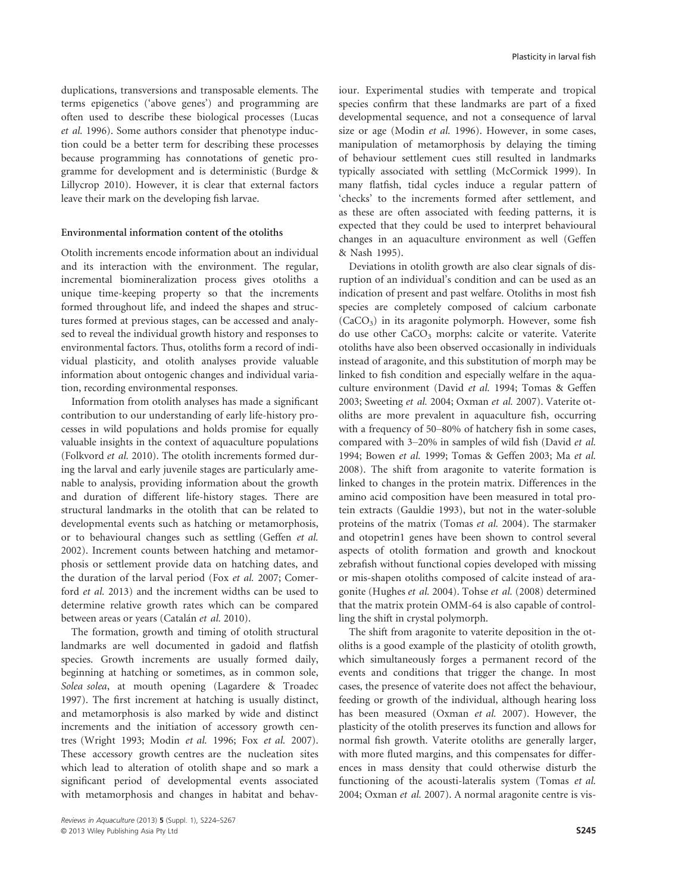duplications, transversions and transposable elements. The terms epigenetics ('above genes') and programming are often used to describe these biological processes (Lucas *et al.* 1996). Some authors consider that phenotype induction could be a better term for describing these processes because programming has connotations of genetic programme for development and is deterministic (Burdge & Lillycrop 2010). However, it is clear that external factors leave their mark on the developing fish larvae.

### Environmental information content of the otoliths

Otolith increments encode information about an individual and its interaction with the environment. The regular, incremental biomineralization process gives otoliths a unique time-keeping property so that the increments formed throughout life, and indeed the shapes and structures formed at previous stages, can be accessed and analysed to reveal the individual growth history and responses to environmental factors. Thus, otoliths form a record of individual plasticity, and otolith analyses provide valuable information about ontogenic changes and individual variation, recording environmental responses.

Information from otolith analyses has made a significant contribution to our understanding of early life-history processes in wild populations and holds promise for equally valuable insights in the context of aquaculture populations (Folkvord *et al.* 2010). The otolith increments formed during the larval and early juvenile stages are particularly amenable to analysis, providing information about the growth and duration of different life-history stages. There are structural landmarks in the otolith that can be related to developmental events such as hatching or metamorphosis, or to behavioural changes such as settling (Geffen *et al.* 2002). Increment counts between hatching and metamorphosis or settlement provide data on hatching dates, and the duration of the larval period (Fox *et al.* 2007; Comerford *et al.* 2013) and the increment widths can be used to determine relative growth rates which can be compared between areas or years (Catalán *et al.* 2010).

The formation, growth and timing of otolith structural landmarks are well documented in gadoid and flatfish species. Growth increments are usually formed daily, beginning at hatching or sometimes, as in common sole, *Solea solea*, at mouth opening (Lagardere & Troadec 1997). The first increment at hatching is usually distinct, and metamorphosis is also marked by wide and distinct increments and the initiation of accessory growth centres (Wright 1993; Modin *et al.* 1996; Fox *et al.* 2007). These accessory growth centres are the nucleation sites which lead to alteration of otolith shape and so mark a significant period of developmental events associated with metamorphosis and changes in habitat and behaviour. Experimental studies with temperate and tropical species confirm that these landmarks are part of a fixed developmental sequence, and not a consequence of larval size or age (Modin *et al.* 1996). However, in some cases, manipulation of metamorphosis by delaying the timing of behaviour settlement cues still resulted in landmarks typically associated with settling (McCormick 1999). In many flatfish, tidal cycles induce a regular pattern of 'checks' to the increments formed after settlement, and as these are often associated with feeding patterns, it is expected that they could be used to interpret behavioural changes in an aquaculture environment as well (Geffen & Nash 1995).

Deviations in otolith growth are also clear signals of disruption of an individual's condition and can be used as an indication of present and past welfare. Otoliths in most fish species are completely composed of calcium carbonate ($CaCO_3$) in its aragonite polymorph. However, some fish do use other $CaCO_3$ morphs: calcite or vaterite. Vaterite otoliths have also been observed occasionally in individuals instead of aragonite, and this substitution of morph may be linked to fish condition and especially welfare in the aquaculture environment (David *et al.* 1994; Tomas & Geffen 2003; Sweeting *et al.* 2004; Oxman *et al.* 2007). Vaterite otoliths are more prevalent in aquaculture fish, occurring with a frequency of 50–80% of hatchery fish in some cases, compared with 3–20% in samples of wild fish (David *et al.* 1994; Bowen *et al.* 1999; Tomas & Geffen 2003; Ma *et al.* 2008). The shift from aragonite to vaterite formation is linked to changes in the protein matrix. Differences in the amino acid composition have been measured in total protein extracts (Gauldie 1993), but not in the water-soluble proteins of the matrix (Tomas *et al.* 2004). The starmaker and otopetrin1 genes have been shown to control several aspects of otolith formation and growth and knockout zebrafish without functional copies developed with missing or mis-shapen otoliths composed of calcite instead of aragonite (Hughes *et al.* 2004). Tohse *et al.* (2008) determined that the matrix protein OMM-64 is also capable of controlling the shift in crystal polymorph.

The shift from aragonite to vaterite deposition in the otoliths is a good example of the plasticity of otolith growth, which simultaneously forges a permanent record of the events and conditions that trigger the change. In most cases, the presence of vaterite does not affect the behaviour, feeding or growth of the individual, although hearing loss has been measured (Oxman *et al.* 2007). However, the plasticity of the otolith preserves its function and allows for normal fish growth. Vaterite otoliths are generally larger, with more fluted margins, and this compensates for differences in mass density that could otherwise disturb the functioning of the acousti-lateralis system (Tomas *et al.* 2004; Oxman *et al.* 2007). A normal aragonite centre is vis-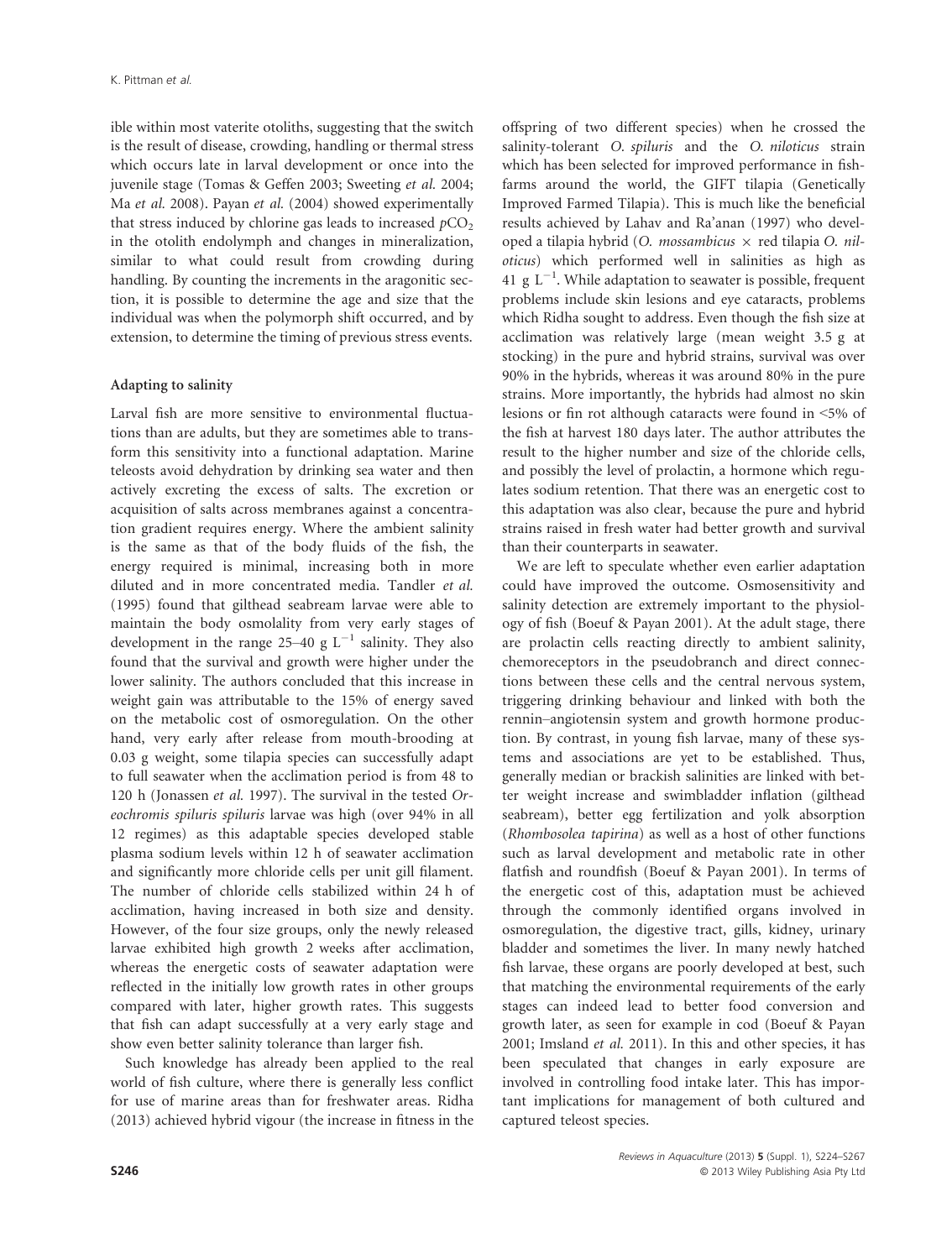ible within most vaterite otoliths, suggesting that the switch is the result of disease, crowding, handling or thermal stress which occurs late in larval development or once into the juvenile stage (Tomas & Geffen 2003; Sweeting *et al.* 2004; Ma *et al.* 2008). Payan *et al.* (2004) showed experimentally that stress induced by chlorine gas leads to increased $pCO_2$ in the otolith endolymph and changes in mineralization, similar to what could result from crowding during handling. By counting the increments in the aragonitic section, it is possible to determine the age and size that the individual was when the polymorph shift occurred, and by extension, to determine the timing of previous stress events.

### Adapting to salinity

Larval fish are more sensitive to environmental fluctuations than are adults, but they are sometimes able to transform this sensitivity into a functional adaptation. Marine teleosts avoid dehydration by drinking sea water and then actively excreting the excess of salts. The excretion or acquisition of salts across membranes against a concentration gradient requires energy. Where the ambient salinity is the same as that of the body fluids of the fish, the energy required is minimal, increasing both in more diluted and in more concentrated media. Tandler *et al.* (1995) found that gilthead seabream larvae were able to maintain the body osmolality from very early stages of development in the range 25–40 g $L^{-1}$ salinity. They also found that the survival and growth were higher under the lower salinity. The authors concluded that this increase in weight gain was attributable to the 15% of energy saved on the metabolic cost of osmoregulation. On the other hand, very early after release from mouth-brooding at 0.03 g weight, some tilapia species can successfully adapt to full seawater when the acclimation period is from 48 to 120 h (Jonassen *et al.* 1997). The survival in the tested *Oreochromis spiluris spiluris* larvae was high (over 94% in all 12 regimes) as this adaptable species developed stable plasma sodium levels within 12 h of seawater acclimation and significantly more chloride cells per unit gill filament. The number of chloride cells stabilized within 24 h of acclimation, having increased in both size and density. However, of the four size groups, only the newly released larvae exhibited high growth 2 weeks after acclimation, whereas the energetic costs of seawater adaptation were reflected in the initially low growth rates in other groups compared with later, higher growth rates. This suggests that fish can adapt successfully at a very early stage and show even better salinity tolerance than larger fish.

Such knowledge has already been applied to the real world of fish culture, where there is generally less conflict for use of marine areas than for freshwater areas. Ridha (2013) achieved hybrid vigour (the increase in fitness in the offspring of two different species) when he crossed the salinity-tolerant *O. spiluris* and the *O. niloticus* strain which has been selected for improved performance in fish-farms around the world, the GIFT tilapia (Genetically Improved Farmed Tilapia). This is much like the beneficial results achieved by Lahav and Ra'anan (1997) who developed a tilapia hybrid (*O. mossambicus* × red tilapia *O. niloticus*) which performed well in salinities as high as 41 g $L^{-1}$. While adaptation to seawater is possible, frequent problems include skin lesions and eye cataracts, problems which Ridha sought to address. Even though the fish size at acclimation was relatively large (mean weight 3.5 g at stocking) in the pure and hybrid strains, survival was over 90% in the hybrids, whereas it was around 80% in the pure strains. More importantly, the hybrids had almost no skin lesions or fin rot although cataracts were found in <5% of the fish at harvest 180 days later. The author attributes the result to the higher number and size of the chloride cells, and possibly the level of prolactin, a hormone which regulates sodium retention. That there was an energetic cost to this adaptation was also clear, because the pure and hybrid strains raised in fresh water had better growth and survival than their counterparts in seawater.

We are left to speculate whether even earlier adaptation could have improved the outcome. Osmosensitivity and salinity detection are extremely important to the physiology of fish (Boeuf & Payan 2001). At the adult stage, there are prolactin cells reacting directly to ambient salinity, chemoreceptors in the pseudobranch and direct connections between these cells and the central nervous system, triggering drinking behaviour and linked with both the rennin–angiotensin system and growth hormone production. By contrast, in young fish larvae, many of these systems and associations are yet to be established. Thus, generally median or brackish salinities are linked with better weight increase and swimbladder inflation (gilthead seabream), better egg fertilization and yolk absorption (*Rhombosolea tapirina*) as well as a host of other functions such as larval development and metabolic rate in other flatfish and roundfish (Boeuf & Payan 2001). In terms of the energetic cost of this, adaptation must be achieved through the commonly identified organs involved in osmoregulation, the digestive tract, gills, kidney, urinary bladder and sometimes the liver. In many newly hatched fish larvae, these organs are poorly developed at best, such that matching the environmental requirements of the early stages can indeed lead to better food conversion and growth later, as seen for example in cod (Boeuf & Payan 2001; Imsland *et al.* 2011). In this and other species, it has been speculated that changes in early exposure are involved in controlling food intake later. This has important implications for management of both cultured and captured teleost species.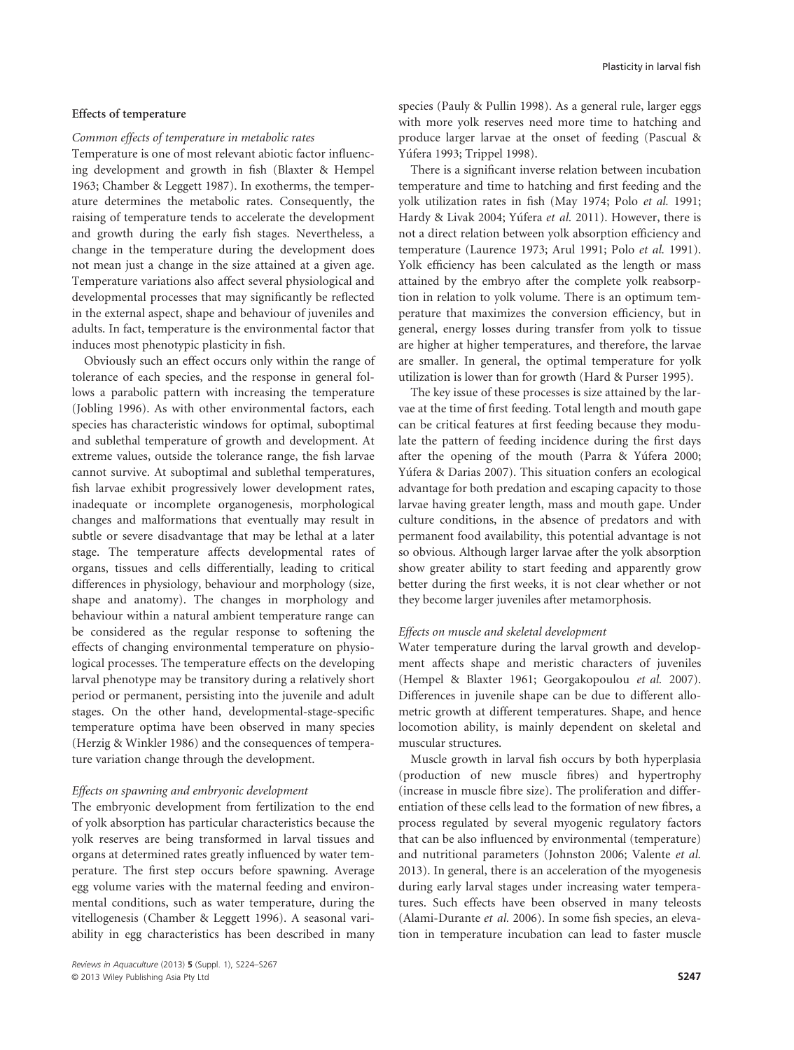### Effects of temperature

*Common effects of temperature in metabolic rates*

Temperature is one of most relevant abiotic factor influencing development and growth in fish (Blaxter & Hempel 1963; Chamber & Leggett 1987). In exotherms, the temperature determines the metabolic rates. Consequently, the raising of temperature tends to accelerate the development and growth during the early fish stages. Nevertheless, a change in the temperature during the development does not mean just a change in the size attained at a given age. Temperature variations also affect several physiological and developmental processes that may significantly be reflected in the external aspect, shape and behaviour of juveniles and adults. In fact, temperature is the environmental factor that induces most phenotypic plasticity in fish.

Obviously such an effect occurs only within the range of tolerance of each species, and the response in general follows a parabolic pattern with increasing the temperature (Jobling 1996). As with other environmental factors, each species has characteristic windows for optimal, suboptimal and sublethal temperature of growth and development. At extreme values, outside the tolerance range, the fish larvae cannot survive. At suboptimal and sublethal temperatures, fish larvae exhibit progressively lower development rates, inadequate or incomplete organogenesis, morphological changes and malformations that eventually may result in subtle or severe disadvantage that may be lethal at a later stage. The temperature affects developmental rates of organs, tissues and cells differentially, leading to critical differences in physiology, behaviour and morphology (size, shape and anatomy). The changes in morphology and behaviour within a natural ambient temperature range can be considered as the regular response to softening the effects of changing environmental temperature on physiological processes. The temperature effects on the developing larval phenotype may be transitory during a relatively short period or permanent, persisting into the juvenile and adult stages. On the other hand, developmental-stage-specific temperature optima have been observed in many species (Herzig & Winkler 1986) and the consequences of temperature variation change through the development.

*Effects on spawning and embryonic development*

The embryonic development from fertilization to the end of yolk absorption has particular characteristics because the yolk reserves are being transformed in larval tissues and organs at determined rates greatly influenced by water temperature. The first step occurs before spawning. Average egg volume varies with the maternal feeding and environmental conditions, such as water temperature, during the vitellogenesis (Chamber & Leggett 1996). A seasonal variability in egg characteristics has been described in many species (Pauly & Pullin 1998). As a general rule, larger eggs with more yolk reserves need more time to hatching and produce larger larvae at the onset of feeding (Pascual & Yúfera 1993; Trippel 1998).

There is a significant inverse relation between incubation temperature and time to hatching and first feeding and the yolk utilization rates in fish (May 1974; Polo *et al.* 1991; Hardy & Livak 2004; Yúfera *et al.* 2011). However, there is not a direct relation between yolk absorption efficiency and temperature (Laurence 1973; Arul 1991; Polo *et al.* 1991). Yolk efficiency has been calculated as the length or mass attained by the embryo after the complete yolk reabsorption in relation to yolk volume. There is an optimum temperature that maximizes the conversion efficiency, but in general, energy losses during transfer from yolk to tissue are higher at higher temperatures, and therefore, the larvae are smaller. In general, the optimal temperature for yolk utilization is lower than for growth (Hard & Purser 1995).

The key issue of these processes is size attained by the larvae at the time of first feeding. Total length and mouth gape can be critical features at first feeding because they modulate the pattern of feeding incidence during the first days after the opening of the mouth (Parra & Yúfera 2000; Yúfera & Darias 2007). This situation confers an ecological advantage for both predation and escaping capacity to those larvae having greater length, mass and mouth gape. Under culture conditions, in the absence of predators and with permanent food availability, this potential advantage is not so obvious. Although larger larvae after the yolk absorption show greater ability to start feeding and apparently grow better during the first weeks, it is not clear whether or not they become larger juveniles after metamorphosis.

*Effects on muscle and skeletal development*

Water temperature during the larval growth and development affects shape and meristic characters of juveniles (Hempel & Blaxter 1961; Georgakopoulou *et al.* 2007). Differences in juvenile shape can be due to different allometric growth at different temperatures. Shape, and hence locomotion ability, is mainly dependent on skeletal and muscular structures.

Muscle growth in larval fish occurs by both hyperplasia (production of new muscle fibres) and hypertrophy (increase in muscle fibre size). The proliferation and differentiation of these cells lead to the formation of new fibres, a process regulated by several myogenic regulatory factors that can be also influenced by environmental (temperature) and nutritional parameters (Johnston 2006; Valente *et al.* 2013). In general, there is an acceleration of the myogenesis during early larval stages under increasing water temperatures. Such effects have been observed in many teleosts (Alami-Durante *et al.* 2006). In some fish species, an elevation in temperature incubation can lead to faster muscle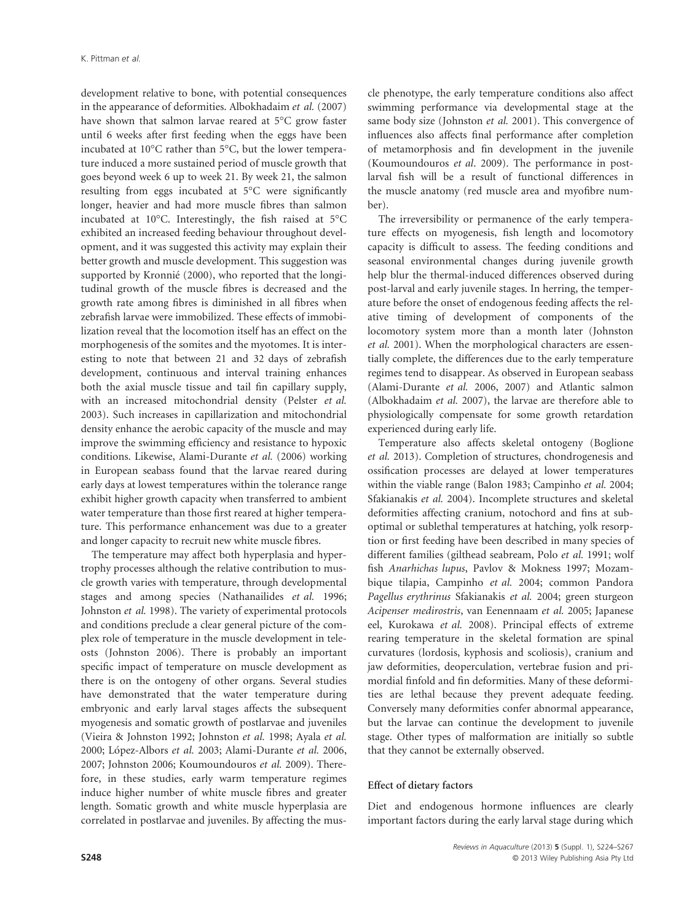development relative to bone, with potential consequences in the appearance of deformities. Albokhadaim *et al.* (2007) have shown that salmon larvae reared at 5°C grow faster until 6 weeks after first feeding when the eggs have been incubated at 10°C rather than 5°C, but the lower temperature induced a more sustained period of muscle growth that goes beyond week 6 up to week 21. By week 21, the salmon resulting from eggs incubated at 5°C were significantly longer, heavier and had more muscle fibres than salmon incubated at 10°C. Interestingly, the fish raised at 5°C exhibited an increased feeding behaviour throughout development, and it was suggested this activity may explain their better growth and muscle development. This suggestion was supported by Kronnié (2000), who reported that the longitudinal growth of the muscle fibres is decreased and the growth rate among fibres is diminished in all fibres when zebrafish larvae were immobilized. These effects of immobilization reveal that the locomotion itself has an effect on the morphogenesis of the somites and the myotomes. It is interesting to note that between 21 and 32 days of zebrafish development, continuous and interval training enhances both the axial muscle tissue and tail fin capillary supply, with an increased mitochondrial density (Pelster *et al.* 2003). Such increases in capillarization and mitochondrial density enhance the aerobic capacity of the muscle and may improve the swimming efficiency and resistance to hypoxic conditions. Likewise, Alami-Durante *et al.* (2006) working in European seabass found that the larvae reared during early days at lowest temperatures within the tolerance range exhibit higher growth capacity when transferred to ambient water temperature than those first reared at higher temperature. This performance enhancement was due to a greater and longer capacity to recruit new white muscle fibres.

The temperature may affect both hyperplasia and hypertrophy processes although the relative contribution to muscle growth varies with temperature, through developmental stages and among species (Nathanailides *et al.* 1996; Johnston *et al.* 1998). The variety of experimental protocols and conditions preclude a clear general picture of the complex role of temperature in the muscle development in teleosts (Johnston 2006). There is probably an important specific impact of temperature on muscle development as there is on the ontogeny of other organs. Several studies have demonstrated that the water temperature during embryonic and early larval stages affects the subsequent myogenesis and somatic growth of postlarvae and juveniles (Vieira & Johnston 1992; Johnston *et al.* 1998; Ayala *et al.* 2000; López-Albors *et al.* 2003; Alami-Durante *et al.* 2006, 2007; Johnston 2006; Koumoundouros *et al.* 2009). Therefore, in these studies, early warm temperature regimes induce higher number of white muscle fibres and greater length. Somatic growth and white muscle hyperplasia are correlated in postlarvae and juveniles. By affecting the muscle phenotype, the early temperature conditions also affect swimming performance via developmental stage at the same body size (Johnston *et al.* 2001). This convergence of influences also affects final performance after completion of metamorphosis and fin development in the juvenile (Koumoundouros *et al*. 2009). The performance in postlarval fish will be a result of functional differences in the muscle anatomy (red muscle area and myofibre number).

The irreversibility or permanence of the early temperature effects on myogenesis, fish length and locomotory capacity is difficult to assess. The feeding conditions and seasonal environmental changes during juvenile growth help blur the thermal-induced differences observed during post-larval and early juvenile stages. In herring, the temperature before the onset of endogenous feeding affects the relative timing of development of components of the locomotory system more than a month later (Johnston *et al.* 2001). When the morphological characters are essentially complete, the differences due to the early temperature regimes tend to disappear. As observed in European seabass (Alami-Durante *et al.* 2006, 2007) and Atlantic salmon (Albokhadaim *et al.* 2007), the larvae are therefore able to physiologically compensate for some growth retardation experienced during early life.

Temperature also affects skeletal ontogeny (Boglione *et al.* 2013). Completion of structures, chondrogenesis and ossification processes are delayed at lower temperatures within the viable range (Balon 1983; Campinho *et al.* 2004; Sfakianakis *et al.* 2004). Incomplete structures and skeletal deformities affecting cranium, notochord and fins at suboptimal or sublethal temperatures at hatching, yolk resorption or first feeding have been described in many species of different families (gilthead seabream, Polo *et al.* 1991; wolf fish *Anarhichas lupus*, Pavlov & Mokness 1997; Mozambique tilapia, Campinho *et al.* 2004; common Pandora *Pagellus erythrinus* Sfakianakis *et al.* 2004; green sturgeon *Acipenser medirostris*, van Eenennaam *et al.* 2005; Japanese eel, Kurokawa *et al.* 2008). Principal effects of extreme rearing temperature in the skeletal formation are spinal curvatures (lordosis, kyphosis and scoliosis), cranium and jaw deformities, deoperculation, vertebrae fusion and primordial finfold and fin deformities. Many of these deformities are lethal because they prevent adequate feeding. Conversely many deformities confer abnormal appearance, but the larvae can continue the development to juvenile stage. Other types of malformation are initially so subtle that they cannot be externally observed.

### Effect of dietary factors

Diet and endogenous hormone influences are clearly important factors during the early larval stage during which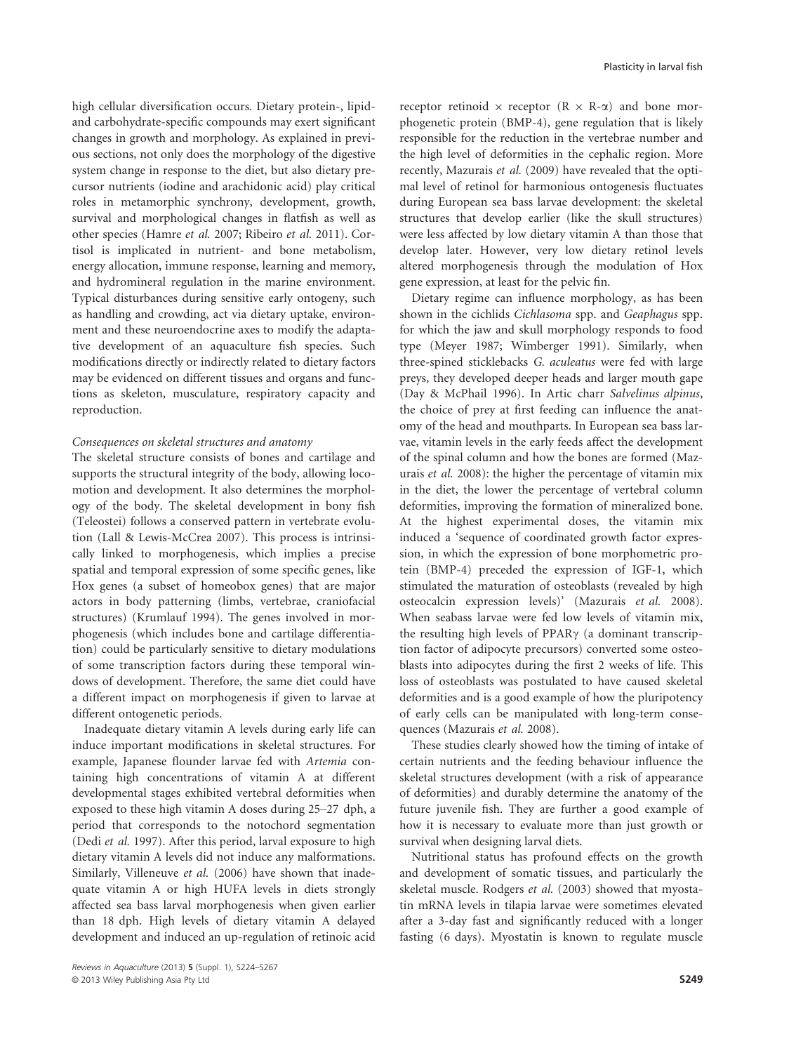high cellular diversification occurs. Dietary protein-, lipid- and carbohydrate-specific compounds may exert significant changes in growth and morphology. As explained in previous sections, not only does the morphology of the digestive system change in response to the diet, but also dietary precursor nutrients (iodine and arachidonic acid) play critical roles in metamorphic synchrony, development, growth, survival and morphological changes in flatfish as well as other species (Hamre *et al.* 2007; Ribeiro *et al.* 2011). Cortisol is implicated in nutrient- and bone metabolism, energy allocation, immune response, learning and memory, and hydromineral regulation in the marine environment. Typical disturbances during sensitive early ontogeny, such as handling and crowding, act via dietary uptake, environment and these neuroendocrine axes to modify the adaptative development of an aquaculture fish species. Such modifications directly or indirectly related to dietary factors may be evidenced on different tissues and organs and functions as skeleton, musculature, respiratory capacity and reproduction.

*Consequences on skeletal structures and anatomy*

The skeletal structure consists of bones and cartilage and supports the structural integrity of the body, allowing locomotion and development. It also determines the morphology of the body. The skeletal development in bony fish (Teleostei) follows a conserved pattern in vertebrate evolution (Lall & Lewis-McCrea 2007). This process is intrinsically linked to morphogenesis, which implies a precise spatial and temporal expression of some specific genes, like Hox genes (a subset of homeobox genes) that are major actors in body patterning (limbs, vertebrae, craniofacial structures) (Krumlauf 1994). The genes involved in morphogenesis (which includes bone and cartilage differentiation) could be particularly sensitive to dietary modulations of some transcription factors during these temporal windows of development. Therefore, the same diet could have a different impact on morphogenesis if given to larvae at different ontogenetic periods.

Inadequate dietary vitamin A levels during early life can induce important modifications in skeletal structures. For example, Japanese flounder larvae fed with *Artemia* containing high concentrations of vitamin A at different developmental stages exhibited vertebral deformities when exposed to these high vitamin A doses during 25–27 dph, a period that corresponds to the notochord segmentation (Dedi *et al.* 1997). After this period, larval exposure to high dietary vitamin A levels did not induce any malformations. Similarly, Villeneuve *et al.* (2006) have shown that inadequate vitamin A or high HUFA levels in diets strongly affected sea bass larval morphogenesis when given earlier than 18 dph. High levels of dietary vitamin A delayed development and induced an up-regulation of retinoic acid receptor retinoid × receptor (R × R-$\alpha$) and bone morphogenetic protein (BMP-4), gene regulation that is likely responsible for the reduction in the vertebrae number and the high level of deformities in the cephalic region. More recently, Mazurais *et al.* (2009) have revealed that the optimal level of retinol for harmonious ontogenesis fluctuates during European sea bass larvae development: the skeletal structures that develop earlier (like the skull structures) were less affected by low dietary vitamin A than those that develop later. However, very low dietary retinol levels altered morphogenesis through the modulation of Hox gene expression, at least for the pelvic fin.

Dietary regime can influence morphology, as has been shown in the cichlids *Cichlasoma* spp. and *Geaphagus* spp. for which the jaw and skull morphology responds to food type (Meyer 1987; Wimberger 1991). Similarly, when three-spined sticklebacks *G. aculeatus* were fed with large preys, they developed deeper heads and larger mouth gape (Day & McPhail 1996). In Artic charr *Salvelinus alpinus*, the choice of prey at first feeding can influence the anatomy of the head and mouthparts. In European sea bass larvae, vitamin levels in the early feeds affect the development of the spinal column and how the bones are formed (Mazurais *et al.* 2008): the higher the percentage of vitamin mix in the diet, the lower the percentage of vertebral column deformities, improving the formation of mineralized bone. At the highest experimental doses, the vitamin mix induced a 'sequence of coordinated growth factor expression, in which the expression of bone morphometric protein (BMP-4) preceded the expression of IGF-1, which stimulated the maturation of osteoblasts (revealed by high osteocalcin expression levels)' (Mazurais *et al.* 2008). When seabass larvae were fed low levels of vitamin mix, the resulting high levels of PPAR$\gamma$ (a dominant transcription factor of adipocyte precursors) converted some osteoblasts into adipocytes during the first 2 weeks of life. This loss of osteoblasts was postulated to have caused skeletal deformities and is a good example of how the pluripotency of early cells can be manipulated with long-term consequences (Mazurais *et al.* 2008).

These studies clearly showed how the timing of intake of certain nutrients and the feeding behaviour influence the skeletal structures development (with a risk of appearance of deformities) and durably determine the anatomy of the future juvenile fish. They are further a good example of how it is necessary to evaluate more than just growth or survival when designing larval diets.

Nutritional status has profound effects on the growth and development of somatic tissues, and particularly the skeletal muscle. Rodgers *et al.* (2003) showed that myostatin mRNA levels in tilapia larvae were sometimes elevated after a 3-day fast and significantly reduced with a longer fasting (6 days). Myostatin is known to regulate muscle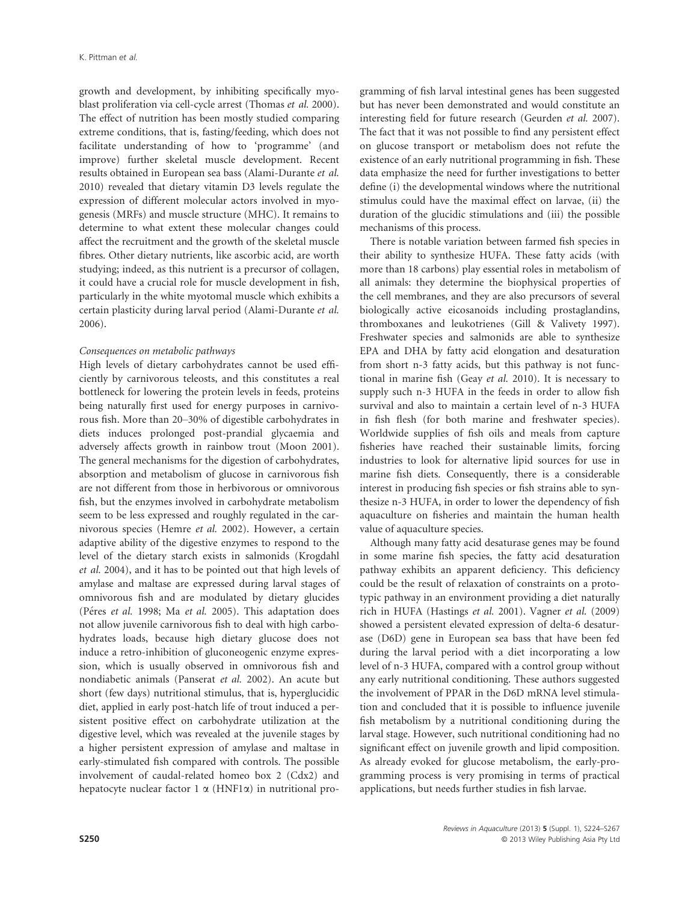growth and development, by inhibiting specifically myoblast proliferation via cell-cycle arrest (Thomas *et al.* 2000). The effect of nutrition has been mostly studied comparing extreme conditions, that is, fasting/feeding, which does not facilitate understanding of how to 'programme' (and improve) further skeletal muscle development. Recent results obtained in European sea bass (Alami-Durante *et al.* 2010) revealed that dietary vitamin D3 levels regulate the expression of different molecular actors involved in myogenesis (MRFs) and muscle structure (MHC). It remains to determine to what extent these molecular changes could affect the recruitment and the growth of the skeletal muscle fibres. Other dietary nutrients, like ascorbic acid, are worth studying; indeed, as this nutrient is a precursor of collagen, it could have a crucial role for muscle development in fish, particularly in the white myotomal muscle which exhibits a certain plasticity during larval period (Alami-Durante *et al.* 2006).

*Consequences on metabolic pathways*

High levels of dietary carbohydrates cannot be used efficiently by carnivorous teleosts, and this constitutes a real bottleneck for lowering the protein levels in feeds, proteins being naturally first used for energy purposes in carnivorous fish. More than 20–30% of digestible carbohydrates in diets induces prolonged post-prandial glycaemia and adversely affects growth in rainbow trout (Moon 2001). The general mechanisms for the digestion of carbohydrates, absorption and metabolism of glucose in carnivorous fish are not different from those in herbivorous or omnivorous fish, but the enzymes involved in carbohydrate metabolism seem to be less expressed and roughly regulated in the carnivorous species (Hemre *et al.* 2002). However, a certain adaptive ability of the digestive enzymes to respond to the level of the dietary starch exists in salmonids (Krogdahl *et al.* 2004), and it has to be pointed out that high levels of amylase and maltase are expressed during larval stages of omnivorous fish and are modulated by dietary glucides (Péres *et al.* 1998; Ma *et al.* 2005). This adaptation does not allow juvenile carnivorous fish to deal with high carbohydrates loads, because high dietary glucose does not induce a retro-inhibition of gluconeogenic enzyme expression, which is usually observed in omnivorous fish and nondiabetic animals (Panserat *et al.* 2002). An acute but short (few days) nutritional stimulus, that is, hyperglucidic diet, applied in early post-hatch life of trout induced a persistent positive effect on carbohydrate utilization at the digestive level, which was revealed at the juvenile stages by a higher persistent expression of amylase and maltase in early-stimulated fish compared with controls. The possible involvement of caudal-related homeo box 2 (Cdx2) and hepatocyte nuclear factor 1 $\alpha$ (HNF1$\alpha$) in nutritional programming of fish larval intestinal genes has been suggested but has never been demonstrated and would constitute an interesting field for future research (Geurden *et al.* 2007). The fact that it was not possible to find any persistent effect on glucose transport or metabolism does not refute the existence of an early nutritional programming in fish. These data emphasize the need for further investigations to better define (i) the developmental windows where the nutritional stimulus could have the maximal effect on larvae, (ii) the duration of the glucidic stimulations and (iii) the possible mechanisms of this process.

There is notable variation between farmed fish species in their ability to synthesize HUFA. These fatty acids (with more than 18 carbons) play essential roles in metabolism of all animals: they determine the biophysical properties of the cell membranes, and they are also precursors of several biologically active eicosanoids including prostaglandins, thromboxanes and leukotrienes (Gill & Valivety 1997). Freshwater species and salmonids are able to synthesize EPA and DHA by fatty acid elongation and desaturation from short n-3 fatty acids, but this pathway is not functional in marine fish (Geay *et al.* 2010). It is necessary to supply such n-3 HUFA in the feeds in order to allow fish survival and also to maintain a certain level of n-3 HUFA in fish flesh (for both marine and freshwater species). Worldwide supplies of fish oils and meals from capture fisheries have reached their sustainable limits, forcing industries to look for alternative lipid sources for use in marine fish diets. Consequently, there is a considerable interest in producing fish species or fish strains able to synthesize n-3 HUFA, in order to lower the dependency of fish aquaculture on fisheries and maintain the human health value of aquaculture species.

Although many fatty acid desaturase genes may be found in some marine fish species, the fatty acid desaturation pathway exhibits an apparent deficiency. This deficiency could be the result of relaxation of constraints on a prototypic pathway in an environment providing a diet naturally rich in HUFA (Hastings *et al.* 2001). Vagner *et al.* (2009) showed a persistent elevated expression of delta-6 desaturase (D6D) gene in European sea bass that have been fed during the larval period with a diet incorporating a low level of n-3 HUFA, compared with a control group without any early nutritional conditioning. These authors suggested the involvement of PPAR in the D6D mRNA level stimulation and concluded that it is possible to influence juvenile fish metabolism by a nutritional conditioning during the larval stage. However, such nutritional conditioning had no significant effect on juvenile growth and lipid composition. As already evoked for glucose metabolism, the early-programming process is very promising in terms of practical applications, but needs further studies in fish larvae.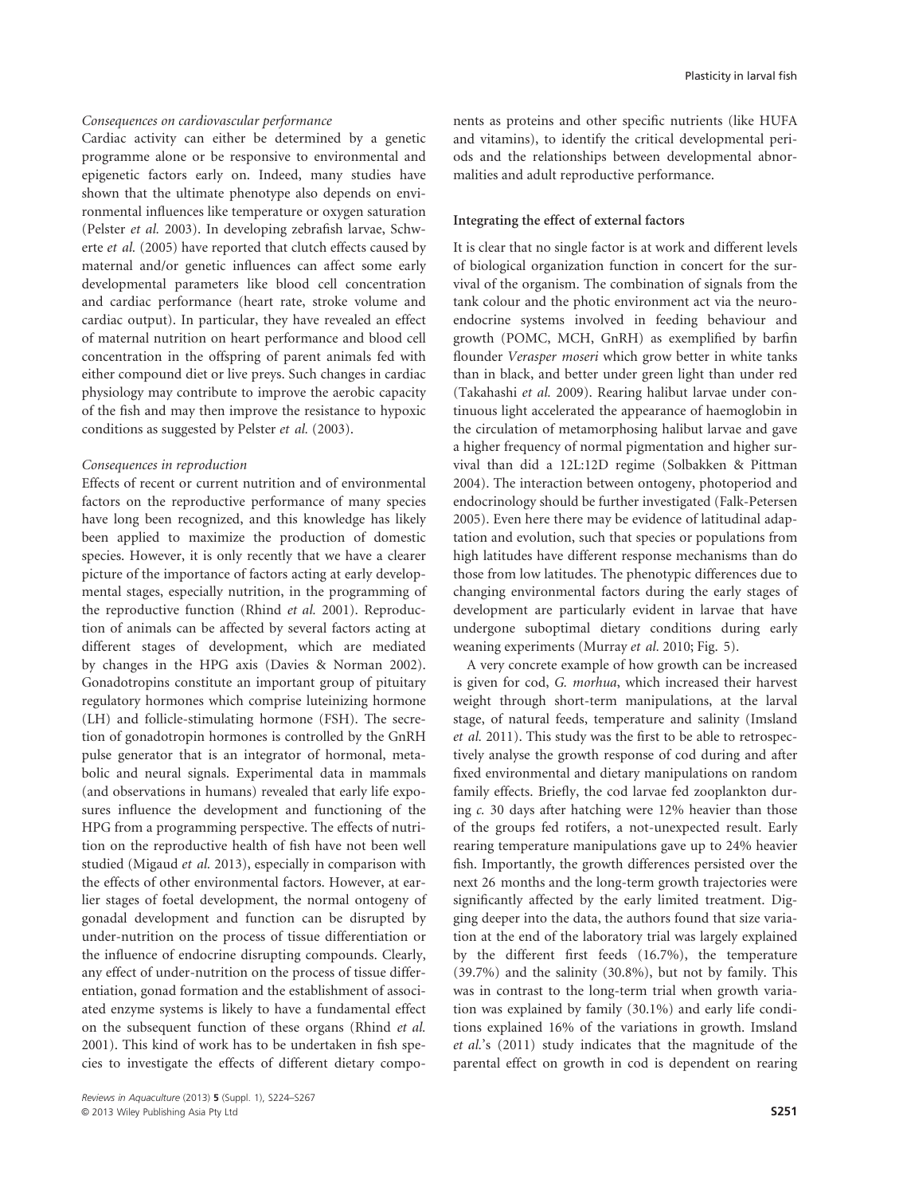#### *Consequences on cardiovascular performance*

Cardiac activity can either be determined by a genetic programme alone or be responsive to environmental and epigenetic factors early on. Indeed, many studies have shown that the ultimate phenotype also depends on environmental influences like temperature or oxygen saturation (Pelster *et al.* 2003). In developing zebrafish larvae, Schwerte *et al.* (2005) have reported that clutch effects caused by maternal and/or genetic influences can affect some early developmental parameters like blood cell concentration and cardiac performance (heart rate, stroke volume and cardiac output). In particular, they have revealed an effect of maternal nutrition on heart performance and blood cell concentration in the offspring of parent animals fed with either compound diet or live preys. Such changes in cardiac physiology may contribute to improve the aerobic capacity of the fish and may then improve the resistance to hypoxic conditions as suggested by Pelster *et al.* (2003).

#### *Consequences in reproduction*

Effects of recent or current nutrition and of environmental factors on the reproductive performance of many species have long been recognized, and this knowledge has likely been applied to maximize the production of domestic species. However, it is only recently that we have a clearer picture of the importance of factors acting at early developmental stages, especially nutrition, in the programming of the reproductive function (Rhind *et al.* 2001). Reproduction of animals can be affected by several factors acting at different stages of development, which are mediated by changes in the HPG axis (Davies & Norman 2002). Gonadotropins constitute an important group of pituitary regulatory hormones which comprise luteinizing hormone (LH) and follicle-stimulating hormone (FSH). The secretion of gonadotropin hormones is controlled by the GnRH pulse generator that is an integrator of hormonal, metabolic and neural signals. Experimental data in mammals (and observations in humans) revealed that early life exposures influence the development and functioning of the HPG from a programming perspective. The effects of nutrition on the reproductive health of fish have not been well studied (Migaud *et al.* 2013), especially in comparison with the effects of other environmental factors. However, at earlier stages of foetal development, the normal ontogeny of gonadal development and function can be disrupted by under-nutrition on the process of tissue differentiation or the influence of endocrine disrupting compounds. Clearly, any effect of under-nutrition on the process of tissue differentiation, gonad formation and the establishment of associated enzyme systems is likely to have a fundamental effect on the subsequent function of these organs (Rhind *et al.* 2001). This kind of work has to be undertaken in fish species to investigate the effects of different dietary components as proteins and other specific nutrients (like HUFA and vitamins), to identify the critical developmental periods and the relationships between developmental abnormalities and adult reproductive performance.

### Integrating the effect of external factors

It is clear that no single factor is at work and different levels of biological organization function in concert for the survival of the organism. The combination of signals from the tank colour and the photic environment act via the neuroendocrine systems involved in feeding behaviour and growth (POMC, MCH, GnRH) as exemplified by barfin flounder *Verasper moseri* which grow better in white tanks than in black, and better under green light than under red (Takahashi *et al.* 2009). Rearing halibut larvae under continuous light accelerated the appearance of haemoglobin in the circulation of metamorphosing halibut larvae and gave a higher frequency of normal pigmentation and higher survival than did a 12L:12D regime (Solbakken & Pittman 2004). The interaction between ontogeny, photoperiod and endocrinology should be further investigated (Falk-Petersen 2005). Even here there may be evidence of latitudinal adaptation and evolution, such that species or populations from high latitudes have different response mechanisms than do those from low latitudes. The phenotypic differences due to changing environmental factors during the early stages of development are particularly evident in larvae that have undergone suboptimal dietary conditions during early weaning experiments (Murray *et al.* 2010; Fig. 5).

A very concrete example of how growth can be increased is given for cod, *G. morhua*, which increased their harvest weight through short-term manipulations, at the larval stage, of natural feeds, temperature and salinity (Imsland *et al.* 2011). This study was the first to be able to retrospectively analyse the growth response of cod during and after fixed environmental and dietary manipulations on random family effects. Briefly, the cod larvae fed zooplankton during *c.* 30 days after hatching were 12% heavier than those of the groups fed rotifers, a not-unexpected result. Early rearing temperature manipulations gave up to 24% heavier fish. Importantly, the growth differences persisted over the next 26 months and the long-term growth trajectories were significantly affected by the early limited treatment. Digging deeper into the data, the authors found that size variation at the end of the laboratory trial was largely explained by the different first feeds (16.7%), the temperature (39.7%) and the salinity (30.8%), but not by family. This was in contrast to the long-term trial when growth variation was explained by family (30.1%) and early life conditions explained 16% of the variations in growth. Imsland *et al.*'s (2011) study indicates that the magnitude of the parental effect on growth in cod is dependent on rearing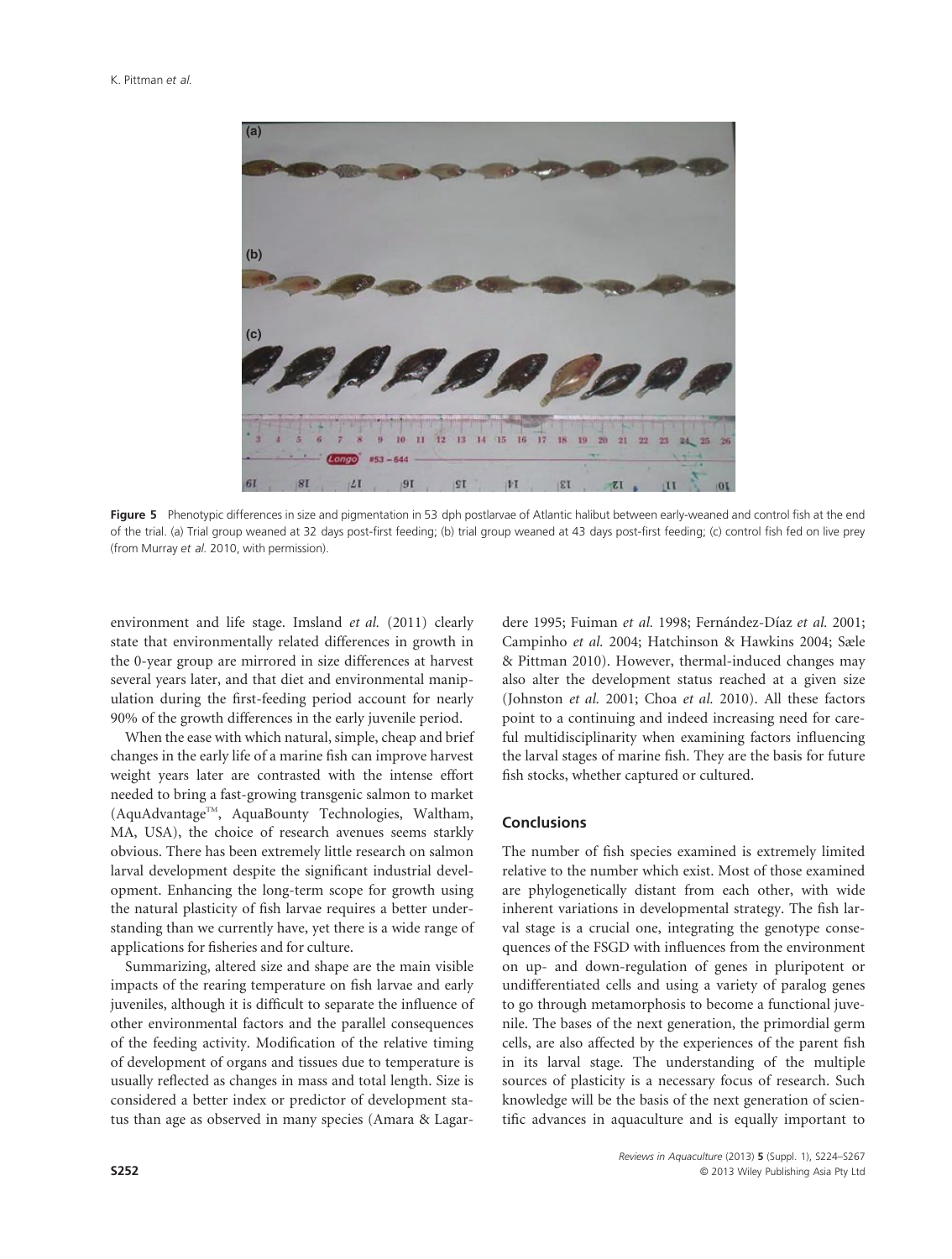**Figure 5** Phenotypic differences in size and pigmentation in 53 dph postlarvae of Atlantic halibut between early-weaned and control fish at the end of the trial. (a) Trial group weaned at 32 days post-first feeding; (b) trial group weaned at 43 days post-first feeding; (c) control fish fed on live prey (from Murray *et al.* 2010, with permission).

environment and life stage. Imsland *et al.* (2011) clearly state that environmentally related differences in growth in the 0-year group are mirrored in size differences at harvest several years later, and that diet and environmental manipulation during the first-feeding period account for nearly 90% of the growth differences in the early juvenile period.

When the ease with which natural, simple, cheap and brief changes in the early life of a marine fish can improve harvest weight years later are contrasted with the intense effort needed to bring a fast-growing transgenic salmon to market (AquAdvantage™, AquaBounty Technologies, Waltham, MA, USA), the choice of research avenues seems starkly obvious. There has been extremely little research on salmon larval development despite the significant industrial development. Enhancing the long-term scope for growth using the natural plasticity of fish larvae requires a better understanding than we currently have, yet there is a wide range of applications for fisheries and for culture.

Summarizing, altered size and shape are the main visible impacts of the rearing temperature on fish larvae and early juveniles, although it is difficult to separate the influence of other environmental factors and the parallel consequences of the feeding activity. Modification of the relative timing of development of organs and tissues due to temperature is usually reflected as changes in mass and total length. Size is considered a better index or predictor of development status than age as observed in many species (Amara & Lagardere 1995; Fuiman *et al.* 1998; Fernández-Díaz *et al.* 2001; Campinho *et al.* 2004; Hatchinson & Hawkins 2004; Sæle & Pittman 2010). However, thermal-induced changes may also alter the development status reached at a given size (Johnston *et al.* 2001; Choa *et al.* 2010). All these factors point to a continuing and indeed increasing need for careful multidisciplinarity when examining factors influencing the larval stages of marine fish. They are the basis for future fish stocks, whether captured or cultured.

## Conclusions

The number of fish species examined is extremely limited relative to the number which exist. Most of those examined are phylogenetically distant from each other, with wide inherent variations in developmental strategy. The fish larval stage is a crucial one, integrating the genotype consequences of the FSGD with influences from the environment on up- and down-regulation of genes in pluripotent or undifferentiated cells and using a variety of paralog genes to go through metamorphosis to become a functional juvenile. The bases of the next generation, the primordial germ cells, are also affected by the experiences of the parent fish in its larval stage. The understanding of the multiple sources of plasticity is a necessary focus of research. Such knowledge will be the basis of the next generation of scientific advances in aquaculture and is equally important to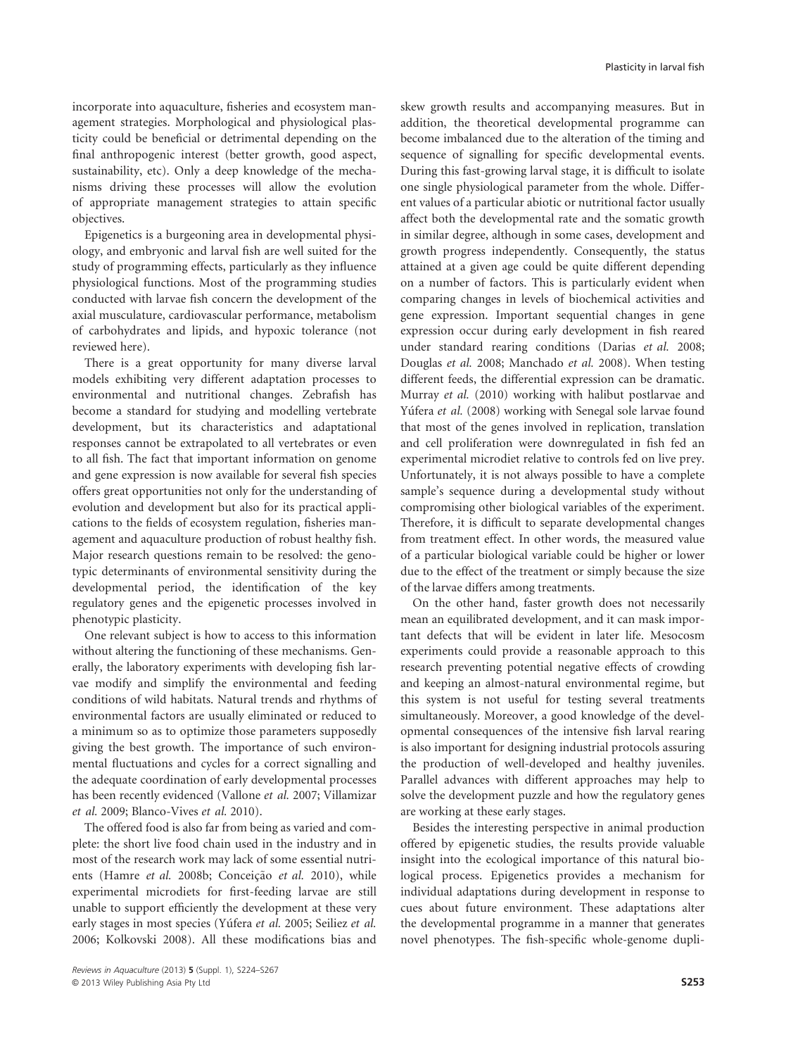incorporate into aquaculture, fisheries and ecosystem management strategies. Morphological and physiological plasticity could be beneficial or detrimental depending on the final anthropogenic interest (better growth, good aspect, sustainability, etc). Only a deep knowledge of the mechanisms driving these processes will allow the evolution of appropriate management strategies to attain specific objectives.

Epigenetics is a burgeoning area in developmental physiology, and embryonic and larval fish are well suited for the study of programming effects, particularly as they influence physiological functions. Most of the programming studies conducted with larvae fish concern the development of the axial musculature, cardiovascular performance, metabolism of carbohydrates and lipids, and hypoxic tolerance (not reviewed here).

There is a great opportunity for many diverse larval models exhibiting very different adaptation processes to environmental and nutritional changes. Zebrafish has become a standard for studying and modelling vertebrate development, but its characteristics and adaptational responses cannot be extrapolated to all vertebrates or even to all fish. The fact that important information on genome and gene expression is now available for several fish species offers great opportunities not only for the understanding of evolution and development but also for its practical applications to the fields of ecosystem regulation, fisheries management and aquaculture production of robust healthy fish. Major research questions remain to be resolved: the genotypic determinants of environmental sensitivity during the developmental period, the identification of the key regulatory genes and the epigenetic processes involved in phenotypic plasticity.

One relevant subject is how to access to this information without altering the functioning of these mechanisms. Generally, the laboratory experiments with developing fish larvae modify and simplify the environmental and feeding conditions of wild habitats. Natural trends and rhythms of environmental factors are usually eliminated or reduced to a minimum so as to optimize those parameters supposedly giving the best growth. The importance of such environmental fluctuations and cycles for a correct signalling and the adequate coordination of early developmental processes has been recently evidenced (Vallone *et al.* 2007; Villamizar *et al.* 2009; Blanco-Vives *et al.* 2010).

The offered food is also far from being as varied and complete: the short live food chain used in the industry and in most of the research work may lack of some essential nutrients (Hamre *et al.* 2008b; Conceição *et al.* 2010), while experimental microdiets for first-feeding larvae are still unable to support efficiently the development at these very early stages in most species (Yúfera *et al.* 2005; Seiliez *et al.* 2006; Kolkovski 2008). All these modifications bias and skew growth results and accompanying measures. But in addition, the theoretical developmental programme can become imbalanced due to the alteration of the timing and sequence of signalling for specific developmental events. During this fast-growing larval stage, it is difficult to isolate one single physiological parameter from the whole. Different values of a particular abiotic or nutritional factor usually affect both the developmental rate and the somatic growth in similar degree, although in some cases, development and growth progress independently. Consequently, the status attained at a given age could be quite different depending on a number of factors. This is particularly evident when comparing changes in levels of biochemical activities and gene expression. Important sequential changes in gene expression occur during early development in fish reared under standard rearing conditions (Darias *et al.* 2008; Douglas *et al.* 2008; Manchado *et al.* 2008). When testing different feeds, the differential expression can be dramatic. Murray *et al.* (2010) working with halibut postlarvae and Yúfera *et al.* (2008) working with Senegal sole larvae found that most of the genes involved in replication, translation and cell proliferation were downregulated in fish fed an experimental microdiet relative to controls fed on live prey. Unfortunately, it is not always possible to have a complete sample's sequence during a developmental study without compromising other biological variables of the experiment. Therefore, it is difficult to separate developmental changes from treatment effect. In other words, the measured value of a particular biological variable could be higher or lower due to the effect of the treatment or simply because the size of the larvae differs among treatments.

On the other hand, faster growth does not necessarily mean an equilibrated development, and it can mask important defects that will be evident in later life. Mesocosm experiments could provide a reasonable approach to this research preventing potential negative effects of crowding and keeping an almost-natural environmental regime, but this system is not useful for testing several treatments simultaneously. Moreover, a good knowledge of the developmental consequences of the intensive fish larval rearing is also important for designing industrial protocols assuring the production of well-developed and healthy juveniles. Parallel advances with different approaches may help to solve the development puzzle and how the regulatory genes are working at these early stages.

Besides the interesting perspective in animal production offered by epigenetic studies, the results provide valuable insight into the ecological importance of this natural biological process. Epigenetics provides a mechanism for individual adaptations during development in response to cues about future environment. These adaptations alter the developmental programme in a manner that generates novel phenotypes. The fish-specific whole-genome dupli-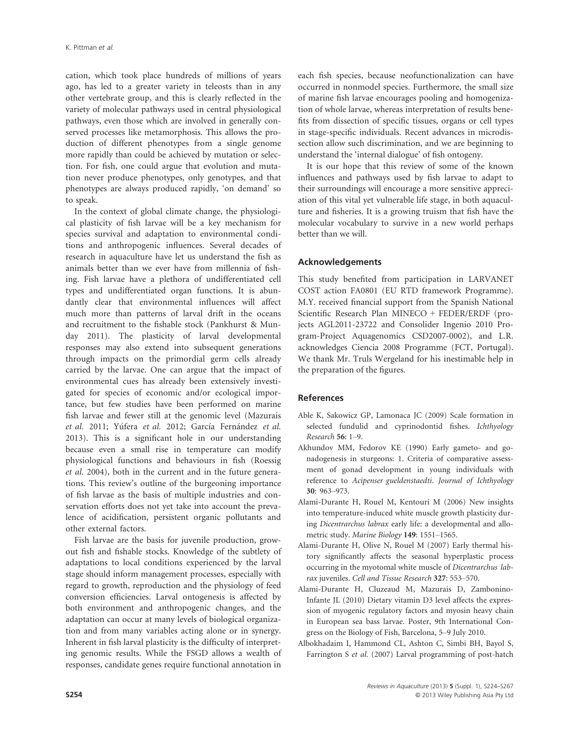cation, which took place hundreds of millions of years ago, has led to a greater variety in teleosts than in any other vertebrate group, and this is clearly reflected in the variety of molecular pathways used in central physiological pathways, even those which are involved in generally conserved processes like metamorphosis. This allows the production of different phenotypes from a single genome more rapidly than could be achieved by mutation or selection. For fish, one could argue that evolution and mutation never produce phenotypes, only genotypes, and that phenotypes are always produced rapidly, 'on demand' so to speak.

In the context of global climate change, the physiological plasticity of fish larvae will be a key mechanism for species survival and adaptation to environmental conditions and anthropogenic influences. Several decades of research in aquaculture have let us understand the fish as animals better than we ever have from millennia of fishing. Fish larvae have a plethora of undifferentiated cell types and undifferentiated organ functions. It is abundantly clear that environmental influences will affect much more than patterns of larval drift in the oceans and recruitment to the fishable stock (Pankhurst & Munday 2011). The plasticity of larval developmental responses may also extend into subsequent generations through impacts on the primordial germ cells already carried by the larvae. One can argue that the impact of environmental cues has already been extensively investigated for species of economic and/or ecological importance, but few studies have been performed on marine fish larvae and fewer still at the genomic level (Mazurais *et al.* 2011; Yúfera *et al.* 2012; García Fernández *et al.* 2013). This is a significant hole in our understanding because even a small rise in temperature can modify physiological functions and behaviours in fish (Roessig *et al.* 2004), both in the current and in the future generations. This review's outline of the burgeoning importance of fish larvae as the basis of multiple industries and conservation efforts does not yet take into account the prevalence of acidification, persistent organic pollutants and other external factors.

Fish larvae are the basis for juvenile production, growout fish and fishable stocks. Knowledge of the subtlety of adaptations to local conditions experienced by the larval stage should inform management processes, especially with regard to growth, reproduction and the physiology of feed conversion efficiencies. Larval ontogenesis is affected by both environment and anthropogenic changes, and the adaptation can occur at many levels of biological organization and from many variables acting alone or in synergy. Inherent in fish larval plasticity is the difficulty of interpreting genomic results. While the FSGD allows a wealth of responses, candidate genes require functional annotation in each fish species, because neofunctionalization can have occurred in nonmodel species. Furthermore, the small size of marine fish larvae encourages pooling and homogenization of whole larvae, whereas interpretation of results benefits from dissection of specific tissues, organs or cell types in stage-specific individuals. Recent advances in microdissection allow such discrimination, and we are beginning to understand the 'internal dialogue' of fish ontogeny.

It is our hope that this review of some of the known influences and pathways used by fish larvae to adapt to their surroundings will encourage a more sensitive appreciation of this vital yet vulnerable life stage, in both aquaculture and fisheries. It is a growing truism that fish have the molecular vocabulary to survive in a new world perhaps better than we will.

## Acknowledgements

This study benefited from participation in LARVANET COST action FA0801 (EU RTD framework Programme). M.Y. received financial support from the Spanish National Scientific Research Plan MINECO + FEDER/ERDF (projects AGL2011-23722 and Consolider Ingenio 2010 Program-Project Aquagenomics CSD2007-0002), and L.R. acknowledges Ciencia 2008 Programme (FCT, Portugal). We thank Mr. Truls Wergeland for his inestimable help in the preparation of the figures.

## References

Able K, Sakowicz GP, Lamonaca JC (2009) Scale formation in selected fundulid and cyprinodontid fishes. *Ichthyology Research* **56**: 1–9.

Akhundov MM, Fedorov KE (1990) Early gameto- and gonadogenesis in sturgeons: 1. Criteria of comparative assessment of gonad development in young individuals with reference to *Acipenser gueldenstaedti*. *Journal of Ichthyology* **30**: 963–973.

Alami-Durante H, Rouel M, Kentouri M (2006) New insights into temperature-induced white muscle growth plasticity during *Dicentrarchus labrax* early life: a developmental and allometric study. *Marine Biology* **149**: 1551–1565.

Alami-Durante H, Olive N, Rouel M (2007) Early thermal history significantly affects the seasonal hyperplastic process occurring in the myotomal white muscle of *Dicentrarchus labrax* juveniles. *Cell and Tissue Research* **327**: 553–570.

Alami-Durante H, Cluzeaud M, Mazurais D, Zambonino-Infante JL (2010) Dietary vitamin D3 level affects the expression of myogenic regulatory factors and myosin heavy chain in European sea bass larvae. Poster, 9th International Congress on the Biology of Fish, Barcelona, 5–9 July 2010.

Albokhadaim I, Hammond CL, Ashton C, Simbi BH, Bayol S, Farrington S *et al.* (2007) Larval programming of post-hatch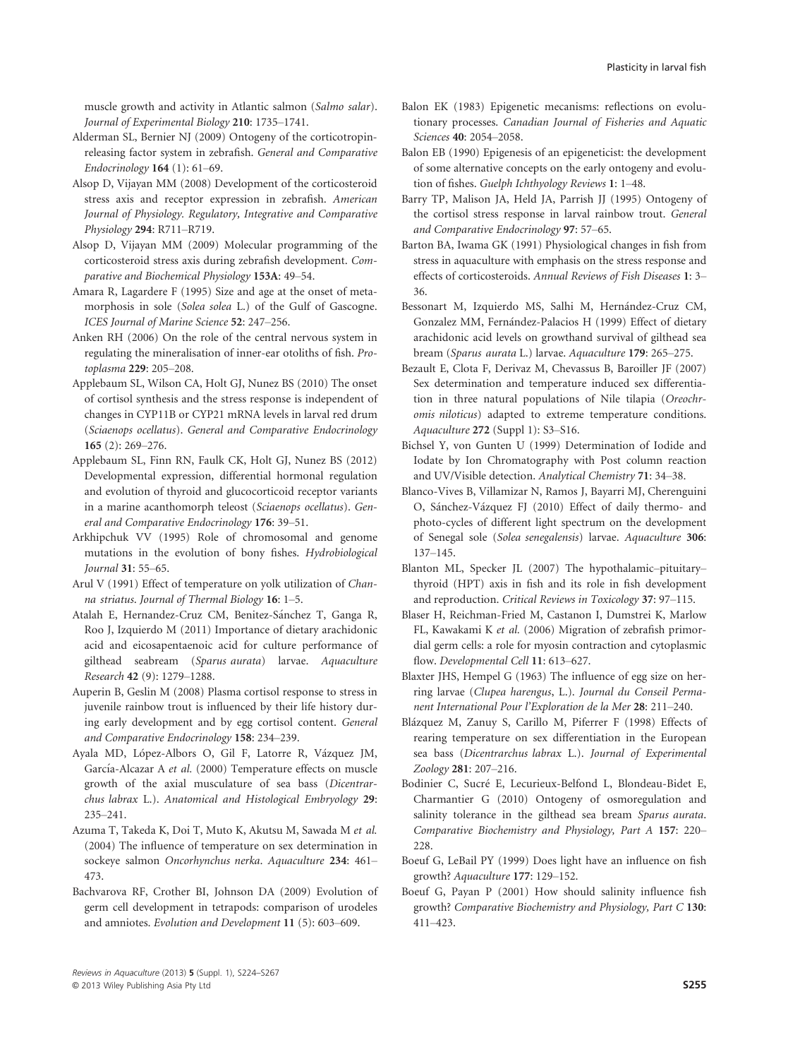muscle growth and activity in Atlantic salmon (*Salmo salar*). *Journal of Experimental Biology* **210**: 1735–1741.

Alderman SL, Bernier NJ (2009) Ontogeny of the corticotropin-releasing factor system in zebrafish. *General and Comparative Endocrinology* **164** (1): 61–69.

Alsop D, Vijayan MM (2008) Development of the corticosteroid stress axis and receptor expression in zebrafish. *American Journal of Physiology. Regulatory, Integrative and Comparative Physiology* **294**: R711–R719.

Alsop D, Vijayan MM (2009) Molecular programming of the corticosteroid stress axis during zebrafish development. *Comparative and Biochemical Physiology* **153A**: 49–54.

Amara R, Lagardere F (1995) Size and age at the onset of metamorphosis in sole (*Solea solea* L.) of the Gulf of Gascogne. *ICES Journal of Marine Science* **52**: 247–256.

Anken RH (2006) On the role of the central nervous system in regulating the mineralisation of inner-ear otoliths of fish. *Protoplasma* **229**: 205–208.

Applebaum SL, Wilson CA, Holt GJ, Nunez BS (2010) The onset of cortisol synthesis and the stress response is independent of changes in CYP11B or CYP21 mRNA levels in larval red drum (*Sciaenops ocellatus*). *General and Comparative Endocrinology* **165** (2): 269–276.

Applebaum SL, Finn RN, Faulk CK, Holt GJ, Nunez BS (2012) Developmental expression, differential hormonal regulation and evolution of thyroid and glucocorticoid receptor variants in a marine acanthomorph teleost (*Sciaenops ocellatus*). *General and Comparative Endocrinology* **176**: 39–51.

Arkhipchuk VV (1995) Role of chromosomal and genome mutations in the evolution of bony fishes. *Hydrobiological Journal* **31**: 55–65.

Arul V (1991) Effect of temperature on yolk utilization of *Channa striatus*. *Journal of Thermal Biology* **16**: 1–5.

Atalah E, Hernandez-Cruz CM, Benitez-Sánchez T, Ganga R, Roo J, Izquierdo M (2011) Importance of dietary arachidonic acid and eicosapentaenoic acid for culture performance of gilthead seabream (*Sparus aurata*) larvae. *Aquaculture Research* **42** (9): 1279–1288.

Auperin B, Geslin M (2008) Plasma cortisol response to stress in juvenile rainbow trout is influenced by their life history during early development and by egg cortisol content. *General and Comparative Endocrinology* **158**: 234–239.

Ayala MD, López-Albors O, Gil F, Latorre R, Vázquez JM, García-Alcazar A *et al.* (2000) Temperature effects on muscle growth of the axial musculature of sea bass (*Dicentrarchus labrax* L.). *Anatomical and Histological Embryology* **29**: 235–241.

Azuma T, Takeda K, Doi T, Muto K, Akutsu M, Sawada M *et al.* (2004) The influence of temperature on sex determination in sockeye salmon *Oncorhynchus nerka*. *Aquaculture* **234**: 461–473.

Bachvarova RF, Crother BI, Johnson DA (2009) Evolution of germ cell development in tetrapods: comparison of urodeles and amniotes. *Evolution and Development* **11** (5): 603–609.

Balon EK (1983) Epigenetic mecanisms: reflections on evolutionary processes. *Canadian Journal of Fisheries and Aquatic Sciences* **40**: 2054–2058.

Balon EB (1990) Epigenesis of an epigeneticist: the development of some alternative concepts on the early ontogeny and evolution of fishes. *Guelph Ichthyology Reviews* **1**: 1–48.

Barry TP, Malison JA, Held JA, Parrish JJ (1995) Ontogeny of the cortisol stress response in larval rainbow trout. *General and Comparative Endocrinology* **97**: 57–65.

Barton BA, Iwama GK (1991) Physiological changes in fish from stress in aquaculture with emphasis on the stress response and effects of corticosteroids. *Annual Reviews of Fish Diseases* **1**: 3–36.

Bessonart M, Izquierdo MS, Salhi M, Hernández-Cruz CM, Gonzalez MM, Fernández-Palacios H (1999) Effect of dietary arachidonic acid levels on growthand survival of gilthead sea bream (*Sparus aurata* L.) larvae. *Aquaculture* **179**: 265–275.

Bezault E, Clota F, Derivaz M, Chevassus B, Baroiller JF (2007) Sex determination and temperature induced sex differentiation in three natural populations of Nile tilapia (*Oreochromis niloticus*) adapted to extreme temperature conditions. *Aquaculture* **272** (Suppl 1): S3–S16.

Bichsel Y, von Gunten U (1999) Determination of Iodide and Iodate by Ion Chromatography with Post column reaction and UV/Visible detection. *Analytical Chemistry* **71**: 34–38.

Blanco-Vives B, Villamizar N, Ramos J, Bayarri MJ, Cherenguini O, Sánchez-Vázquez FJ (2010) Effect of daily thermo- and photo-cycles of different light spectrum on the development of Senegal sole (*Solea senegalensis*) larvae. *Aquaculture* **306**: 137–145.

Blanton ML, Specker JL (2007) The hypothalamic–pituitary–thyroid (HPT) axis in fish and its role in fish development and reproduction. *Critical Reviews in Toxicology* **37**: 97–115.

Blaser H, Reichman-Fried M, Castanon I, Dumstrei K, Marlow FL, Kawakami K *et al.* (2006) Migration of zebrafish primordial germ cells: a role for myosin contraction and cytoplasmic flow. *Developmental Cell* **11**: 613–627.

Blaxter JHS, Hempel G (1963) The influence of egg size on herring larvae (*Clupea harengus*, L.). *Journal du Conseil Permanent International Pour l'Exploration de la Mer* **28**: 211–240.

Blázquez M, Zanuy S, Carillo M, Piferrer F (1998) Effects of rearing temperature on sex differentiation in the European sea bass (*Dicentrarchus labrax* L.). *Journal of Experimental Zoology* **281**: 207–216.

Bodinier C, Sucré E, Lecurieux-Belfond L, Blondeau-Bidet E, Charmantier G (2010) Ontogeny of osmoregulation and salinity tolerance in the gilthead sea bream *Sparus aurata*. *Comparative Biochemistry and Physiology, Part A* **157**: 220–228.

Boeuf G, LeBail PY (1999) Does light have an influence on fish growth? *Aquaculture* **177**: 129–152.

Boeuf G, Payan P (2001) How should salinity influence fish growth? *Comparative Biochemistry and Physiology, Part C* **130**: 411–423.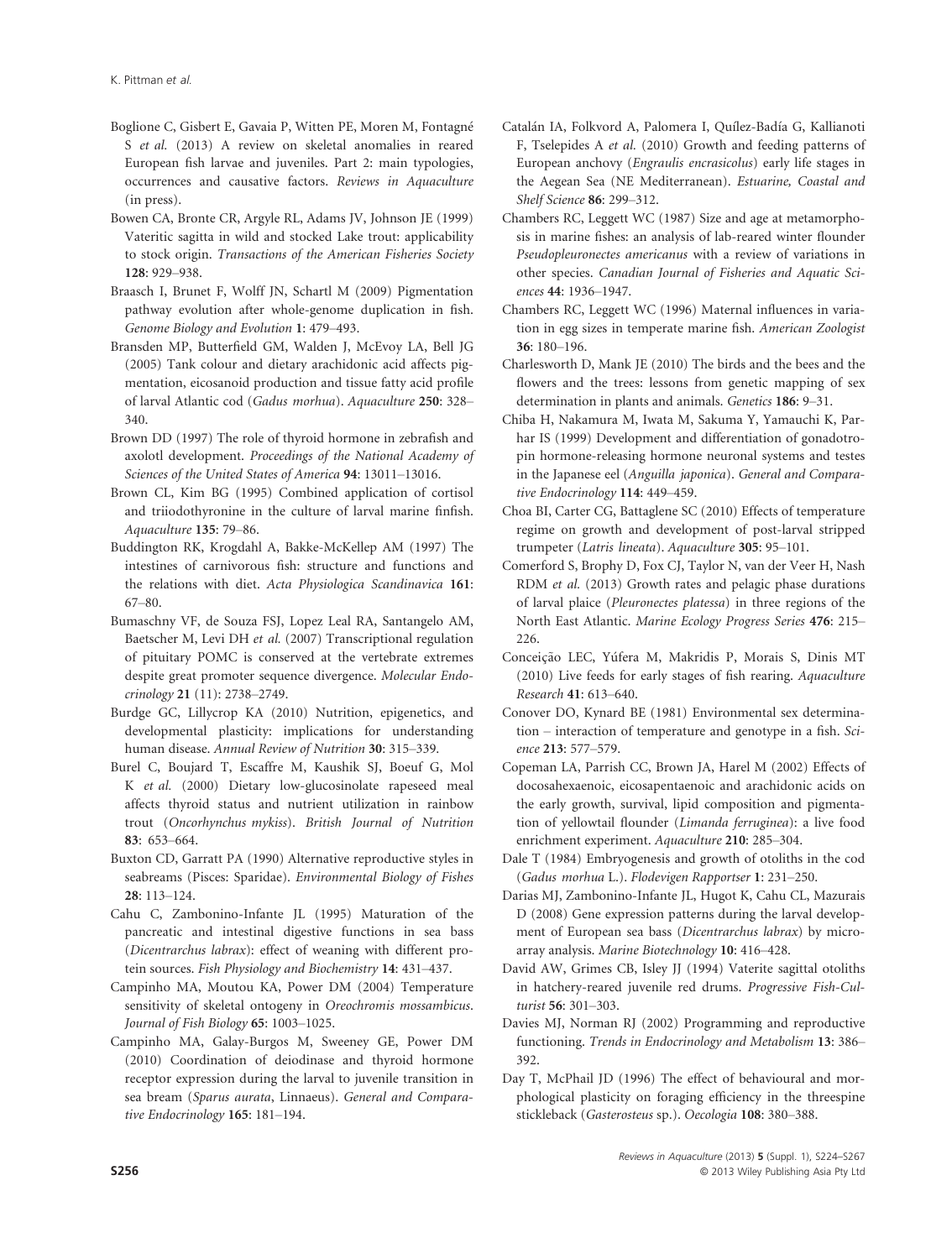Boglione C, Gisbert E, Gavaia P, Witten PE, Moren M, Fontagné S *et al.* (2013) A review on skeletal anomalies in reared European fish larvae and juveniles. Part 2: main typologies, occurrences and causative factors. *Reviews in Aquaculture* (in press).

Bowen CA, Bronte CR, Argyle RL, Adams JV, Johnson JE (1999) Vateritic sagitta in wild and stocked Lake trout: applicability to stock origin. *Transactions of the American Fisheries Society* **128**: 929–938.

Braasch I, Brunet F, Wolff JN, Schartl M (2009) Pigmentation pathway evolution after whole-genome duplication in fish. *Genome Biology and Evolution* **1**: 479–493.

Bransden MP, Butterfield GM, Walden J, McEvoy LA, Bell JG (2005) Tank colour and dietary arachidonic acid affects pigmentation, eicosanoid production and tissue fatty acid profile of larval Atlantic cod (*Gadus morhua*). *Aquaculture* **250**: 328–340.

Brown DD (1997) The role of thyroid hormone in zebrafish and axolotl development. *Proceedings of the National Academy of Sciences of the United States of America* **94**: 13011–13016.

Brown CL, Kim BG (1995) Combined application of cortisol and triiodothyronine in the culture of larval marine finfish. *Aquaculture* **135**: 79–86.

Buddington RK, Krogdahl A, Bakke-McKellep AM (1997) The intestines of carnivorous fish: structure and functions and the relations with diet. *Acta Physiologica Scandinavica* **161**: 67–80.

Bumaschny VF, de Souza FSJ, Lopez Leal RA, Santangelo AM, Baetscher M, Levi DH *et al.* (2007) Transcriptional regulation of pituitary POMC is conserved at the vertebrate extremes despite great promoter sequence divergence. *Molecular Endocrinology* **21** (11): 2738–2749.

Burdge GC, Lillycrop KA (2010) Nutrition, epigenetics, and developmental plasticity: implications for understanding human disease. *Annual Review of Nutrition* **30**: 315–339.

Burel C, Boujard T, Escaffre M, Kaushik SJ, Boeuf G, Mol K *et al.* (2000) Dietary low-glucosinolate rapeseed meal affects thyroid status and nutrient utilization in rainbow trout (*Oncorhynchus mykiss*). *British Journal of Nutrition* **83**: 653–664.

Buxton CD, Garratt PA (1990) Alternative reproductive styles in seabreams (Pisces: Sparidae). *Environmental Biology of Fishes* **28**: 113–124.

Cahu C, Zambonino-Infante JL (1995) Maturation of the pancreatic and intestinal digestive functions in sea bass (*Dicentrarchus labrax*): effect of weaning with different protein sources. *Fish Physiology and Biochemistry* **14**: 431–437.

Campinho MA, Moutou KA, Power DM (2004) Temperature sensitivity of skeletal ontogeny in *Oreochromis mossambicus*. *Journal of Fish Biology* **65**: 1003–1025.

Campinho MA, Galay-Burgos M, Sweeney GE, Power DM (2010) Coordination of deiodinase and thyroid hormone receptor expression during the larval to juvenile transition in sea bream (*Sparus aurata*, Linnaeus). *General and Comparative Endocrinology* **165**: 181–194.

Catalán IA, Folkvord A, Palomera I, Quílez-Badía G, Kallianoti F, Tselepides A *et al.* (2010) Growth and feeding patterns of European anchovy (*Engraulis encrasicolus*) early life stages in the Aegean Sea (NE Mediterranean). *Estuarine, Coastal and Shelf Science* **86**: 299–312.

Chambers RC, Leggett WC (1987) Size and age at metamorphosis in marine fishes: an analysis of lab-reared winter flounder *Pseudopleuronectes americanus* with a review of variations in other species. *Canadian Journal of Fisheries and Aquatic Sciences* **44**: 1936–1947.

Chambers RC, Leggett WC (1996) Maternal influences in variation in egg sizes in temperate marine fish. *American Zoologist* **36**: 180–196.

Charlesworth D, Mank JE (2010) The birds and the bees and the flowers and the trees: lessons from genetic mapping of sex determination in plants and animals. *Genetics* **186**: 9–31.

Chiba H, Nakamura M, Iwata M, Sakuma Y, Yamauchi K, Parhar IS (1999) Development and differentiation of gonadotropin hormone-releasing hormone neuronal systems and testes in the Japanese eel (*Anguilla japonica*). *General and Comparative Endocrinology* **114**: 449–459.

Choa BI, Carter CG, Battaglene SC (2010) Effects of temperature regime on growth and development of post-larval stripped trumpeter (*Latris lineata*). *Aquaculture* **305**: 95–101.

Comerford S, Brophy D, Fox CJ, Taylor N, van der Veer H, Nash RDM *et al.* (2013) Growth rates and pelagic phase durations of larval plaice (*Pleuronectes platessa*) in three regions of the North East Atlantic. *Marine Ecology Progress Series* **476**: 215–226.

Conceição LEC, Yúfera M, Makridis P, Morais S, Dinis MT (2010) Live feeds for early stages of fish rearing. *Aquaculture Research* **41**: 613–640.

Conover DO, Kynard BE (1981) Environmental sex determination – interaction of temperature and genotype in a fish. *Science* **213**: 577–579.

Copeman LA, Parrish CC, Brown JA, Harel M (2002) Effects of docosahexaenoic, eicosapentaenoic and arachidonic acids on the early growth, survival, lipid composition and pigmentation of yellowtail flounder (*Limanda ferruginea*): a live food enrichment experiment. *Aquaculture* **210**: 285–304.

Dale T (1984) Embryogenesis and growth of otoliths in the cod (*Gadus morhua* L.). *Flodevigen Rapportser* **1**: 231–250.

Darias MJ, Zambonino-Infante JL, Hugot K, Cahu CL, Mazurais D (2008) Gene expression patterns during the larval development of European sea bass (*Dicentrarchus labrax*) by microarray analysis. *Marine Biotechnology* **10**: 416–428.

David AW, Grimes CB, Isley JJ (1994) Vaterite sagittal otoliths in hatchery-reared juvenile red drums. *Progressive Fish-Culturist* **56**: 301–303.

Davies MJ, Norman RJ (2002) Programming and reproductive functioning. *Trends in Endocrinology and Metabolism* **13**: 386–392.

Day T, McPhail JD (1996) The effect of behavioural and morphological plasticity on foraging efficiency in the threespine stickleback (*Gasterosteus* sp.). *Oecologia* **108**: 380–388.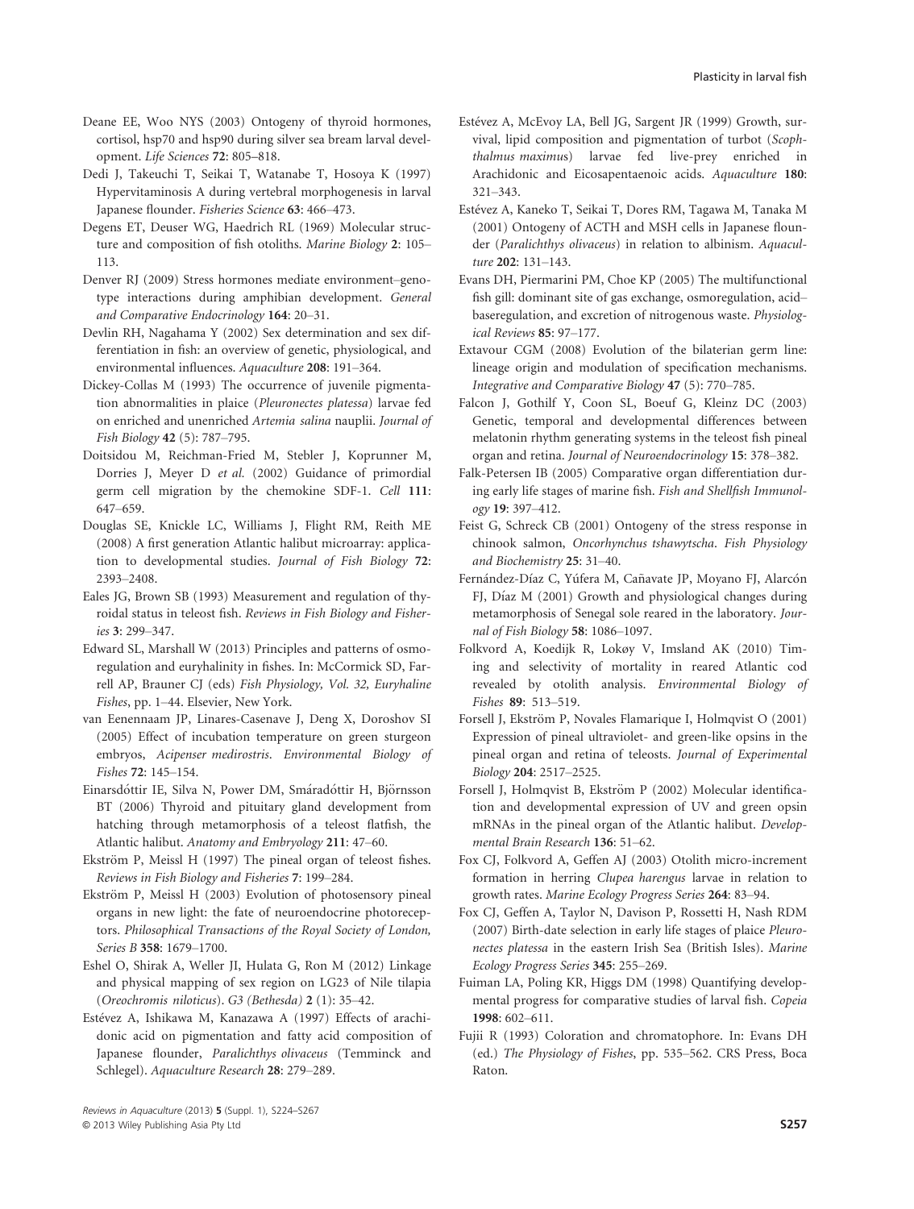Deane EE, Woo NYS (2003) Ontogeny of thyroid hormones, cortisol, hsp70 and hsp90 during silver sea bream larval development. *Life Sciences* **72**: 805–818.

Dedi J, Takeuchi T, Seikai T, Watanabe T, Hosoya K (1997) Hypervitaminosis A during vertebral morphogenesis in larval Japanese flounder. *Fisheries Science* **63**: 466–473.

Degens ET, Deuser WG, Haedrich RL (1969) Molecular structure and composition of fish otoliths. *Marine Biology* **2**: 105–113.

Denver RJ (2009) Stress hormones mediate environment–genotype interactions during amphibian development. *General and Comparative Endocrinology* **164**: 20–31.

Devlin RH, Nagahama Y (2002) Sex determination and sex differentiation in fish: an overview of genetic, physiological, and environmental influences. *Aquaculture* **208**: 191–364.

Dickey-Collas M (1993) The occurrence of juvenile pigmentation abnormalities in plaice (*Pleuronectes platessa*) larvae fed on enriched and unenriched *Artemia salina* nauplii. *Journal of Fish Biology* **42** (5): 787–795.

Doitsidou M, Reichman-Fried M, Stebler J, Koprunner M, Dorries J, Meyer D *et al.* (2002) Guidance of primordial germ cell migration by the chemokine SDF-1. *Cell* **111**: 647–659.

Douglas SE, Knickle LC, Williams J, Flight RM, Reith ME (2008) A first generation Atlantic halibut microarray: application to developmental studies. *Journal of Fish Biology* **72**: 2393–2408.

Eales JG, Brown SB (1993) Measurement and regulation of thyroidal status in teleost fish. *Reviews in Fish Biology and Fisheries* **3**: 299–347.

Edward SL, Marshall W (2013) Principles and patterns of osmoregulation and euryhalinity in fishes. In: McCormick SD, Farrell AP, Brauner CJ (eds) *Fish Physiology, Vol. 32, Euryhaline Fishes*, pp. 1–44. Elsevier, New York.

van Eenennaam JP, Linares-Casenave J, Deng X, Doroshov SI (2005) Effect of incubation temperature on green sturgeon embryos, *Acipenser medirostris*. *Environmental Biology of Fishes* **72**: 145–154.

Einarsdóttir IE, Silva N, Power DM, Smáradóttir H, Björnsson BT (2006) Thyroid and pituitary gland development from hatching through metamorphosis of a teleost flatfish, the Atlantic halibut. *Anatomy and Embryology* **211**: 47–60.

Ekström P, Meissl H (1997) The pineal organ of teleost fishes. *Reviews in Fish Biology and Fisheries* **7**: 199–284.

Ekström P, Meissl H (2003) Evolution of photosensory pineal organs in new light: the fate of neuroendocrine photoreceptors. *Philosophical Transactions of the Royal Society of London, Series B* **358**: 1679–1700.

Eshel O, Shirak A, Weller JI, Hulata G, Ron M (2012) Linkage and physical mapping of sex region on LG23 of Nile tilapia (*Oreochromis niloticus*). *G3 (Bethesda)* **2** (1): 35–42.

Estévez A, Ishikawa M, Kanazawa A (1997) Effects of arachidonic acid on pigmentation and fatty acid composition of Japanese flounder, *Paralichthys olivaceus* (Temminck and Schlegel). *Aquaculture Research* **28**: 279–289.

Estévez A, McEvoy LA, Bell JG, Sargent JR (1999) Growth, survival, lipid composition and pigmentation of turbot (*Scophthalmus maximus*) larvae fed live-prey enriched in Arachidonic and Eicosapentaenoic acids. *Aquaculture* **180**: 321–343.

Estévez A, Kaneko T, Seikai T, Dores RM, Tagawa M, Tanaka M (2001) Ontogeny of ACTH and MSH cells in Japanese flounder (*Paralichthys olivaceus*) in relation to albinism. *Aquaculture* **202**: 131–143.

Evans DH, Piermarini PM, Choe KP (2005) The multifunctional fish gill: dominant site of gas exchange, osmoregulation, acid–baseregulation, and excretion of nitrogenous waste. *Physiological Reviews* **85**: 97–177.

Extavour CGM (2008) Evolution of the bilaterian germ line: lineage origin and modulation of specification mechanisms. *Integrative and Comparative Biology* **47** (5): 770–785.

Falcon J, Gothilf Y, Coon SL, Boeuf G, Kleinz DC (2003) Genetic, temporal and developmental differences between melatonin rhythm generating systems in the teleost fish pineal organ and retina. *Journal of Neuroendocrinology* **15**: 378–382.

Falk-Petersen IB (2005) Comparative organ differentiation during early life stages of marine fish. *Fish and Shellfish Immunology* **19**: 397–412.

Feist G, Schreck CB (2001) Ontogeny of the stress response in chinook salmon, *Oncorhynchus tshawytscha*. *Fish Physiology and Biochemistry* **25**: 31–40.

Fernández-Díaz C, Yúfera M, Cañavate JP, Moyano FJ, Alarcón FJ, Díaz M (2001) Growth and physiological changes during metamorphosis of Senegal sole reared in the laboratory. *Journal of Fish Biology* **58**: 1086–1097.

Folkvord A, Koedijk R, Lokøy V, Imsland AK (2010) Timing and selectivity of mortality in reared Atlantic cod revealed by otolith analysis. *Environmental Biology of Fishes* **89**: 513–519.

Forsell J, Ekström P, Novales Flamarique I, Holmqvist O (2001) Expression of pineal ultraviolet- and green-like opsins in the pineal organ and retina of teleosts. *Journal of Experimental Biology* **204**: 2517–2525.

Forsell J, Holmqvist B, Ekström P (2002) Molecular identification and developmental expression of UV and green opsin mRNAs in the pineal organ of the Atlantic halibut. *Developmental Brain Research* **136**: 51–62.

Fox CJ, Folkvord A, Geffen AJ (2003) Otolith micro-increment formation in herring *Clupea harengus* larvae in relation to growth rates. *Marine Ecology Progress Series* **264**: 83–94.

Fox CJ, Geffen A, Taylor N, Davison P, Rossetti H, Nash RDM (2007) Birth-date selection in early life stages of plaice *Pleuronectes platessa* in the eastern Irish Sea (British Isles). *Marine Ecology Progress Series* **345**: 255–269.

Fuiman LA, Poling KR, Higgs DM (1998) Quantifying developmental progress for comparative studies of larval fish. *Copeia* **1998**: 602–611.

Fujii R (1993) Coloration and chromatophore. In: Evans DH (ed.) *The Physiology of Fishes*, pp. 535–562. CRS Press, Boca Raton.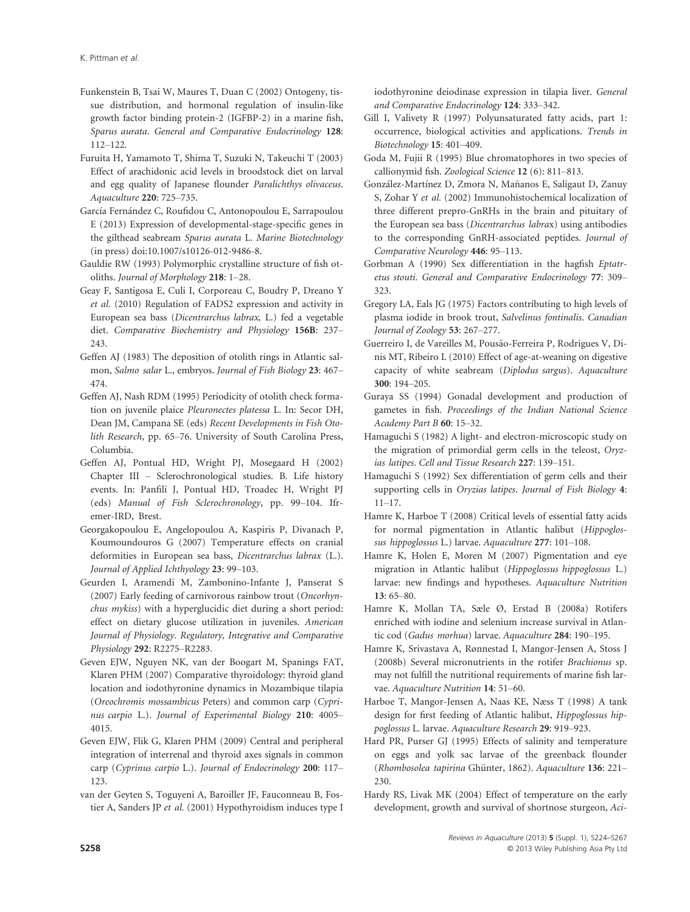Funkenstein B, Tsai W, Maures T, Duan C (2002) Ontogeny, tissue distribution, and hormonal regulation of insulin-like growth factor binding protein-2 (IGFBP-2) in a marine fish, *Sparus aurata*. *General and Comparative Endocrinology* **128**: 112–122.

Furuita H, Yamamoto T, Shima T, Suzuki N, Takeuchi T (2003) Effect of arachidonic acid levels in broodstock diet on larval and egg quality of Japanese flounder *Paralichthys olivaceus*. *Aquaculture* **220**: 725–735.

García Fernández C, Roufidou C, Antonopoulou E, Sarrapoulou E (2013) Expression of developmental-stage-specific genes in the gilthead seabream *Sparus aurata* L. *Marine Biotechnology* (in press) doi:10.1007/s10126-012-9486-8.

Gauldie RW (1993) Polymorphic crystalline structure of fish otoliths. *Journal of Morphology* **218**: 1–28.

Geay F, Santigosa E, Culi I, Corporeau C, Boudry P, Dreano Y *et al.* (2010) Regulation of FADS2 expression and activity in European sea bass (*Dicentrarchus labrax,* L.) fed a vegetable diet. *Comparative Biochemistry and Physiology* **156B**: 237–243.

Geffen AJ (1983) The deposition of otolith rings in Atlantic salmon, *Salmo salar* L., embryos. *Journal of Fish Biology* **23**: 467–474.

Geffen AJ, Nash RDM (1995) Periodicity of otolith check formation on juvenile plaice *Pleuronectes platessa* L. In: Secor DH, Dean JM, Campana SE (eds) *Recent Developments in Fish Otolith Research*, pp. 65–76. University of South Carolina Press, Columbia.

Geffen AJ, Pontual HD, Wright PJ, Mosegaard H (2002) Chapter III – Sclerochronological studies. B. Life history events. In: Panfili J, Pontual HD, Troadec H, Wright PJ (eds) *Manual of Fish Sclerochronology*, pp. 99–104. Ifremer-IRD, Brest.

Georgakopoulou E, Angelopoulou A, Kaspiris P, Divanach P, Koumoundouros G (2007) Temperature effects on cranial deformities in European sea bass, *Dicentrarchus labrax* (L.). *Journal of Applied Ichthyology* **23**: 99–103.

Geurden I, Aramendi M, Zambonino-Infante J, Panserat S (2007) Early feeding of carnivorous rainbow trout (*Oncorhynchus mykiss*) with a hyperglucidic diet during a short period: effect on dietary glucose utilization in juveniles. *American Journal of Physiology. Regulatory, Integrative and Comparative Physiology* **292**: R2275–R2283.

Geven EJW, Nguyen NK, van der Boogart M, Spanings FAT, Klaren PHM (2007) Comparative thyroidology: thyroid gland location and iodothyronine dynamics in Mozambique tilapia (*Oreochromis mossambicus* Peters) and common carp (*Cyprinus carpio* L.). *Journal of Experimental Biology* **210**: 4005–4015.

Geven EJW, Flik G, Klaren PHM (2009) Central and peripheral integration of interrenal and thyroid axes signals in common carp (*Cyprinus carpio* L.). *Journal of Endocrinology* **200**: 117–123.

van der Geyten S, Toguyeni A, Baroiller JF, Fauconneau B, Fostier A, Sanders JP *et al.* (2001) Hypothyroidism induces type I iodothyronine deiodinase expression in tilapia liver. *General and Comparative Endocrinology* **124**: 333–342.

Gill I, Valivety R (1997) Polyunsaturated fatty acids, part 1: occurrence, biological activities and applications. *Trends in Biotechnology* **15**: 401–409.

Goda M, Fujii R (1995) Blue chromatophores in two species of callionymid fish. *Zoological Science* **12** (6): 811–813.

González-Martínez D, Zmora N, Mañanos E, Saligaut D, Zanuy S, Zohar Y *et al.* (2002) Immunohistochemical localization of three different prepro-GnRHs in the brain and pituitary of the European sea bass (*Dicentrarchus labrax*) using antibodies to the corresponding GnRH-associated peptides. *Journal of Comparative Neurology* **446**: 95–113.

Gorbman A (1990) Sex differentiation in the hagfish *Eptatretus stouti*. *General and Comparative Endocrinology* **77**: 309–323.

Gregory LA, Eals JG (1975) Factors contributing to high levels of plasma iodide in brook trout, *Salvelinus fontinalis*. *Canadian Journal of Zoology* **53**: 267–277.

Guerreiro I, de Vareilles M, Pousão-Ferreira P, Rodrigues V, Dinis MT, Ribeiro L (2010) Effect of age-at-weaning on digestive capacity of white seabream (*Diplodus sargus*). *Aquaculture* **300**: 194–205.

Guraya SS (1994) Gonadal development and production of gametes in fish. *Proceedings of the Indian National Science Academy Part B* **60**: 15–32.

Hamaguchi S (1982) A light- and electron-microscopic study on the migration of primordial germ cells in the teleost, *Oryzias latipes*. *Cell and Tissue Research* **227**: 139–151.

Hamaguchi S (1992) Sex differentiation of germ cells and their supporting cells in *Oryzias latipes*. *Journal of Fish Biology* **4**: 11–17.

Hamre K, Harboe T (2008) Critical levels of essential fatty acids for normal pigmentation in Atlantic halibut (*Hippoglossus hippoglossus* L.) larvae. *Aquaculture* **277**: 101–108.

Hamre K, Holen E, Moren M (2007) Pigmentation and eye migration in Atlantic halibut (*Hippoglossus hippoglossus* L.) larvae: new findings and hypotheses. *Aquaculture Nutrition* **13**: 65–80.

Hamre K, Mollan TA, Sæle Ø, Erstad B (2008a) Rotifers enriched with iodine and selenium increase survival in Atlantic cod (*Gadus morhua*) larvae. *Aquaculture* **284**: 190–195.

Hamre K, Srivastava A, Rønnestad I, Mangor-Jensen A, Stoss J (2008b) Several micronutrients in the rotifer *Brachionus* sp. may not fulfill the nutritional requirements of marine fish larvae. *Aquaculture Nutrition* **14**: 51–60.

Harboe T, Mangor-Jensen A, Naas KE, Næss T (1998) A tank design for first feeding of Atlantic halibut, *Hippoglossus hippoglossus* L. larvae. *Aquaculture Research* **29**: 919–923.

Hard PR, Purser GJ (1995) Effects of salinity and temperature on eggs and yolk sac larvae of the greenback flounder (*Rhombosolea tapirina* Ghünter, 1862). *Aquaculture* **136**: 221–230.

Hardy RS, Livak MK (2004) Effect of temperature on the early development, growth and survival of shortnose sturgeon, *Aci-*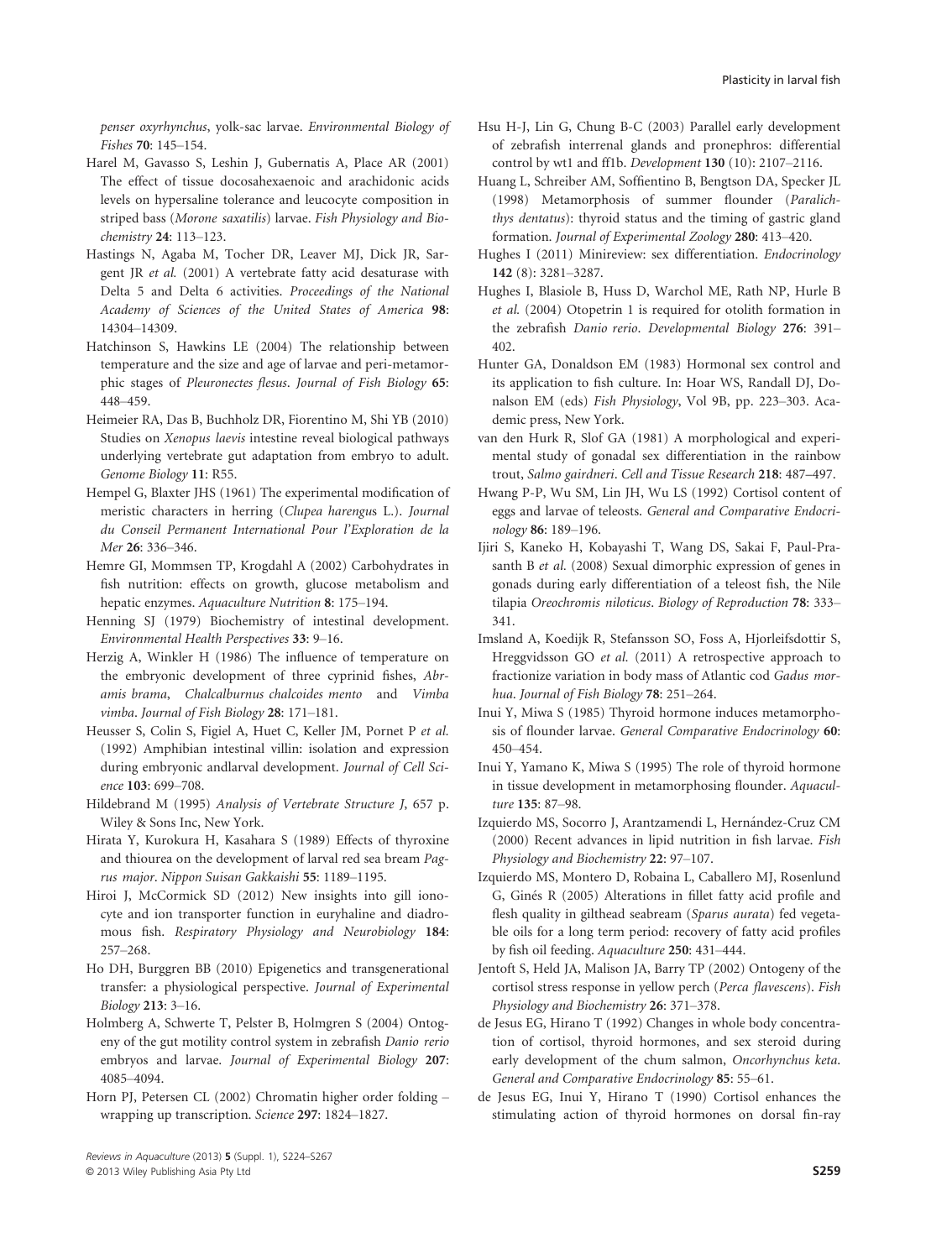*penser oxyrhynchus*, yolk-sac larvae. *Environmental Biology of Fishes* **70**: 145–154.

Harel M, Gavasso S, Leshin J, Gubernatis A, Place AR (2001) The effect of tissue docosahexaenoic and arachidonic acids levels on hypersaline tolerance and leucocyte composition in striped bass (*Morone saxatilis*) larvae. *Fish Physiology and Biochemistry* **24**: 113–123.

Hastings N, Agaba M, Tocher DR, Leaver MJ, Dick JR, Sargent JR *et al.* (2001) A vertebrate fatty acid desaturase with Delta 5 and Delta 6 activities. *Proceedings of the National Academy of Sciences of the United States of America* **98**: 14304–14309.

Hatchinson S, Hawkins LE (2004) The relationship between temperature and the size and age of larvae and peri-metamorphic stages of *Pleuronectes flesus*. *Journal of Fish Biology* **65**: 448–459.

Heimeier RA, Das B, Buchholz DR, Fiorentino M, Shi YB (2010) Studies on *Xenopus laevis* intestine reveal biological pathways underlying vertebrate gut adaptation from embryo to adult. *Genome Biology* **11**: R55.

Hempel G, Blaxter JHS (1961) The experimental modification of meristic characters in herring (*Clupea harengus* L.). *Journal du Conseil Permanent International Pour l'Exploration de la Mer* **26**: 336–346.

Hemre GI, Mommsen TP, Krogdahl A (2002) Carbohydrates in fish nutrition: effects on growth, glucose metabolism and hepatic enzymes. *Aquaculture Nutrition* **8**: 175–194.

Henning SJ (1979) Biochemistry of intestinal development. *Environmental Health Perspectives* **33**: 9–16.

Herzig A, Winkler H (1986) The influence of temperature on the embryonic development of three cyprinid fishes, *Abramis brama*, *Chalcalburnus chalcoides mento* and *Vimba vimba*. *Journal of Fish Biology* **28**: 171–181.

Heusser S, Colin S, Figiel A, Huet C, Keller JM, Pornet P *et al.* (1992) Amphibian intestinal villin: isolation and expression during embryonic andlarval development. *Journal of Cell Science* **103**: 699–708.

Hildebrand M (1995) *Analysis of Vertebrate Structure J*, 657 p. Wiley & Sons Inc, New York.

Hirata Y, Kurokura H, Kasahara S (1989) Effects of thyroxine and thiourea on the development of larval red sea bream *Pagrus major*. *Nippon Suisan Gakkaishi* **55**: 1189–1195.

Hiroi J, McCormick SD (2012) New insights into gill ionocyte and ion transporter function in euryhaline and diadromous fish. *Respiratory Physiology and Neurobiology* **184**: 257–268.

Ho DH, Burggren BB (2010) Epigenetics and transgenerational transfer: a physiological perspective. *Journal of Experimental Biology* **213**: 3–16.

Holmberg A, Schwerte T, Pelster B, Holmgren S (2004) Ontogeny of the gut motility control system in zebrafish *Danio rerio* embryos and larvae. *Journal of Experimental Biology* **207**: 4085–4094.

Horn PJ, Petersen CL (2002) Chromatin higher order folding – wrapping up transcription. *Science* **297**: 1824–1827.

Hsu H-J, Lin G, Chung B-C (2003) Parallel early development of zebrafish interrenal glands and pronephros: differential control by wt1 and ff1b. *Development* **130** (10): 2107–2116.

Huang L, Schreiber AM, Soffientino B, Bengtson DA, Specker JL (1998) Metamorphosis of summer flounder (*Paralichthys dentatus*): thyroid status and the timing of gastric gland formation. *Journal of Experimental Zoology* **280**: 413–420.

Hughes I (2011) Minireview: sex differentiation. *Endocrinology* **142** (8): 3281–3287.

Hughes I, Blasiole B, Huss D, Warchol ME, Rath NP, Hurle B *et al.* (2004) Otopetrin 1 is required for otolith formation in the zebrafish *Danio rerio*. *Developmental Biology* **276**: 391–402.

Hunter GA, Donaldson EM (1983) Hormonal sex control and its application to fish culture. In: Hoar WS, Randall DJ, Donalson EM (eds) *Fish Physiology*, Vol 9B, pp. 223–303. Academic press, New York.

van den Hurk R, Slof GA (1981) A morphological and experimental study of gonadal sex differentiation in the rainbow trout, *Salmo gairdneri*. *Cell and Tissue Research* **218**: 487–497.

Hwang P-P, Wu SM, Lin JH, Wu LS (1992) Cortisol content of eggs and larvae of teleosts. *General and Comparative Endocrinology* **86**: 189–196.

Ijiri S, Kaneko H, Kobayashi T, Wang DS, Sakai F, Paul-Prasanth B *et al.* (2008) Sexual dimorphic expression of genes in gonads during early differentiation of a teleost fish, the Nile tilapia *Oreochromis niloticus*. *Biology of Reproduction* **78**: 333–341.

Imsland A, Koedijk R, Stefansson SO, Foss A, Hjorleifsdottir S, Hreggvidsson GO *et al.* (2011) A retrospective approach to fractionize variation in body mass of Atlantic cod *Gadus morhua*. *Journal of Fish Biology* **78**: 251–264.

Inui Y, Miwa S (1985) Thyroid hormone induces metamorphosis of flounder larvae. *General Comparative Endocrinology* **60**: 450–454.

Inui Y, Yamano K, Miwa S (1995) The role of thyroid hormone in tissue development in metamorphosing flounder. *Aquaculture* **135**: 87–98.

Izquierdo MS, Socorro J, Arantzamendi L, Hernández-Cruz CM (2000) Recent advances in lipid nutrition in fish larvae. *Fish Physiology and Biochemistry* **22**: 97–107.

Izquierdo MS, Montero D, Robaina L, Caballero MJ, Rosenlund G, Ginés R (2005) Alterations in fillet fatty acid profile and flesh quality in gilthead seabream (*Sparus aurata*) fed vegetable oils for a long term period: recovery of fatty acid profiles by fish oil feeding. *Aquaculture* **250**: 431–444.

Jentoft S, Held JA, Malison JA, Barry TP (2002) Ontogeny of the cortisol stress response in yellow perch (*Perca flavescens*). *Fish Physiology and Biochemistry* **26**: 371–378.

de Jesus EG, Hirano T (1992) Changes in whole body concentration of cortisol, thyroid hormones, and sex steroid during early development of the chum salmon, *Oncorhynchus keta*. *General and Comparative Endocrinology* **85**: 55–61.

de Jesus EG, Inui Y, Hirano T (1990) Cortisol enhances the stimulating action of thyroid hormones on dorsal fin-ray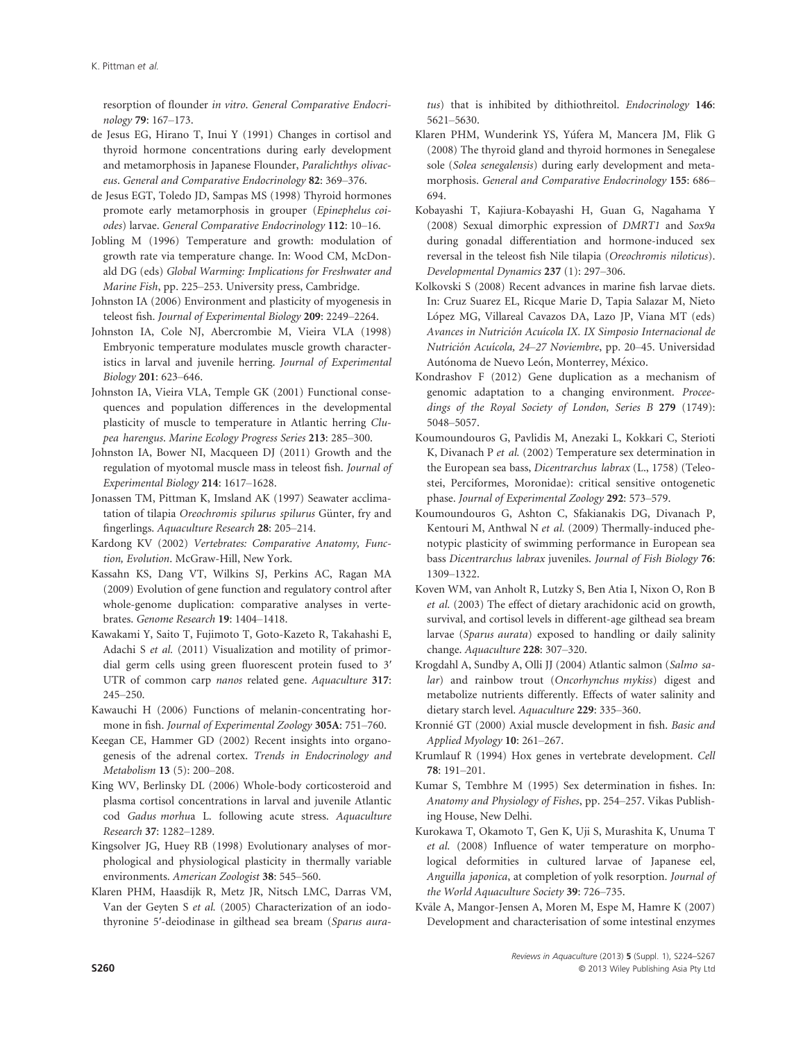resorption of flounder *in vitro*. *General Comparative Endocrinology* **79**: 167–173.

de Jesus EG, Hirano T, Inui Y (1991) Changes in cortisol and thyroid hormone concentrations during early development and metamorphosis in Japanese Flounder, *Paralichthys olivaceus*. *General and Comparative Endocrinology* **82**: 369–376.

de Jesus EGT, Toledo JD, Sampas MS (1998) Thyroid hormones promote early metamorphosis in grouper (*Epinephelus coioides*) larvae. *General Comparative Endocrinology* **112**: 10–16.

Jobling M (1996) Temperature and growth: modulation of growth rate via temperature change. In: Wood CM, McDonald DG (eds) *Global Warming: Implications for Freshwater and Marine Fish*, pp. 225–253. University press, Cambridge.

Johnston IA (2006) Environment and plasticity of myogenesis in teleost fish. *Journal of Experimental Biology* **209**: 2249–2264.

Johnston IA, Cole NJ, Abercrombie M, Vieira VLA (1998) Embryonic temperature modulates muscle growth characteristics in larval and juvenile herring. *Journal of Experimental Biology* **201**: 623–646.

Johnston IA, Vieira VLA, Temple GK (2001) Functional consequences and population differences in the developmental plasticity of muscle to temperature in Atlantic herring *Clupea harengus*. *Marine Ecology Progress Series* **213**: 285–300.

Johnston IA, Bower NI, Macqueen DJ (2011) Growth and the regulation of myotomal muscle mass in teleost fish. *Journal of Experimental Biology* **214**: 1617–1628.

Jonassen TM, Pittman K, Imsland AK (1997) Seawater acclimatation of tilapia *Oreochromis spilurus spilurus* Günter, fry and fingerlings. *Aquaculture Research* **28**: 205–214.

Kardong KV (2002) *Vertebrates: Comparative Anatomy, Function, Evolution*. McGraw-Hill, New York.

Kassahn KS, Dang VT, Wilkins SJ, Perkins AC, Ragan MA (2009) Evolution of gene function and regulatory control after whole-genome duplication: comparative analyses in vertebrates. *Genome Research* **19**: 1404–1418.

Kawakami Y, Saito T, Fujimoto T, Goto-Kazeto R, Takahashi E, Adachi S *et al.* (2011) Visualization and motility of primordial germ cells using green fluorescent protein fused to 3′ UTR of common carp *nanos* related gene. *Aquaculture* **317**: 245–250.

Kawauchi H (2006) Functions of melanin-concentrating hormone in fish. *Journal of Experimental Zoology* **305A**: 751–760.

Keegan CE, Hammer GD (2002) Recent insights into organogenesis of the adrenal cortex. *Trends in Endocrinology and Metabolism* **13** (5): 200–208.

King WV, Berlinsky DL (2006) Whole-body corticosteroid and plasma cortisol concentrations in larval and juvenile Atlantic cod *Gadus morhua* L. following acute stress. *Aquaculture Research* **37**: 1282–1289.

Kingsolver JG, Huey RB (1998) Evolutionary analyses of morphological and physiological plasticity in thermally variable environments. *American Zoologist* **38**: 545–560.

Klaren PHM, Haasdijk R, Metz JR, Nitsch LMC, Darras VM, Van der Geyten S *et al.* (2005) Characterization of an iodothyronine 5′-deiodinase in gilthead sea bream (*Sparus auratus*) that is inhibited by dithiothreitol. *Endocrinology* **146**: 5621–5630.

Klaren PHM, Wunderink YS, Yúfera M, Mancera JM, Flik G (2008) The thyroid gland and thyroid hormones in Senegalese sole (*Solea senegalensis*) during early development and metamorphosis. *General and Comparative Endocrinology* **155**: 686–694.

Kobayashi T, Kajiura-Kobayashi H, Guan G, Nagahama Y (2008) Sexual dimorphic expression of *DMRT1* and *Sox9a* during gonadal differentiation and hormone-induced sex reversal in the teleost fish Nile tilapia (*Oreochromis niloticus*). *Developmental Dynamics* **237** (1): 297–306.

Kolkovski S (2008) Recent advances in marine fish larvae diets. In: Cruz Suarez EL, Ricque Marie D, Tapia Salazar M, Nieto López MG, Villareal Cavazos DA, Lazo JP, Viana MT (eds) *Avances in Nutrición Acuícola IX. IX Simposio Internacional de Nutrición Acuícola, 24–27 Noviembre*, pp. 20–45. Universidad Autónoma de Nuevo León, Monterrey, México.

Kondrashov F (2012) Gene duplication as a mechanism of genomic adaptation to a changing environment. *Proceedings of the Royal Society of London, Series B* **279** (1749): 5048–5057.

Koumoundouros G, Pavlidis M, Anezaki L, Kokkari C, Sterioti K, Divanach P *et al.* (2002) Temperature sex determination in the European sea bass, *Dicentrarchus labrax* (L., 1758) (Teleostei, Perciformes, Moronidae): critical sensitive ontogenetic phase. *Journal of Experimental Zoology* **292**: 573–579.

Koumoundouros G, Ashton C, Sfakianakis DG, Divanach P, Kentouri M, Anthwal N *et al.* (2009) Thermally-induced phenotypic plasticity of swimming performance in European sea bass *Dicentrarchus labrax* juveniles. *Journal of Fish Biology* **76**: 1309–1322.

Koven WM, van Anholt R, Lutzky S, Ben Atia I, Nixon O, Ron B *et al.* (2003) The effect of dietary arachidonic acid on growth, survival, and cortisol levels in different-age gilthead sea bream larvae (*Sparus aurata*) exposed to handling or daily salinity change. *Aquaculture* **228**: 307–320.

Krogdahl A, Sundby A, Olli JJ (2004) Atlantic salmon (*Salmo salar*) and rainbow trout (*Oncorhynchus mykiss*) digest and metabolize nutrients differently. Effects of water salinity and dietary starch level. *Aquaculture* **229**: 335–360.

Kronnié GT (2000) Axial muscle development in fish. *Basic and Applied Myology* **10**: 261–267.

Krumlauf R (1994) Hox genes in vertebrate development. *Cell* **78**: 191–201.

Kumar S, Tembhre M (1995) Sex determination in fishes. In: *Anatomy and Physiology of Fishes*, pp. 254–257. Vikas Publishing House, New Delhi.

Kurokawa T, Okamoto T, Gen K, Uji S, Murashita K, Unuma T *et al.* (2008) Influence of water temperature on morphological deformities in cultured larvae of Japanese eel, *Anguilla japonica*, at completion of yolk resorption. *Journal of the World Aquaculture Society* **39**: 726–735.

Kvåle A, Mangor-Jensen A, Moren M, Espe M, Hamre K (2007) Development and characterisation of some intestinal enzymes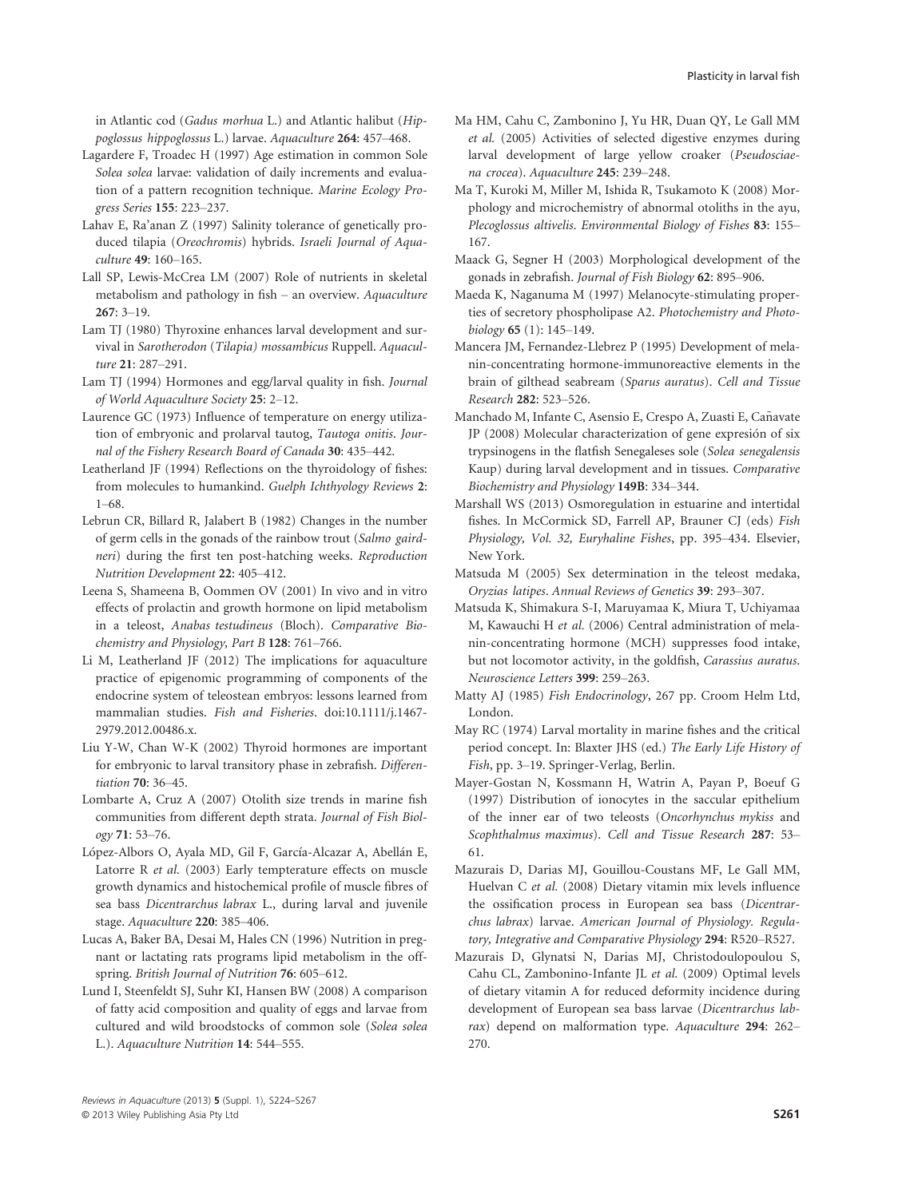in Atlantic cod (*Gadus morhua* L.) and Atlantic halibut (*Hippoglossus hippoglossus* L.) larvae. *Aquaculture* **264**: 457–468.

Lagardere F, Troadec H (1997) Age estimation in common Sole *Solea solea* larvae: validation of daily increments and evaluation of a pattern recognition technique. *Marine Ecology Progress Series* **155**: 223–237.

Lahav E, Ra'anan Z (1997) Salinity tolerance of genetically produced tilapia (*Oreochromis*) hybrids. *Israeli Journal of Aquaculture* **49**: 160–165.

Lall SP, Lewis-McCrea LM (2007) Role of nutrients in skeletal metabolism and pathology in fish – an overview. *Aquaculture* **267**: 3–19.

Lam TJ (1980) Thyroxine enhances larval development and survival in *Sarotherodon* (*Tilapia*) *mossambicus* Ruppell. *Aquaculture* **21**: 287–291.

Lam TJ (1994) Hormones and egg/larval quality in fish. *Journal of World Aquaculture Society* **25**: 2–12.

Laurence GC (1973) Influence of temperature on energy utilization of embryonic and prolarval tautog, *Tautoga onitis*. *Journal of the Fishery Research Board of Canada* **30**: 435–442.

Leatherland JF (1994) Reflections on the thyroidology of fishes: from molecules to humankind. *Guelph Ichthyology Reviews* **2**: 1–68.

Lebrun CR, Billard R, Jalabert B (1982) Changes in the number of germ cells in the gonads of the rainbow trout (*Salmo gairdneri*) during the first ten post-hatching weeks. *Reproduction Nutrition Development* **22**: 405–412.

Leena S, Shameena B, Oommen OV (2001) In vivo and in vitro effects of prolactin and growth hormone on lipid metabolism in a teleost, *Anabas testudineus* (Bloch). *Comparative Biochemistry and Physiology, Part B* **128**: 761–766.

Li M, Leatherland JF (2012) The implications for aquaculture practice of epigenomic programming of components of the endocrine system of teleostean embryos: lessons learned from mammalian studies. *Fish and Fisheries*. doi:10.1111/j.1467-2979.2012.00486.x.

Liu Y-W, Chan W-K (2002) Thyroid hormones are important for embryonic to larval transitory phase in zebrafish. *Differentiation* **70**: 36–45.

Lombarte A, Cruz A (2007) Otolith size trends in marine fish communities from different depth strata. *Journal of Fish Biology* **71**: 53–76.

López-Albors O, Ayala MD, Gil F, García-Alcazar A, Abellán E, Latorre R *et al.* (2003) Early tempterature effects on muscle growth dynamics and histochemical profile of muscle fibres of sea bass *Dicentrarchus labrax* L., during larval and juvenile stage. *Aquaculture* **220**: 385–406.

Lucas A, Baker BA, Desai M, Hales CN (1996) Nutrition in pregnant or lactating rats programs lipid metabolism in the offspring. *British Journal of Nutrition* **76**: 605–612.

Lund I, Steenfeldt SJ, Suhr KI, Hansen BW (2008) A comparison of fatty acid composition and quality of eggs and larvae from cultured and wild broodstocks of common sole (*Solea solea* L.). *Aquaculture Nutrition* **14**: 544–555.

Ma HM, Cahu C, Zambonino J, Yu HR, Duan QY, Le Gall MM *et al.* (2005) Activities of selected digestive enzymes during larval development of large yellow croaker (*Pseudosciaena crocea*). *Aquaculture* **245**: 239–248.

Ma T, Kuroki M, Miller M, Ishida R, Tsukamoto K (2008) Morphology and microchemistry of abnormal otoliths in the ayu, *Plecoglossus altivelis*. *Environmental Biology of Fishes* **83**: 155–167.

Maack G, Segner H (2003) Morphological development of the gonads in zebrafish. *Journal of Fish Biology* **62**: 895–906.

Maeda K, Naganuma M (1997) Melanocyte-stimulating properties of secretory phospholipase A2. *Photochemistry and Photobiology* **65** (1): 145–149.

Mancera JM, Fernandez-Llebrez P (1995) Development of melanin-concentrating hormone-immunoreactive elements in the brain of gilthead seabream (*Sparus auratus*). *Cell and Tissue Research* **282**: 523–526.

Manchado M, Infante C, Asensio E, Crespo A, Zuasti E, Cañavate JP (2008) Molecular characterization of gene expresión of six trypsinogens in the flatfish Senegaleses sole (*Solea senegalensis* Kaup) during larval development and in tissues. *Comparative Biochemistry and Physiology* **149B**: 334–344.

Marshall WS (2013) Osmoregulation in estuarine and intertidal fishes. In McCormick SD, Farrell AP, Brauner CJ (eds) *Fish Physiology, Vol. 32, Euryhaline Fishes*, pp. 395–434. Elsevier, New York.

Matsuda M (2005) Sex determination in the teleost medaka, *Oryzias latipes*. *Annual Reviews of Genetics* **39**: 293–307.

Matsuda K, Shimakura S-I, Maruyamaa K, Miura T, Uchiyamaa M, Kawauchi H *et al.* (2006) Central administration of melanin-concentrating hormone (MCH) suppresses food intake, but not locomotor activity, in the goldfish, *Carassius auratus*. *Neuroscience Letters* **399**: 259–263.

Matty AJ (1985) *Fish Endocrinology*, 267 pp. Croom Helm Ltd, London.

May RC (1974) Larval mortality in marine fishes and the critical period concept. In: Blaxter JHS (ed.) *The Early Life History of Fish*, pp. 3–19. Springer-Verlag, Berlin.

Mayer-Gostan N, Kossmann H, Watrin A, Payan P, Boeuf G (1997) Distribution of ionocytes in the saccular epithelium of the inner ear of two teleosts (*Oncorhynchus mykiss* and *Scophthalmus maximus*). *Cell and Tissue Research* **287**: 53–61.

Mazurais D, Darias MJ, Gouillou-Coustans MF, Le Gall MM, Huelvan C *et al.* (2008) Dietary vitamin mix levels influence the ossification process in European sea bass (*Dicentrarchus labrax*) larvae. *American Journal of Physiology. Regulatory, Integrative and Comparative Physiology* **294**: R520–R527.

Mazurais D, Glynatsi N, Darias MJ, Christodoulopoulou S, Cahu CL, Zambonino-Infante JL *et al.* (2009) Optimal levels of dietary vitamin A for reduced deformity incidence during development of European sea bass larvae (*Dicentrarchus labrax*) depend on malformation type. *Aquaculture* **294**: 262–270.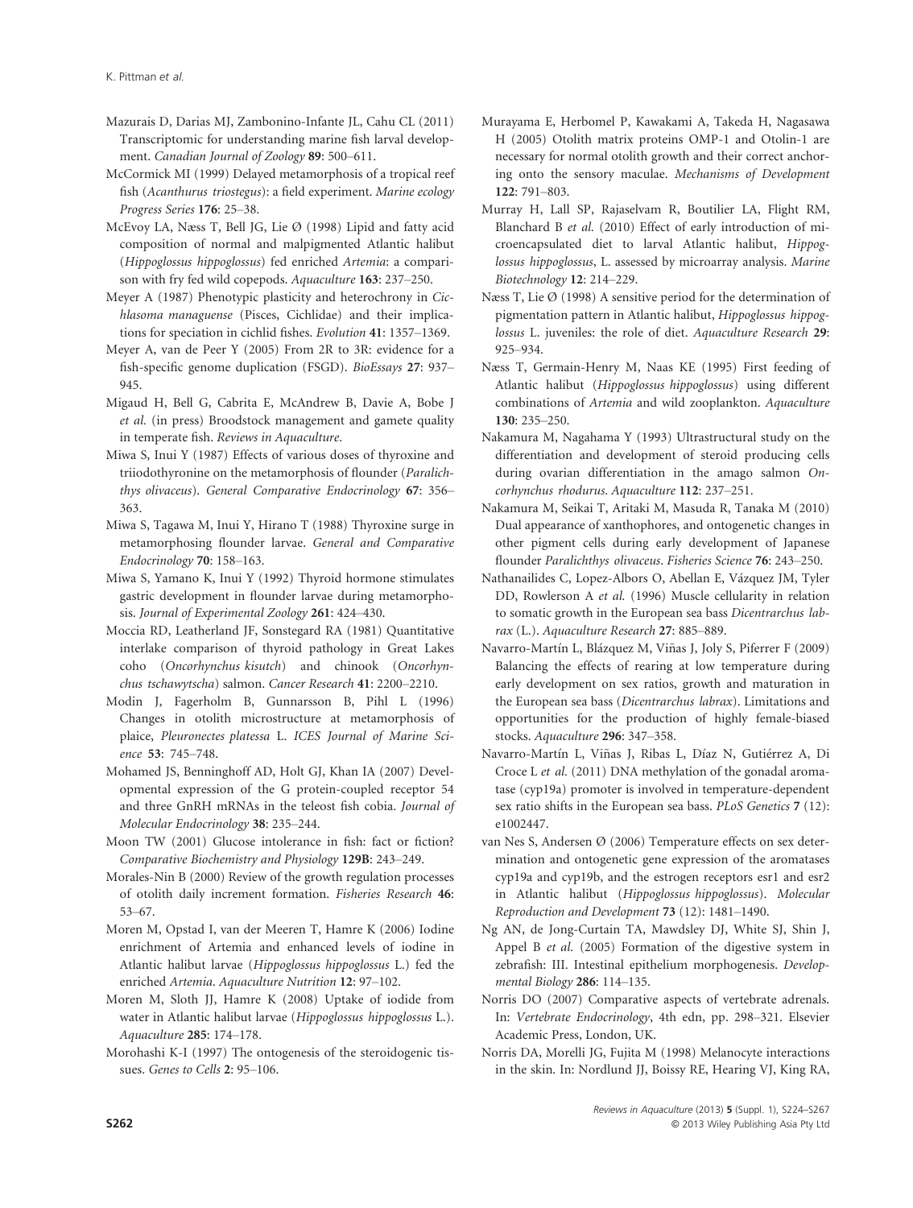Mazurais D, Darias MJ, Zambonino-Infante JL, Cahu CL (2011) Transcriptomic for understanding marine fish larval development. *Canadian Journal of Zoology* **89**: 500–611.

McCormick MI (1999) Delayed metamorphosis of a tropical reef fish (*Acanthurus triostegus*): a field experiment. *Marine ecology Progress Series* **176**: 25–38.

McEvoy LA, Næss T, Bell JG, Lie Ø (1998) Lipid and fatty acid composition of normal and malpigmented Atlantic halibut (*Hippoglossus hippoglossus*) fed enriched *Artemia*: a comparison with fry fed wild copepods. *Aquaculture* **163**: 237–250.

Meyer A (1987) Phenotypic plasticity and heterochrony in *Cichlasoma managuense* (Pisces, Cichlidae) and their implications for speciation in cichlid fishes. *Evolution* **41**: 1357–1369.

Meyer A, van de Peer Y (2005) From 2R to 3R: evidence for a fish-specific genome duplication (FSGD). *BioEssays* **27**: 937–945.

Migaud H, Bell G, Cabrita E, McAndrew B, Davie A, Bobe J *et al.* (in press) Broodstock management and gamete quality in temperate fish. *Reviews in Aquaculture*.

Miwa S, Inui Y (1987) Effects of various doses of thyroxine and triiodothyronine on the metamorphosis of flounder (*Paralichthys olivaceus*). *General Comparative Endocrinology* **67**: 356–363.

Miwa S, Tagawa M, Inui Y, Hirano T (1988) Thyroxine surge in metamorphosing flounder larvae. *General and Comparative Endocrinology* **70**: 158–163.

Miwa S, Yamano K, Inui Y (1992) Thyroid hormone stimulates gastric development in flounder larvae during metamorphosis. *Journal of Experimental Zoology* **261**: 424–430.

Moccia RD, Leatherland JF, Sonstegard RA (1981) Quantitative interlake comparison of thyroid pathology in Great Lakes coho (*Oncorhynchus kisutch*) and chinook (*Oncorhynchus tschawytscha*) salmon. *Cancer Research* **41**: 2200–2210.

Modin J, Fagerholm B, Gunnarsson B, Pihl L (1996) Changes in otolith microstructure at metamorphosis of plaice, *Pleuronectes platessa* L. *ICES Journal of Marine Science* **53**: 745–748.

Mohamed JS, Benninghoff AD, Holt GJ, Khan IA (2007) Developmental expression of the G protein-coupled receptor 54 and three GnRH mRNAs in the teleost fish cobia. *Journal of Molecular Endocrinology* **38**: 235–244.

Moon TW (2001) Glucose intolerance in fish: fact or fiction? *Comparative Biochemistry and Physiology* **129B**: 243–249.

Morales-Nin B (2000) Review of the growth regulation processes of otolith daily increment formation. *Fisheries Research* **46**: 53–67.

Moren M, Opstad I, van der Meeren T, Hamre K (2006) Iodine enrichment of Artemia and enhanced levels of iodine in Atlantic halibut larvae (*Hippoglossus hippoglossus* L.) fed the enriched *Artemia*. *Aquaculture Nutrition* **12**: 97–102.

Moren M, Sloth JJ, Hamre K (2008) Uptake of iodide from water in Atlantic halibut larvae (*Hippoglossus hippoglossus* L.). *Aquaculture* **285**: 174–178.

Morohashi K-I (1997) The ontogenesis of the steroidogenic tissues. *Genes to Cells* **2**: 95–106.

Murayama E, Herbomel P, Kawakami A, Takeda H, Nagasawa H (2005) Otolith matrix proteins OMP-1 and Otolin-1 are necessary for normal otolith growth and their correct anchoring onto the sensory maculae. *Mechanisms of Development* **122**: 791–803.

Murray H, Lall SP, Rajaselvam R, Boutilier LA, Flight RM, Blanchard B *et al.* (2010) Effect of early introduction of microencapsulated diet to larval Atlantic halibut, *Hippoglossus hippoglossus*, L. assessed by microarray analysis. *Marine Biotechnology* **12**: 214–229.

Næss T, Lie Ø (1998) A sensitive period for the determination of pigmentation pattern in Atlantic halibut, *Hippoglossus hippoglossus* L. juveniles: the role of diet. *Aquaculture Research* **29**: 925–934.

Næss T, Germain-Henry M, Naas KE (1995) First feeding of Atlantic halibut (*Hippoglossus hippoglossus*) using different combinations of *Artemia* and wild zooplankton. *Aquaculture* **130**: 235–250.

Nakamura M, Nagahama Y (1993) Ultrastructural study on the differentiation and development of steroid producing cells during ovarian differentiation in the amago salmon *Oncorhynchus rhodurus*. *Aquaculture* **112**: 237–251.

Nakamura M, Seikai T, Aritaki M, Masuda R, Tanaka M (2010) Dual appearance of xanthophores, and ontogenetic changes in other pigment cells during early development of Japanese flounder *Paralichthys olivaceus*. *Fisheries Science* **76**: 243–250.

Nathanailides C, Lopez-Albors O, Abellan E, Vázquez JM, Tyler DD, Rowlerson A *et al.* (1996) Muscle cellularity in relation to somatic growth in the European sea bass *Dicentrarchus labrax* (L.). *Aquaculture Research* **27**: 885–889.

Navarro-Martín L, Blázquez M, Viñas J, Joly S, Piferrer F (2009) Balancing the effects of rearing at low temperature during early development on sex ratios, growth and maturation in the European sea bass (*Dicentrarchus labrax*). Limitations and opportunities for the production of highly female-biased stocks. *Aquaculture* **296**: 347–358.

Navarro-Martín L, Viñas J, Ribas L, Díaz N, Gutiérrez A, Di Croce L *et al.* (2011) DNA methylation of the gonadal aromatase (cyp19a) promoter is involved in temperature-dependent sex ratio shifts in the European sea bass. *PLoS Genetics* **7** (12): e1002447.

van Nes S, Andersen Ø (2006) Temperature effects on sex determination and ontogenetic gene expression of the aromatases cyp19a and cyp19b, and the estrogen receptors esr1 and esr2 in Atlantic halibut (*Hippoglossus hippoglossus*). *Molecular Reproduction and Development* **73** (12): 1481–1490.

Ng AN, de Jong-Curtain TA, Mawdsley DJ, White SJ, Shin J, Appel B *et al.* (2005) Formation of the digestive system in zebrafish: III. Intestinal epithelium morphogenesis. *Developmental Biology* **286**: 114–135.

Norris DO (2007) Comparative aspects of vertebrate adrenals. In: *Vertebrate Endocrinology*, 4th edn, pp. 298–321. Elsevier Academic Press, London, UK.

Norris DA, Morelli JG, Fujita M (1998) Melanocyte interactions in the skin. In: Nordlund JJ, Boissy RE, Hearing VJ, King RA,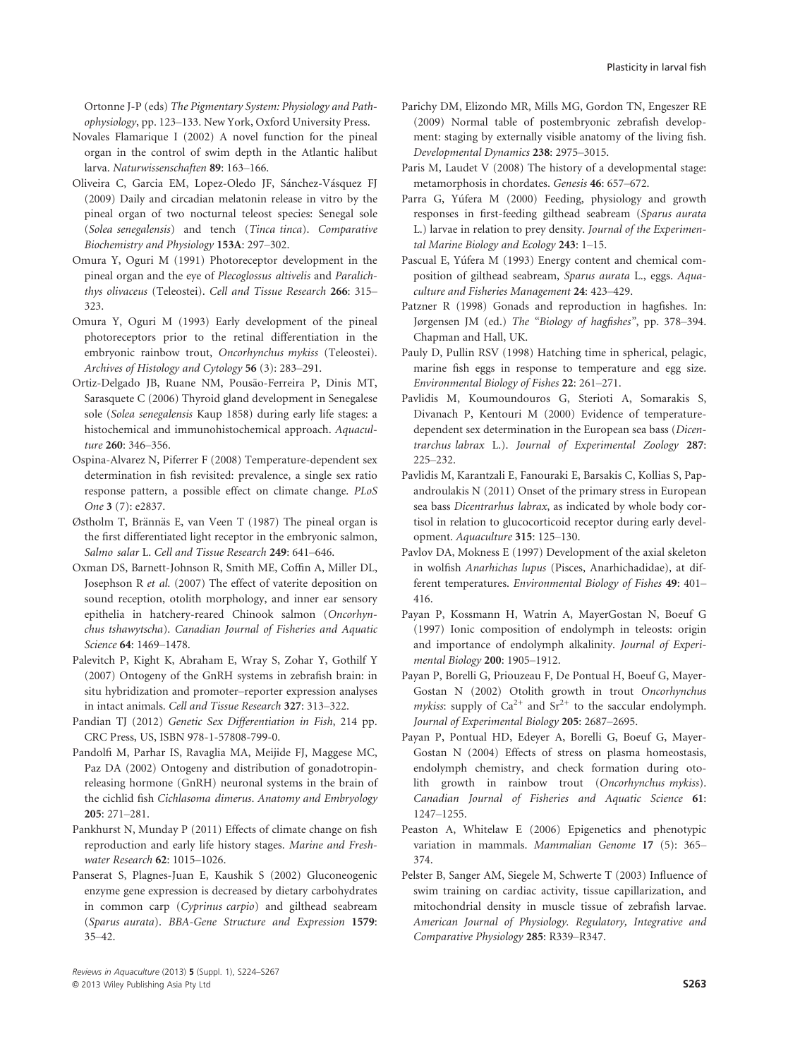Ortonne J-P (eds) *The Pigmentary System: Physiology and Pathophysiology*, pp. 123–133. New York, Oxford University Press.

Novales Flamarique I (2002) A novel function for the pineal organ in the control of swim depth in the Atlantic halibut larva. *Naturwissenschaften* **89**: 163–166.

Oliveira C, Garcia EM, Lopez-Oledo JF, Sánchez-Vásquez FJ (2009) Daily and circadian melatonin release in vitro by the pineal organ of two nocturnal teleost species: Senegal sole (*Solea senegalensis*) and tench (*Tinca tinca*). *Comparative Biochemistry and Physiology* **153A**: 297–302.

Omura Y, Oguri M (1991) Photoreceptor development in the pineal organ and the eye of *Plecoglossus altivelis* and *Paralichthys olivaceus* (Teleostei). *Cell and Tissue Research* **266**: 315–323.

Omura Y, Oguri M (1993) Early development of the pineal photoreceptors prior to the retinal differentiation in the embryonic rainbow trout, *Oncorhynchus mykiss* (Teleostei). *Archives of Histology and Cytology* **56** (3): 283–291.

Ortiz-Delgado JB, Ruane NM, Pousão-Ferreira P, Dinis MT, Sarasquete C (2006) Thyroid gland development in Senegalese sole (*Solea senegalensis* Kaup 1858) during early life stages: a histochemical and immunohistochemical approach. *Aquaculture* **260**: 346–356.

Ospina-Alvarez N, Piferrer F (2008) Temperature-dependent sex determination in fish revisited: prevalence, a single sex ratio response pattern, a possible effect on climate change. *PLoS One* **3** (7): e2837.

Østholm T, Brännäs E, van Veen T (1987) The pineal organ is the first differentiated light receptor in the embryonic salmon, *Salmo salar* L. *Cell and Tissue Research* **249**: 641–646.

Oxman DS, Barnett-Johnson R, Smith ME, Coffin A, Miller DL, Josephson R *et al.* (2007) The effect of vaterite deposition on sound reception, otolith morphology, and inner ear sensory epithelia in hatchery-reared Chinook salmon (*Oncorhynchus tshawytscha*). *Canadian Journal of Fisheries and Aquatic Science* **64**: 1469–1478.

Palevitch P, Kight K, Abraham E, Wray S, Zohar Y, Gothilf Y (2007) Ontogeny of the GnRH systems in zebrafish brain: in situ hybridization and promoter–reporter expression analyses in intact animals. *Cell and Tissue Research* **327**: 313–322.

Pandian TJ (2012) *Genetic Sex Differentiation in Fish*, 214 pp. CRC Press, US, ISBN 978-1-57808-799-0.

Pandolfi M, Parhar IS, Ravaglia MA, Meijide FJ, Maggese MC, Paz DA (2002) Ontogeny and distribution of gonadotropin-releasing hormone (GnRH) neuronal systems in the brain of the cichlid fish *Cichlasoma dimerus*. *Anatomy and Embryology* **205**: 271–281.

Pankhurst N, Munday P (2011) Effects of climate change on fish reproduction and early life history stages. *Marine and Freshwater Research* **62**: 1015–1026.

Panserat S, Plagnes-Juan E, Kaushik S (2002) Gluconeogenic enzyme gene expression is decreased by dietary carbohydrates in common carp (*Cyprinus carpio*) and gilthead seabream (*Sparus aurata*). *BBA-Gene Structure and Expression* **1579**: 35–42.

Parichy DM, Elizondo MR, Mills MG, Gordon TN, Engeszer RE (2009) Normal table of postembryonic zebrafish development: staging by externally visible anatomy of the living fish. *Developmental Dynamics* **238**: 2975–3015.

Paris M, Laudet V (2008) The history of a developmental stage: metamorphosis in chordates. *Genesis* **46**: 657–672.

Parra G, Yúfera M (2000) Feeding, physiology and growth responses in first-feeding gilthead seabream (*Sparus aurata* L.) larvae in relation to prey density. *Journal of the Experimental Marine Biology and Ecology* **243**: 1–15.

Pascual E, Yúfera M (1993) Energy content and chemical composition of gilthead seabream, *Sparus aurata* L., eggs. *Aquaculture and Fisheries Management* **24**: 423–429.

Patzner R (1998) Gonads and reproduction in hagfishes. In: Jørgensen JM (ed.) *The "Biology of hagfishes"*, pp. 378–394. Chapman and Hall, UK.

Pauly D, Pullin RSV (1998) Hatching time in spherical, pelagic, marine fish eggs in response to temperature and egg size. *Environmental Biology of Fishes* **22**: 261–271.

Pavlidis M, Koumoundouros G, Sterioti A, Somarakis S, Divanach P, Kentouri M (2000) Evidence of temperature-dependent sex determination in the European sea bass (*Dicentrarchus labrax* L.). *Journal of Experimental Zoology* **287**: 225–232.

Pavlidis M, Karantzali E, Fanouraki E, Barsakis C, Kollias S, Papandroulakis N (2011) Onset of the primary stress in European sea bass *Dicentrarhus labrax*, as indicated by whole body cortisol in relation to glucocorticoid receptor during early development. *Aquaculture* **315**: 125–130.

Pavlov DA, Mokness E (1997) Development of the axial skeleton in wolfish *Anarhichas lupus* (Pisces, Anarhichadidae), at different temperatures. *Environmental Biology of Fishes* **49**: 401–416.

Payan P, Kossmann H, Watrin A, MayerGostan N, Boeuf G (1997) Ionic composition of endolymph in teleosts: origin and importance of endolymph alkalinity. *Journal of Experimental Biology* **200**: 1905–1912.

Payan P, Borelli G, Priouzeau F, De Pontual H, Boeuf G, Mayer-Gostan N (2002) Otolith growth in trout *Oncorhynchus mykiss*: supply of $Ca^{2+}$ and $Sr^{2+}$ to the saccular endolymph. *Journal of Experimental Biology* **205**: 2687–2695.

Payan P, Pontual HD, Edeyer A, Borelli G, Boeuf G, Mayer-Gostan N (2004) Effects of stress on plasma homeostasis, endolymph chemistry, and check formation during otolith growth in rainbow trout (*Oncorhynchus mykiss*). *Canadian Journal of Fisheries and Aquatic Science* **61**: 1247–1255.

Peaston A, Whitelaw E (2006) Epigenetics and phenotypic variation in mammals. *Mammalian Genome* **17** (5): 365–374.

Pelster B, Sanger AM, Siegele M, Schwerte T (2003) Influence of swim training on cardiac activity, tissue capillarization, and mitochondrial density in muscle tissue of zebrafish larvae. *American Journal of Physiology. Regulatory, Integrative and Comparative Physiology* **285**: R339–R347.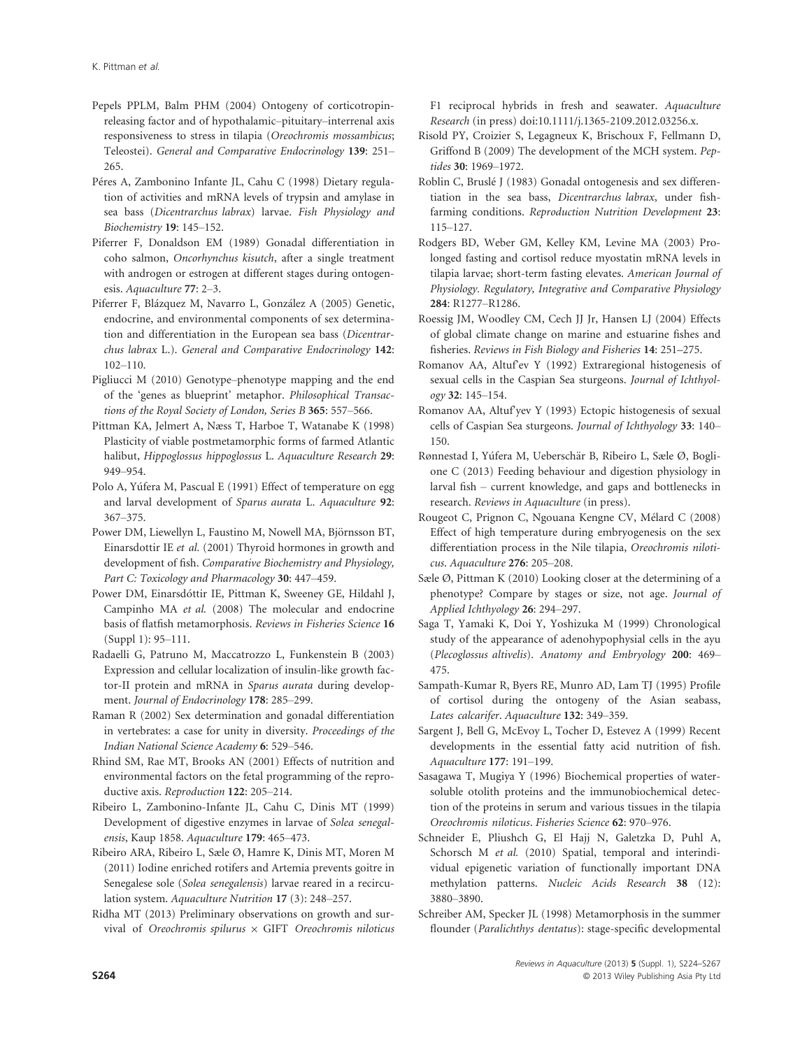Pepels PPLM, Balm PHM (2004) Ontogeny of corticotropin-releasing factor and of hypothalamic–pituitary–interrenal axis responsiveness to stress in tilapia (*Oreochromis mossambicus*; Teleostei). *General and Comparative Endocrinology* **139**: 251–265.

Péres A, Zambonino Infante JL, Cahu C (1998) Dietary regulation of activities and mRNA levels of trypsin and amylase in sea bass (*Dicentrarchus labrax*) larvae. *Fish Physiology and Biochemistry* **19**: 145–152.

Piferrer F, Donaldson EM (1989) Gonadal differentiation in coho salmon, *Oncorhynchus kisutch*, after a single treatment with androgen or estrogen at different stages during ontogenesis. *Aquaculture* **77**: 2–3.

Piferrer F, Blázquez M, Navarro L, González A (2005) Genetic, endocrine, and environmental components of sex determination and differentiation in the European sea bass (*Dicentrarchus labrax* L.). *General and Comparative Endocrinology* **142**: 102–110.

Pigliucci M (2010) Genotype–phenotype mapping and the end of the 'genes as blueprint' metaphor. *Philosophical Transactions of the Royal Society of London, Series B* **365**: 557–566.

Pittman KA, Jelmert A, Næss T, Harboe T, Watanabe K (1998) Plasticity of viable postmetamorphic forms of farmed Atlantic halibut, *Hippoglossus hippoglossus* L. *Aquaculture Research* **29**: 949–954.

Polo A, Yúfera M, Pascual E (1991) Effect of temperature on egg and larval development of *Sparus aurata* L. *Aquaculture* **92**: 367–375.

Power DM, Liewellyn L, Faustino M, Nowell MA, Björnsson BT, Einarsdottir IE *et al.* (2001) Thyroid hormones in growth and development of fish. *Comparative Biochemistry and Physiology, Part C: Toxicology and Pharmacology* **30**: 447–459.

Power DM, Einarsdóttir IE, Pittman K, Sweeney GE, Hildahl J, Campinho MA *et al.* (2008) The molecular and endocrine basis of flatfish metamorphosis. *Reviews in Fisheries Science* **16** (Suppl 1): 95–111.

Radaelli G, Patruno M, Maccatrozzo L, Funkenstein B (2003) Expression and cellular localization of insulin-like growth factor-II protein and mRNA in *Sparus aurata* during development. *Journal of Endocrinology* **178**: 285–299.

Raman R (2002) Sex determination and gonadal differentiation in vertebrates: a case for unity in diversity. *Proceedings of the Indian National Science Academy* **6**: 529–546.

Rhind SM, Rae MT, Brooks AN (2001) Effects of nutrition and environmental factors on the fetal programming of the reproductive axis. *Reproduction* **122**: 205–214.

Ribeiro L, Zambonino-Infante JL, Cahu C, Dinis MT (1999) Development of digestive enzymes in larvae of *Solea senegalensis*, Kaup 1858. *Aquaculture* **179**: 465–473.

Ribeiro ARA, Ribeiro L, Sæle Ø, Hamre K, Dinis MT, Moren M (2011) Iodine enriched rotifers and Artemia prevents goitre in Senegalese sole (*Solea senegalensis*) larvae reared in a recirculation system. *Aquaculture Nutrition* **17** (3): 248–257.

Ridha MT (2013) Preliminary observations on growth and survival of *Oreochromis spilurus* × GIFT *Oreochromis niloticus* F1 reciprocal hybrids in fresh and seawater. *Aquaculture Research* (in press) doi:10.1111/j.1365-2109.2012.03256.x.

Risold PY, Croizier S, Legagneux K, Brischoux F, Fellmann D, Griffond B (2009) The development of the MCH system. *Peptides* **30**: 1969–1972.

Roblin C, Bruslé J (1983) Gonadal ontogenesis and sex differentiation in the sea bass, *Dicentrarchus labrax*, under fish-farming conditions. *Reproduction Nutrition Development* **23**: 115–127.

Rodgers BD, Weber GM, Kelley KM, Levine MA (2003) Prolonged fasting and cortisol reduce myostatin mRNA levels in tilapia larvae; short-term fasting elevates. *American Journal of Physiology. Regulatory, Integrative and Comparative Physiology* **284**: R1277–R1286.

Roessig JM, Woodley CM, Cech JJ Jr, Hansen LJ (2004) Effects of global climate change on marine and estuarine fishes and fisheries. *Reviews in Fish Biology and Fisheries* **14**: 251–275.

Romanov AA, Altuf'ev Y (1992) Extraregional histogenesis of sexual cells in the Caspian Sea sturgeons. *Journal of Ichthyology* **32**: 145–154.

Romanov AA, Altuf'yev Y (1993) Ectopic histogenesis of sexual cells of Caspian Sea sturgeons. *Journal of Ichthyology* **33**: 140–150.

Rønnestad I, Yúfera M, Ueberschär B, Ribeiro L, Sæle Ø, Boglione C (2013) Feeding behaviour and digestion physiology in larval fish – current knowledge, and gaps and bottlenecks in research. *Reviews in Aquaculture* (in press).

Rougeot C, Prignon C, Ngouana Kengne CV, Mélard C (2008) Effect of high temperature during embryogenesis on the sex differentiation process in the Nile tilapia, *Oreochromis niloticus*. *Aquaculture* **276**: 205–208.

Sæle Ø, Pittman K (2010) Looking closer at the determining of a phenotype? Compare by stages or size, not age. *Journal of Applied Ichthyology* **26**: 294–297.

Saga T, Yamaki K, Doi Y, Yoshizuka M (1999) Chronological study of the appearance of adenohypophysial cells in the ayu (*Plecoglossus altivelis*). *Anatomy and Embryology* **200**: 469–475.

Sampath-Kumar R, Byers RE, Munro AD, Lam TJ (1995) Profile of cortisol during the ontogeny of the Asian seabass, *Lates calcarifer*. *Aquaculture* **132**: 349–359.

Sargent J, Bell G, McEvoy L, Tocher D, Estevez A (1999) Recent developments in the essential fatty acid nutrition of fish. *Aquaculture* **177**: 191–199.

Sasagawa T, Mugiya Y (1996) Biochemical properties of water-soluble otolith proteins and the immunobiochemical detection of the proteins in serum and various tissues in the tilapia *Oreochromis niloticus*. *Fisheries Science* **62**: 970–976.

Schneider E, Pliushch G, El Hajj N, Galetzka D, Puhl A, Schorsch M *et al.* (2010) Spatial, temporal and interindividual epigenetic variation of functionally important DNA methylation patterns. *Nucleic Acids Research* **38** (12): 3880–3890.

Schreiber AM, Specker JL (1998) Metamorphosis in the summer flounder (*Paralichthys dentatus*): stage-specific developmental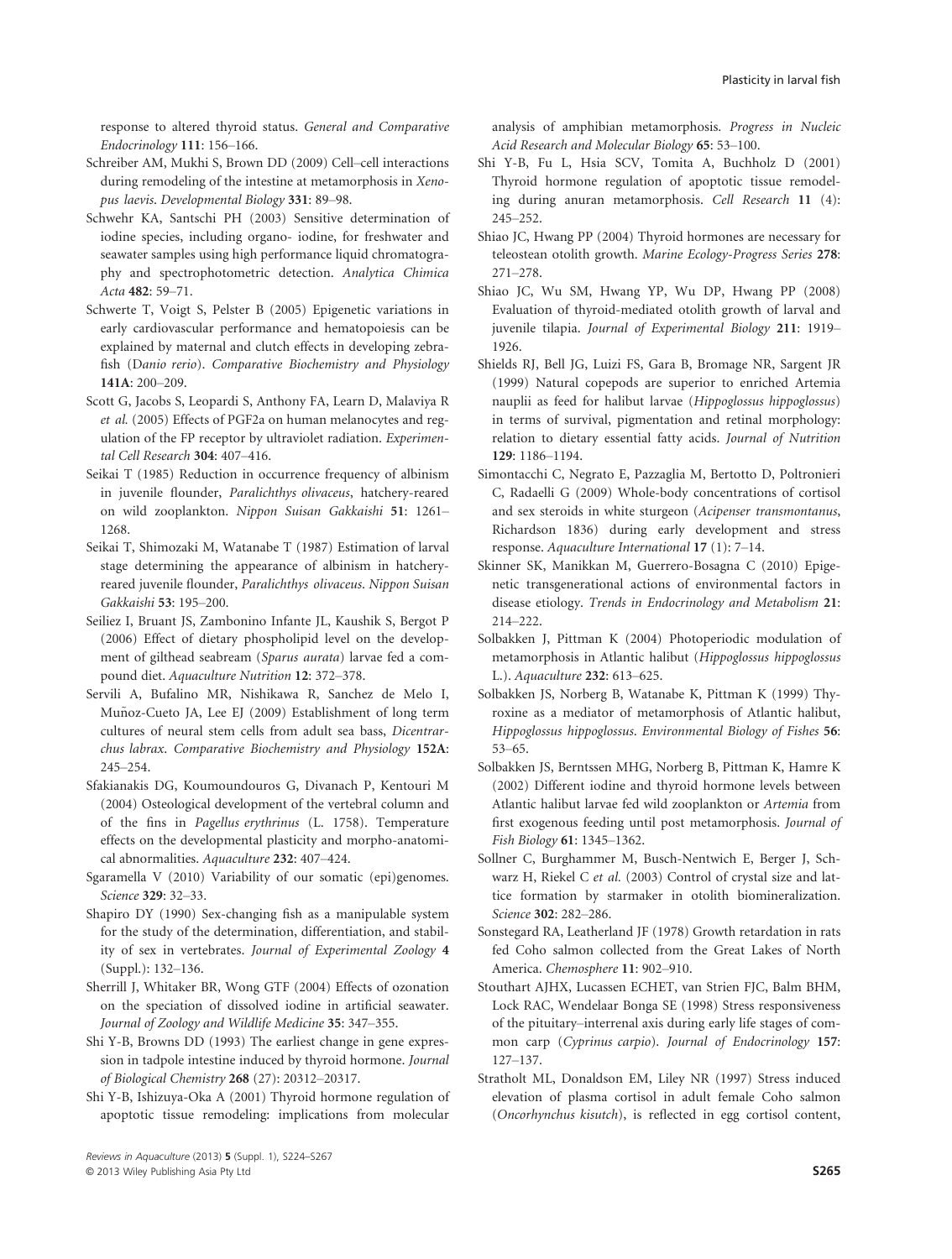response to altered thyroid status. *General and Comparative Endocrinology* **111**: 156–166.

Schreiber AM, Mukhi S, Brown DD (2009) Cell–cell interactions during remodeling of the intestine at metamorphosis in *Xenopus laevis*. *Developmental Biology* **331**: 89–98.

Schwehr KA, Santschi PH (2003) Sensitive determination of iodine species, including organo- iodine, for freshwater and seawater samples using high performance liquid chromatography and spectrophotometric detection. *Analytica Chimica Acta* **482**: 59–71.

Schwerte T, Voigt S, Pelster B (2005) Epigenetic variations in early cardiovascular performance and hematopoiesis can be explained by maternal and clutch effects in developing zebrafish (*Danio rerio*). *Comparative Biochemistry and Physiology* **141A**: 200–209.

Scott G, Jacobs S, Leopardi S, Anthony FA, Learn D, Malaviya R *et al.* (2005) Effects of PGF2a on human melanocytes and regulation of the FP receptor by ultraviolet radiation. *Experimental Cell Research* **304**: 407–416.

Seikai T (1985) Reduction in occurrence frequency of albinism in juvenile flounder, *Paralichthys olivaceus*, hatchery-reared on wild zooplankton. *Nippon Suisan Gakkaishi* **51**: 1261–1268.

Seikai T, Shimozaki M, Watanabe T (1987) Estimation of larval stage determining the appearance of albinism in hatchery-reared juvenile flounder, *Paralichthys olivaceus*. *Nippon Suisan Gakkaishi* **53**: 195–200.

Seiliez I, Bruant JS, Zambonino Infante JL, Kaushik S, Bergot P (2006) Effect of dietary phospholipid level on the development of gilthead seabream (*Sparus aurata*) larvae fed a compound diet. *Aquaculture Nutrition* **12**: 372–378.

Servili A, Bufalino MR, Nishikawa R, Sanchez de Melo I, Muñoz-Cueto JA, Lee EJ (2009) Establishment of long term cultures of neural stem cells from adult sea bass, *Dicentrarchus labrax*. *Comparative Biochemistry and Physiology* **152A**: 245–254.

Sfakianakis DG, Koumoundouros G, Divanach P, Kentouri M (2004) Osteological development of the vertebral column and of the fins in *Pagellus erythrinus* (L. 1758). Temperature effects on the developmental plasticity and morpho-anatomical abnormalities. *Aquaculture* **232**: 407–424.

Sgaramella V (2010) Variability of our somatic (epi)genomes. *Science* **329**: 32–33.

Shapiro DY (1990) Sex-changing fish as a manipulable system for the study of the determination, differentiation, and stability of sex in vertebrates. *Journal of Experimental Zoology* **4** (Suppl.): 132–136.

Sherrill J, Whitaker BR, Wong GTF (2004) Effects of ozonation on the speciation of dissolved iodine in artificial seawater. *Journal of Zoology and Wildlife Medicine* **35**: 347–355.

Shi Y-B, Browns DD (1993) The earliest change in gene expression in tadpole intestine induced by thyroid hormone. *Journal of Biological Chemistry* **268** (27): 20312–20317.

Shi Y-B, Ishizuya-Oka A (2001) Thyroid hormone regulation of apoptotic tissue remodeling: implications from molecular analysis of amphibian metamorphosis. *Progress in Nucleic Acid Research and Molecular Biology* **65**: 53–100.

Shi Y-B, Fu L, Hsia SCV, Tomita A, Buchholz D (2001) Thyroid hormone regulation of apoptotic tissue remodeling during anuran metamorphosis. *Cell Research* **11** (4): 245–252.

Shiao JC, Hwang PP (2004) Thyroid hormones are necessary for teleostean otolith growth. *Marine Ecology-Progress Series* **278**: 271–278.

Shiao JC, Wu SM, Hwang YP, Wu DP, Hwang PP (2008) Evaluation of thyroid-mediated otolith growth of larval and juvenile tilapia. *Journal of Experimental Biology* **211**: 1919–1926.

Shields RJ, Bell JG, Luizi FS, Gara B, Bromage NR, Sargent JR (1999) Natural copepods are superior to enriched Artemia nauplii as feed for halibut larvae (*Hippoglossus hippoglossus*) in terms of survival, pigmentation and retinal morphology: relation to dietary essential fatty acids. *Journal of Nutrition* **129**: 1186–1194.

Simontacchi C, Negrato E, Pazzaglia M, Bertotto D, Poltronieri C, Radaelli G (2009) Whole-body concentrations of cortisol and sex steroids in white sturgeon (*Acipenser transmontanus*, Richardson 1836) during early development and stress response. *Aquaculture International* **17** (1): 7–14.

Skinner SK, Manikkan M, Guerrero-Bosagna C (2010) Epigenetic transgenerational actions of environmental factors in disease etiology. *Trends in Endocrinology and Metabolism* **21**: 214–222.

Solbakken J, Pittman K (2004) Photoperiodic modulation of metamorphosis in Atlantic halibut (*Hippoglossus hippoglossus* L.). *Aquaculture* **232**: 613–625.

Solbakken JS, Norberg B, Watanabe K, Pittman K (1999) Thyroxine as a mediator of metamorphosis of Atlantic halibut, *Hippoglossus hippoglossus*. *Environmental Biology of Fishes* **56**: 53–65.

Solbakken JS, Berntssen MHG, Norberg B, Pittman K, Hamre K (2002) Different iodine and thyroid hormone levels between Atlantic halibut larvae fed wild zooplankton or *Artemia* from first exogenous feeding until post metamorphosis. *Journal of Fish Biology* **61**: 1345–1362.

Sollner C, Burghammer M, Busch-Nentwich E, Berger J, Schwarz H, Riekel C *et al.* (2003) Control of crystal size and lattice formation by starmaker in otolith biomineralization. *Science* **302**: 282–286.

Sonstegard RA, Leatherland JF (1978) Growth retardation in rats fed Coho salmon collected from the Great Lakes of North America. *Chemosphere* **11**: 902–910.

Stouthart AJHX, Lucassen ECHET, van Strien FJC, Balm BHM, Lock RAC, Wendelaar Bonga SE (1998) Stress responsiveness of the pituitary–interrenal axis during early life stages of common carp (*Cyprinus carpio*). *Journal of Endocrinology* **157**: 127–137.

Stratholt ML, Donaldson EM, Liley NR (1997) Stress induced elevation of plasma cortisol in adult female Coho salmon (*Oncorhynchus kisutch*), is reflected in egg cortisol content,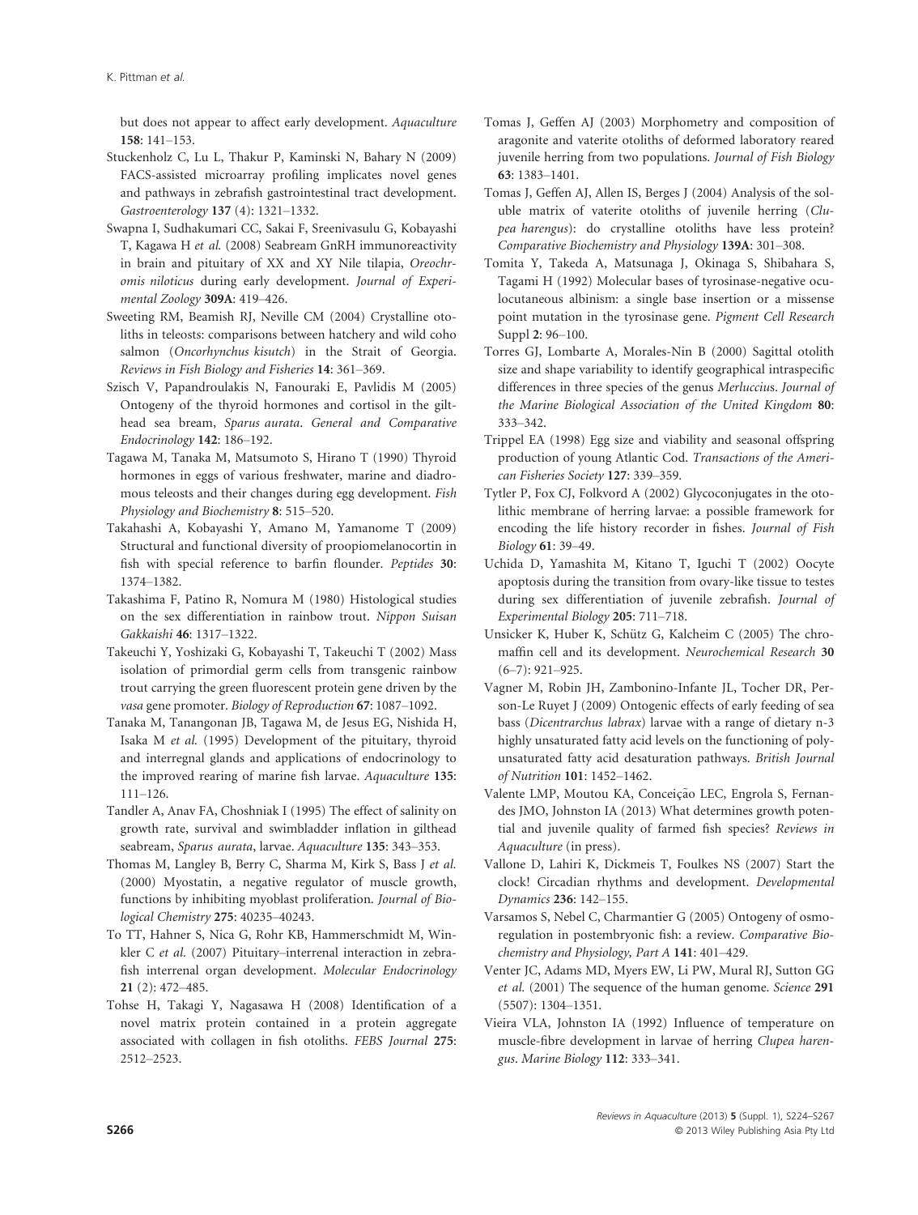but does not appear to affect early development. *Aquaculture* **158**: 141–153.

Stuckenholz C, Lu L, Thakur P, Kaminski N, Bahary N (2009) FACS-assisted microarray profiling implicates novel genes and pathways in zebrafish gastrointestinal tract development. *Gastroenterology* **137** (4): 1321–1332.

Swapna I, Sudhakumari CC, Sakai F, Sreenivasulu G, Kobayashi T, Kagawa H *et al.* (2008) Seabream GnRH immunoreactivity in brain and pituitary of XX and XY Nile tilapia, *Oreochromis niloticus* during early development. *Journal of Experimental Zoology* **309A**: 419–426.

Sweeting RM, Beamish RJ, Neville CM (2004) Crystalline otoliths in teleosts: comparisons between hatchery and wild coho salmon (*Oncorhynchus kisutch*) in the Strait of Georgia. *Reviews in Fish Biology and Fisheries* **14**: 361–369.

Szisch V, Papandroulakis N, Fanouraki E, Pavlidis M (2005) Ontogeny of the thyroid hormones and cortisol in the gilthead sea bream, *Sparus aurata*. *General and Comparative Endocrinology* **142**: 186–192.

Tagawa M, Tanaka M, Matsumoto S, Hirano T (1990) Thyroid hormones in eggs of various freshwater, marine and diadromous teleosts and their changes during egg development. *Fish Physiology and Biochemistry* **8**: 515–520.

Takahashi A, Kobayashi Y, Amano M, Yamanome T (2009) Structural and functional diversity of proopiomelanocortin in fish with special reference to barfin flounder. *Peptides* **30**: 1374–1382.

Takashima F, Patino R, Nomura M (1980) Histological studies on the sex differentiation in rainbow trout. *Nippon Suisan Gakkaishi* **46**: 1317–1322.

Takeuchi Y, Yoshizaki G, Kobayashi T, Takeuchi T (2002) Mass isolation of primordial germ cells from transgenic rainbow trout carrying the green fluorescent protein gene driven by the *vasa* gene promoter. *Biology of Reproduction* **67**: 1087–1092.

Tanaka M, Tanangonan JB, Tagawa M, de Jesus EG, Nishida H, Isaka M *et al.* (1995) Development of the pituitary, thyroid and interregnal glands and applications of endocrinology to the improved rearing of marine fish larvae. *Aquaculture* **135**: 111–126.

Tandler A, Anav FA, Choshniak I (1995) The effect of salinity on growth rate, survival and swimbladder inflation in gilthead seabream, *Sparus aurata*, larvae. *Aquaculture* **135**: 343–353.

Thomas M, Langley B, Berry C, Sharma M, Kirk S, Bass J *et al.* (2000) Myostatin, a negative regulator of muscle growth, functions by inhibiting myoblast proliferation. *Journal of Biological Chemistry* **275**: 40235–40243.

To TT, Hahner S, Nica G, Rohr KB, Hammerschmidt M, Winkler C *et al.* (2007) Pituitary–interrenal interaction in zebrafish interrenal organ development. *Molecular Endocrinology* **21** (2): 472–485.

Tohse H, Takagi Y, Nagasawa H (2008) Identification of a novel matrix protein contained in a protein aggregate associated with collagen in fish otoliths. *FEBS Journal* **275**: 2512–2523.

Tomas J, Geffen AJ (2003) Morphometry and composition of aragonite and vaterite otoliths of deformed laboratory reared juvenile herring from two populations. *Journal of Fish Biology* **63**: 1383–1401.

Tomas J, Geffen AJ, Allen IS, Berges J (2004) Analysis of the soluble matrix of vaterite otoliths of juvenile herring (*Clupea harengus*): do crystalline otoliths have less protein? *Comparative Biochemistry and Physiology* **139A**: 301–308.

Tomita Y, Takeda A, Matsunaga J, Okinaga S, Shibahara S, Tagami H (1992) Molecular bases of tyrosinase-negative oculocutaneous albinism: a single base insertion or a missense point mutation in the tyrosinase gene. *Pigment Cell Research* Suppl **2**: 96–100.

Torres GJ, Lombarte A, Morales-Nin B (2000) Sagittal otolith size and shape variability to identify geographical intraspecific differences in three species of the genus *Merluccius*. *Journal of the Marine Biological Association of the United Kingdom* **80**: 333–342.

Trippel EA (1998) Egg size and viability and seasonal offspring production of young Atlantic Cod. *Transactions of the American Fisheries Society* **127**: 339–359.

Tytler P, Fox CJ, Folkvord A (2002) Glycoconjugates in the otolithic membrane of herring larvae: a possible framework for encoding the life history recorder in fishes. *Journal of Fish Biology* **61**: 39–49.

Uchida D, Yamashita M, Kitano T, Iguchi T (2002) Oocyte apoptosis during the transition from ovary-like tissue to testes during sex differentiation of juvenile zebrafish. *Journal of Experimental Biology* **205**: 711–718.

Unsicker K, Huber K, Schütz G, Kalcheim C (2005) The chromaffin cell and its development. *Neurochemical Research* **30** (6–7): 921–925.

Vagner M, Robin JH, Zambonino-Infante JL, Tocher DR, Person-Le Ruyet J (2009) Ontogenic effects of early feeding of sea bass (*Dicentrarchus labrax*) larvae with a range of dietary n-3 highly unsaturated fatty acid levels on the functioning of polyunsaturated fatty acid desaturation pathways. *British Journal of Nutrition* **101**: 1452–1462.

Valente LMP, Moutou KA, Conceição LEC, Engrola S, Fernandes JMO, Johnston IA (2013) What determines growth potential and juvenile quality of farmed fish species? *Reviews in Aquaculture* (in press).

Vallone D, Lahiri K, Dickmeis T, Foulkes NS (2007) Start the clock! Circadian rhythms and development. *Developmental Dynamics* **236**: 142–155.

Varsamos S, Nebel C, Charmantier G (2005) Ontogeny of osmoregulation in postembryonic fish: a review. *Comparative Biochemistry and Physiology, Part A* **141**: 401–429.

Venter JC, Adams MD, Myers EW, Li PW, Mural RJ, Sutton GG *et al.* (2001) The sequence of the human genome. *Science* **291** (5507): 1304–1351.

Vieira VLA, Johnston IA (1992) Influence of temperature on muscle-fibre development in larvae of herring *Clupea harengus*. *Marine Biology* **112**: 333–341.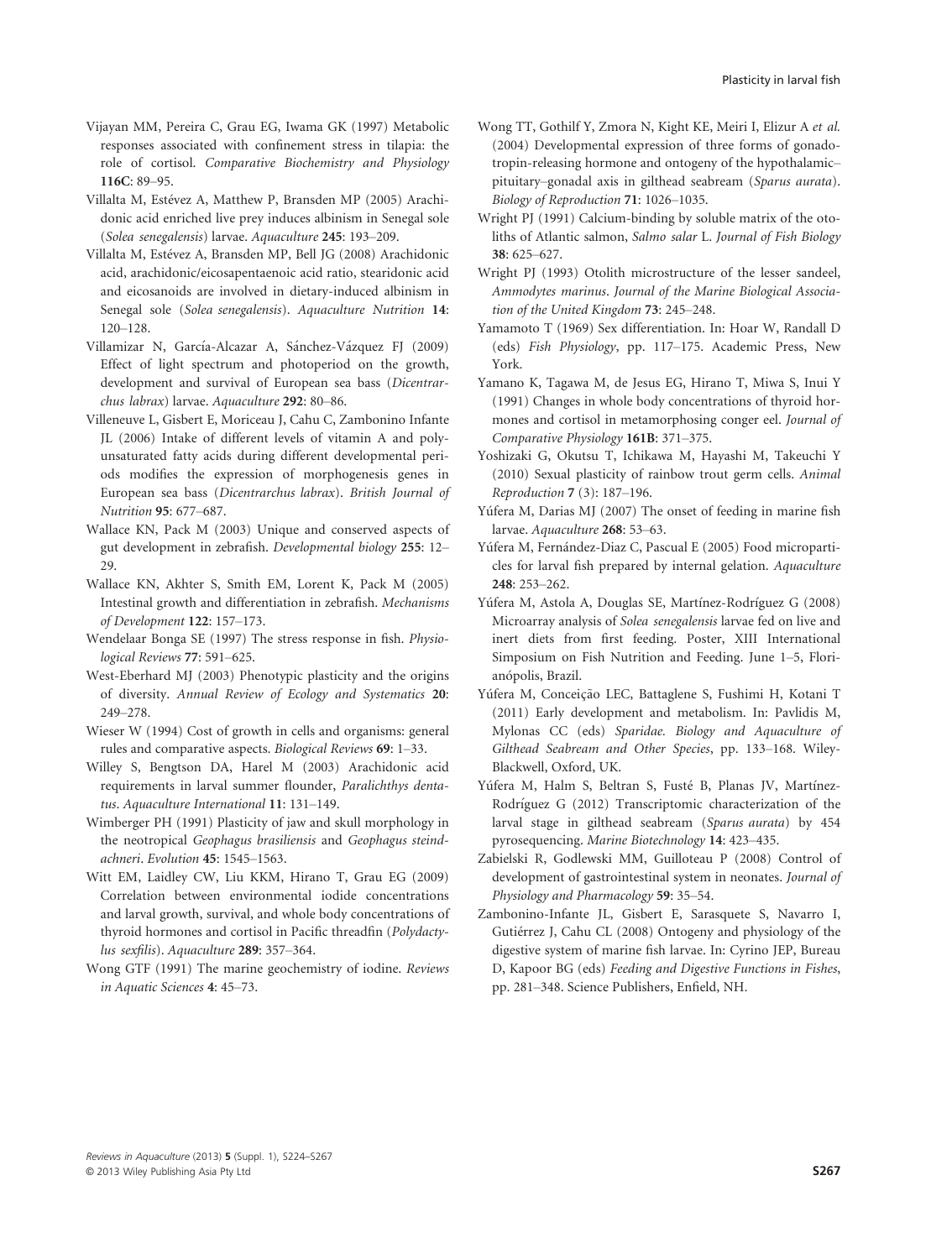Vijayan MM, Pereira C, Grau EG, Iwama GK (1997) Metabolic responses associated with confinement stress in tilapia: the role of cortisol. *Comparative Biochemistry and Physiology* **116C**: 89–95.

Villalta M, Estévez A, Matthew P, Bransden MP (2005) Arachidonic acid enriched live prey induces albinism in Senegal sole (*Solea senegalensis*) larvae. *Aquaculture* **245**: 193–209.

Villalta M, Estévez A, Bransden MP, Bell JG (2008) Arachidonic acid, arachidonic/eicosapentaenoic acid ratio, stearidonic acid and eicosanoids are involved in dietary-induced albinism in Senegal sole (*Solea senegalensis*). *Aquaculture Nutrition* **14**: 120–128.

Villamizar N, García-Alcazar A, Sánchez-Vázquez FJ (2009) Effect of light spectrum and photoperiod on the growth, development and survival of European sea bass (*Dicentrarchus labrax*) larvae. *Aquaculture* **292**: 80–86.

Villeneuve L, Gisbert E, Moriceau J, Cahu C, Zambonino Infante JL (2006) Intake of different levels of vitamin A and polyunsaturated fatty acids during different developmental periods modifies the expression of morphogenesis genes in European sea bass (*Dicentrarchus labrax*). *British Journal of Nutrition* **95**: 677–687.

Wallace KN, Pack M (2003) Unique and conserved aspects of gut development in zebrafish. *Developmental biology* **255**: 12–29.

Wallace KN, Akhter S, Smith EM, Lorent K, Pack M (2005) Intestinal growth and differentiation in zebrafish. *Mechanisms of Development* **122**: 157–173.

Wendelaar Bonga SE (1997) The stress response in fish. *Physiological Reviews* **77**: 591–625.

West-Eberhard MJ (2003) Phenotypic plasticity and the origins of diversity. *Annual Review of Ecology and Systematics* **20**: 249–278.

Wieser W (1994) Cost of growth in cells and organisms: general rules and comparative aspects. *Biological Reviews* **69**: 1–33.

Willey S, Bengtson DA, Harel M (2003) Arachidonic acid requirements in larval summer flounder, *Paralichthys dentatus*. *Aquaculture International* **11**: 131–149.

Wimberger PH (1991) Plasticity of jaw and skull morphology in the neotropical *Geophagus brasiliensis* and *Geophagus steindachneri*. *Evolution* **45**: 1545–1563.

Witt EM, Laidley CW, Liu KKM, Hirano T, Grau EG (2009) Correlation between environmental iodide concentrations and larval growth, survival, and whole body concentrations of thyroid hormones and cortisol in Pacific threadfin (*Polydactylus sexfilis*). *Aquaculture* **289**: 357–364.

Wong GTF (1991) The marine geochemistry of iodine. *Reviews in Aquatic Sciences* **4**: 45–73.

Wong TT, Gothilf Y, Zmora N, Kight KE, Meiri I, Elizur A *et al.* (2004) Developmental expression of three forms of gonadotropin-releasing hormone and ontogeny of the hypothalamic–pituitary–gonadal axis in gilthead seabream (*Sparus aurata*). *Biology of Reproduction* **71**: 1026–1035.

Wright PJ (1991) Calcium-binding by soluble matrix of the otoliths of Atlantic salmon, *Salmo salar* L. *Journal of Fish Biology* **38**: 625–627.

Wright PJ (1993) Otolith microstructure of the lesser sandeel, *Ammodytes marinus*. *Journal of the Marine Biological Association of the United Kingdom* **73**: 245–248.

Yamamoto T (1969) Sex differentiation. In: Hoar W, Randall D (eds) *Fish Physiology*, pp. 117–175. Academic Press, New York.

Yamano K, Tagawa M, de Jesus EG, Hirano T, Miwa S, Inui Y (1991) Changes in whole body concentrations of thyroid hormones and cortisol in metamorphosing conger eel. *Journal of Comparative Physiology* **161B**: 371–375.

Yoshizaki G, Okutsu T, Ichikawa M, Hayashi M, Takeuchi Y (2010) Sexual plasticity of rainbow trout germ cells. *Animal Reproduction* **7** (3): 187–196.

Yúfera M, Darias MJ (2007) The onset of feeding in marine fish larvae. *Aquaculture* **268**: 53–63.

Yúfera M, Fernández-Diaz C, Pascual E (2005) Food microparticles for larval fish prepared by internal gelation. *Aquaculture* **248**: 253–262.

Yúfera M, Astola A, Douglas SE, Martínez-Rodríguez G (2008) Microarray analysis of *Solea senegalensis* larvae fed on live and inert diets from first feeding. Poster, XIII International Simposium on Fish Nutrition and Feeding. June 1–5, Florianópolis, Brazil.

Yúfera M, Conceição LEC, Battaglene S, Fushimi H, Kotani T (2011) Early development and metabolism. In: Pavlidis M, Mylonas CC (eds) *Sparidae. Biology and Aquaculture of Gilthead Seabream and Other Species*, pp. 133–168. Wiley-Blackwell, Oxford, UK.

Yúfera M, Halm S, Beltran S, Fusté B, Planas JV, Martínez-Rodríguez G (2012) Transcriptomic characterization of the larval stage in gilthead seabream (*Sparus aurata*) by 454 pyrosequencing. *Marine Biotechnology* **14**: 423–435.

Zabielski R, Godlewski MM, Guilloteau P (2008) Control of development of gastrointestinal system in neonates. *Journal of Physiology and Pharmacology* **59**: 35–54.

Zambonino-Infante JL, Gisbert E, Sarasquete S, Navarro I, Gutiérrez J, Cahu CL (2008) Ontogeny and physiology of the digestive system of marine fish larvae. In: Cyrino JEP, Bureau D, Kapoor BG (eds) *Feeding and Digestive Functions in Fishes*, pp. 281–348. Science Publishers, Enfield, NH.